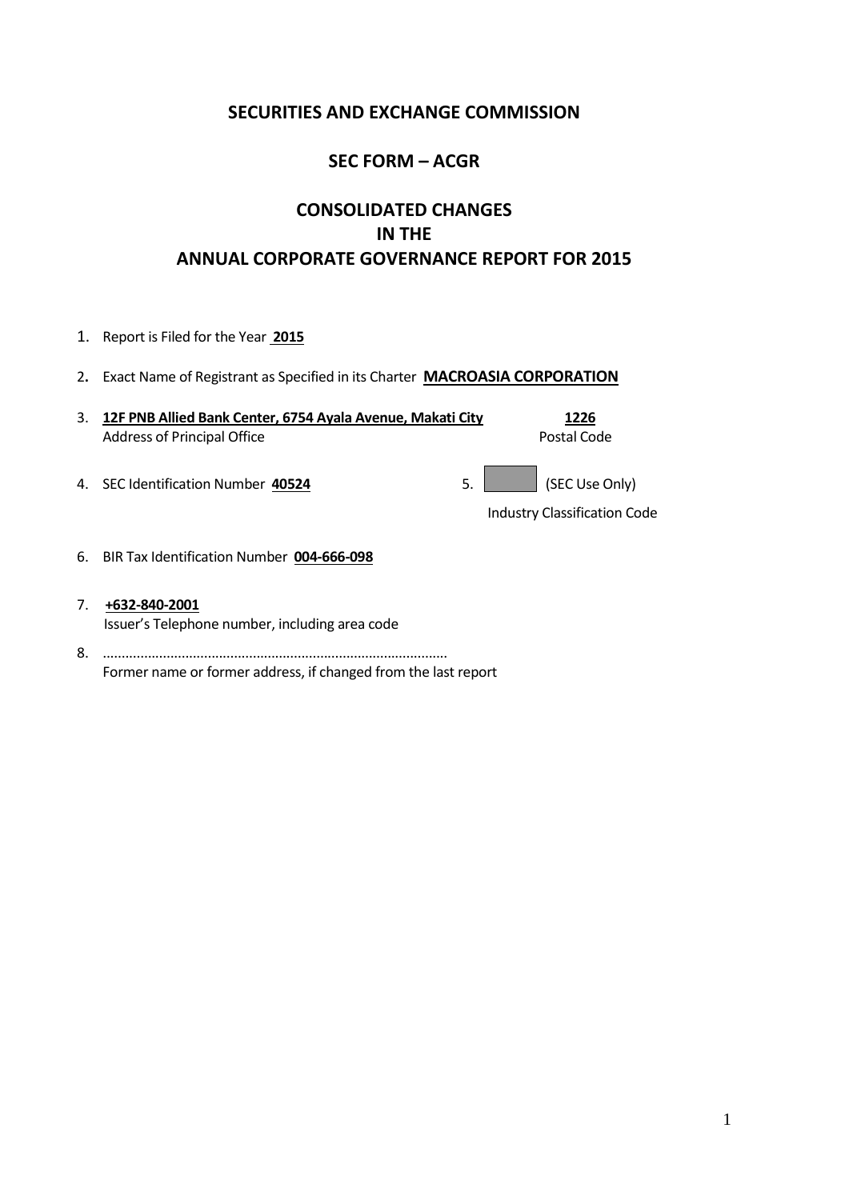# SECURITIES AND EXCHANGE COMMISSION

## SEC FORM – ACGR

## CONSOLIDATED CHANGES IN THE ANNUAL CORPORATE GOVERNANCE REPORT FOR 2015

1. Report is Filed for the Year **2015**

2. Exact Name of Registrant as Specified in its Charter **MACROASIA CORPORATION**

3. **12F PNB Allied Bank Center, 6754 Ayala Avenue, Makati City** — **1226**
   Address of Principal Office — Postal Code

4. SEC Identification Number **40524**

5. (SEC Use Only)
   Industry Classification Code

6. BIR Tax Identification Number **004-666-098**

7. **+632-840-2001**
   Issuer's Telephone number, including area code

8. ..........................................................................................
   Former name or former address, if changed from the last report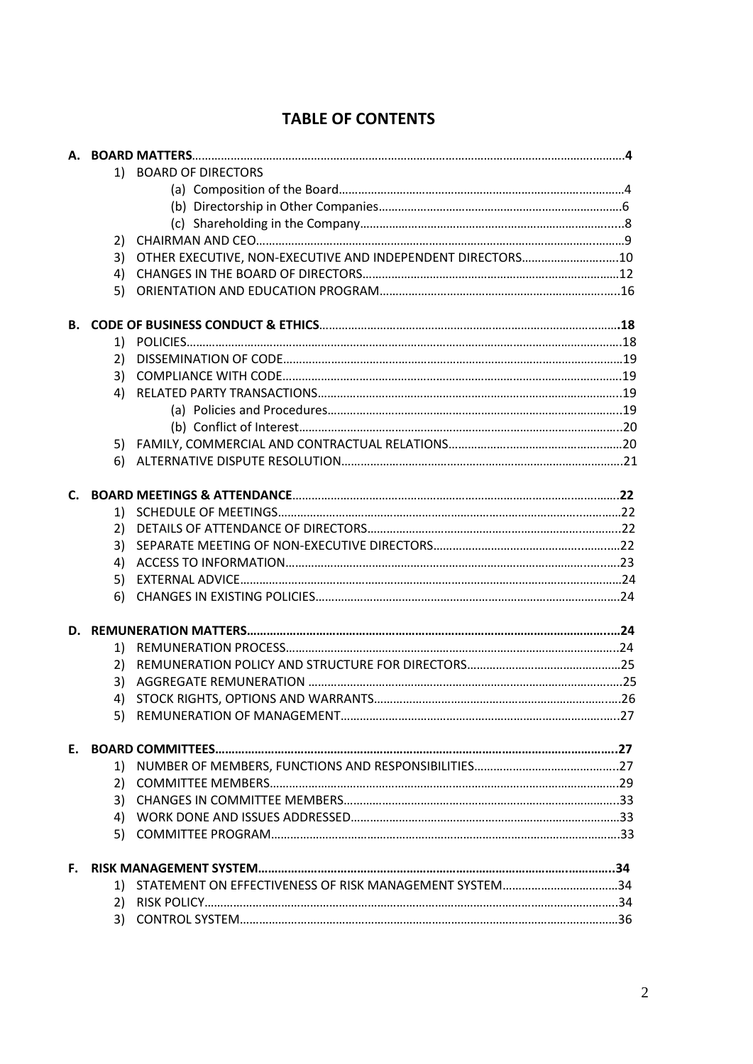# TABLE OF CONTENTS

**A. BOARD MATTERS** .......... **4**

1) BOARD OF DIRECTORS
   - (a) Composition of the Board .......... 4
   - (b) Directorship in Other Companies .......... 6
   - (c) Shareholding in the Company .......... 8
2) CHAIRMAN AND CEO .......... 9
3) OTHER EXECUTIVE, NON-EXECUTIVE AND INDEPENDENT DIRECTORS .......... 10
4) CHANGES IN THE BOARD OF DIRECTORS .......... 12
5) ORIENTATION AND EDUCATION PROGRAM .......... 16

**B. CODE OF BUSINESS CONDUCT & ETHICS** .......... **18**

1) POLICIES .......... 18
2) DISSEMINATION OF CODE .......... 19
3) COMPLIANCE WITH CODE .......... 19
4) RELATED PARTY TRANSACTIONS .......... 19
   - (a) Policies and Procedures .......... 19
   - (b) Conflict of Interest .......... 20
5) FAMILY, COMMERCIAL AND CONTRACTUAL RELATIONS .......... 20
6) ALTERNATIVE DISPUTE RESOLUTION .......... 21

**C. BOARD MEETINGS & ATTENDANCE** .......... **22**

1) SCHEDULE OF MEETINGS .......... 22
2) DETAILS OF ATTENDANCE OF DIRECTORS .......... 22
3) SEPARATE MEETING OF NON-EXECUTIVE DIRECTORS .......... 22
4) ACCESS TO INFORMATION .......... 23
5) EXTERNAL ADVICE .......... 24
6) CHANGES IN EXISTING POLICIES .......... 24

**D. REMUNERATION MATTERS** .......... **24**

1) REMUNERATION PROCESS .......... 24
2) REMUNERATION POLICY AND STRUCTURE FOR DIRECTORS .......... 25
3) AGGREGATE REMUNERATION .......... 25
4) STOCK RIGHTS, OPTIONS AND WARRANTS .......... 26
5) REMUNERATION OF MANAGEMENT .......... 27

**E. BOARD COMMITTEES** .......... **27**

1) NUMBER OF MEMBERS, FUNCTIONS AND RESPONSIBILITIES .......... 27
2) COMMITTEE MEMBERS .......... 29
3) CHANGES IN COMMITTEE MEMBERS .......... 33
4) WORK DONE AND ISSUES ADDRESSED .......... 33
5) COMMITTEE PROGRAM .......... 33

**F. RISK MANAGEMENT SYSTEM** .......... **34**

1) STATEMENT ON EFFECTIVENESS OF RISK MANAGEMENT SYSTEM .......... 34
2) RISK POLICY .......... 34
3) CONTROL SYSTEM .......... 36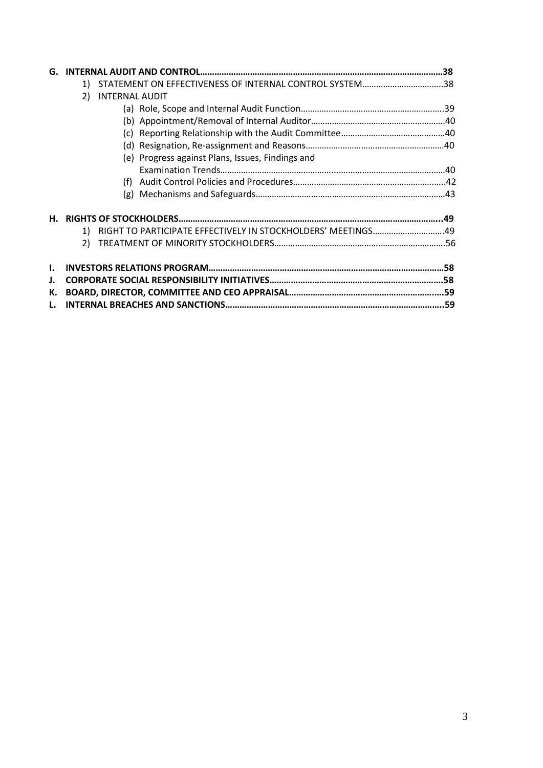**G. INTERNAL AUDIT AND CONTROL……………………………………………………………………………………………38**

1) STATEMENT ON EFFECTIVENESS OF INTERNAL CONTROL SYSTEM……………………………..38
2) INTERNAL AUDIT
   - (a) Role, Scope and Internal Audit Function……………………………………………………..39
   - (b) Appointment/Removal of Internal Auditor…………………………………………………..40
   - (c) Reporting Relationship with the Audit Committee……………………………………..40
   - (d) Resignation, Re-assignment and Reasons……………………………………………………40
   - (e) Progress against Plans, Issues, Findings and Examination Trends…………………………………………………………………………………………40
   - (f) Audit Control Policies and Procedures……………………………………………………….42
   - (g) Mechanisms and Safeguards……………………………………………………………………….43

**H. RIGHTS OF STOCKHOLDERS…………………………………………………………………………………………...49**

1) RIGHT TO PARTICIPATE EFFECTIVELY IN STOCKHOLDERS' MEETINGS…………………………49
2) TREATMENT OF MINORITY STOCKHOLDERS…………………………………………………………….56

**I. INVESTORS RELATIONS PROGRAM………………………………………………………………………………58**

**J. CORPORATE SOCIAL RESPONSIBILITY INITIATIVES……………………………………………………………58**

**K. BOARD, DIRECTOR, COMMITTEE AND CEO APPRAISAL…………………………………………………….59**

**L. INTERNAL BREACHES AND SANCTIONS……………………………………………………………………………..59**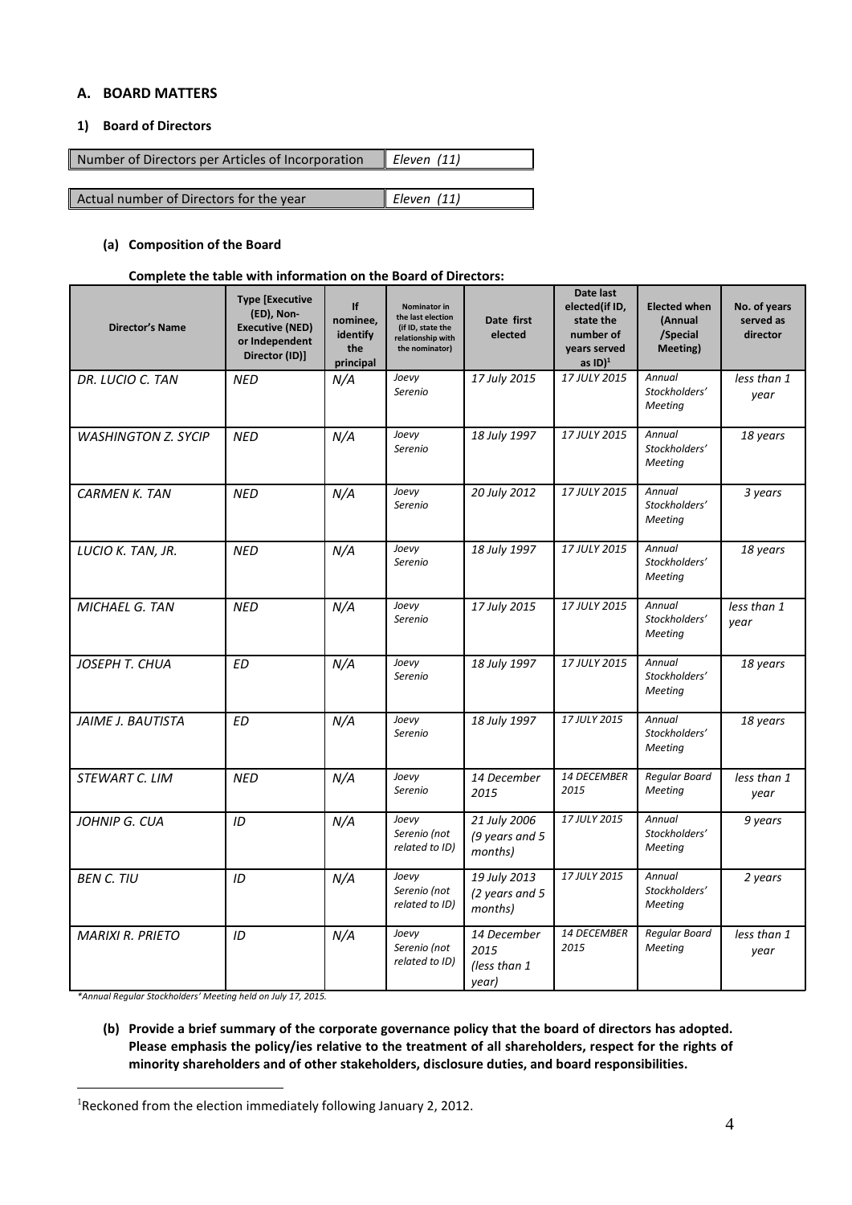## A. BOARD MATTERS

### 1) Board of Directors

| Number of Directors per Articles of Incorporation | *Eleven (11)* |
|---|---|

| Actual number of Directors for the year | *Eleven (11)* |
|---|---|

#### (a) Composition of the Board

**Complete the table with information on the Board of Directors:**

| Director's Name | Type [Executive (ED), Non-Executive (NED) or Independent Director (ID)] | If nominee, identify the principal | Nominator in the last election (if ID, state the relationship with the nominator) | Date first elected | Date last elected(if ID, state the number of years served as ID)[1] | Elected when (Annual /Special Meeting) | No. of years served as director |
|---|---|---|---|---|---|---|---|
| *DR. LUCIO C. TAN* | *NED* | *N/A* | *Joevy Serenio* | *17 July 2015* | *17 JULY 2015* | *Annual Stockholders' Meeting* | *less than 1 year* |
| *WASHINGTON Z. SYCIP* | *NED* | *N/A* | *Joevy Serenio* | *18 July 1997* | *17 JULY 2015* | *Annual Stockholders' Meeting* | *18 years* |
| *CARMEN K. TAN* | *NED* | *N/A* | *Joevy Serenio* | *20 July 2012* | *17 JULY 2015* | *Annual Stockholders' Meeting* | *3 years* |
| *LUCIO K. TAN, JR.* | *NED* | *N/A* | *Joevy Serenio* | *18 July 1997* | *17 JULY 2015* | *Annual Stockholders' Meeting* | *18 years* |
| *MICHAEL G. TAN* | *NED* | *N/A* | *Joevy Serenio* | *17 July 2015* | *17 JULY 2015* | *Annual Stockholders' Meeting* | *less than 1 year* |
| *JOSEPH T. CHUA* | *ED* | *N/A* | *Joevy Serenio* | *18 July 1997* | *17 JULY 2015* | *Annual Stockholders' Meeting* | *18 years* |
| *JAIME J. BAUTISTA* | *ED* | *N/A* | *Joevy Serenio* | *18 July 1997* | *17 JULY 2015* | *Annual Stockholders' Meeting* | *18 years* |
| *STEWART C. LIM* | *NED* | *N/A* | *Joevy Serenio* | *14 December 2015* | *14 DECEMBER 2015* | *Regular Board Meeting* | *less than 1 year* |
| *JOHNIP G. CUA* | *ID* | *N/A* | *Joevy Serenio (not related to ID)* | *21 July 2006 (9 years and 5 months)* | *17 JULY 2015* | *Annual Stockholders' Meeting* | *9 years* |
| *BEN C. TIU* | *ID* | *N/A* | *Joevy Serenio (not related to ID)* | *19 July 2013 (2 years and 5 months)* | *17 JULY 2015* | *Annual Stockholders' Meeting* | *2 years* |
| *MARIXI R. PRIETO* | *ID* | *N/A* | *Joevy Serenio (not related to ID)* | *14 December 2015 (less than 1 year)* | *14 DECEMBER 2015* | *Regular Board Meeting* | *less than 1 year* |

*\*Annual Regular Stockholders' Meeting held on July 17, 2015.*

**(b) Provide a brief summary of the corporate governance policy that the board of directors has adopted. Please emphasis the policy/ies relative to the treatment of all shareholders, respect for the rights of minority shareholders and of other stakeholders, disclosure duties, and board responsibilities.**

[1] Reckoned from the election immediately following January 2, 2012.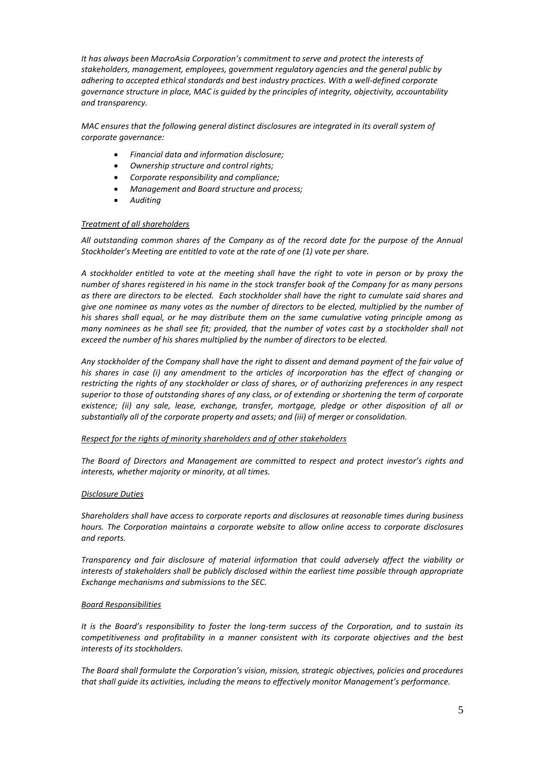*It has always been MacroAsia Corporation's commitment to serve and protect the interests of stakeholders, management, employees, government regulatory agencies and the general public by adhering to accepted ethical standards and best industry practices. With a well-defined corporate governance structure in place, MAC is guided by the principles of integrity, objectivity, accountability and transparency.*

*MAC ensures that the following general distinct disclosures are integrated in its overall system of corporate governance:*

- *Financial data and information disclosure;*
- *Ownership structure and control rights;*
- *Corporate responsibility and compliance;*
- *Management and Board structure and process;*
- *Auditing*

*Treatment of all shareholders*

*All outstanding common shares of the Company as of the record date for the purpose of the Annual Stockholder's Meeting are entitled to vote at the rate of one (1) vote per share.*

*A stockholder entitled to vote at the meeting shall have the right to vote in person or by proxy the number of shares registered in his name in the stock transfer book of the Company for as many persons as there are directors to be elected. Each stockholder shall have the right to cumulate said shares and give one nominee as many votes as the number of directors to be elected, multiplied by the number of his shares shall equal, or he may distribute them on the same cumulative voting principle among as many nominees as he shall see fit; provided, that the number of votes cast by a stockholder shall not exceed the number of his shares multiplied by the number of directors to be elected.*

*Any stockholder of the Company shall have the right to dissent and demand payment of the fair value of his shares in case (i) any amendment to the articles of incorporation has the effect of changing or restricting the rights of any stockholder or class of shares, or of authorizing preferences in any respect superior to those of outstanding shares of any class, or of extending or shortening the term of corporate existence; (ii) any sale, lease, exchange, transfer, mortgage, pledge or other disposition of all or substantially all of the corporate property and assets; and (iii) of merger or consolidation.*

*Respect for the rights of minority shareholders and of other stakeholders*

*The Board of Directors and Management are committed to respect and protect investor's rights and interests, whether majority or minority, at all times.*

*Disclosure Duties*

*Shareholders shall have access to corporate reports and disclosures at reasonable times during business hours. The Corporation maintains a corporate website to allow online access to corporate disclosures and reports.*

*Transparency and fair disclosure of material information that could adversely affect the viability or interests of stakeholders shall be publicly disclosed within the earliest time possible through appropriate Exchange mechanisms and submissions to the SEC.*

*Board Responsibilities*

*It is the Board's responsibility to foster the long-term success of the Corporation, and to sustain its competitiveness and profitability in a manner consistent with its corporate objectives and the best interests of its stockholders.*

*The Board shall formulate the Corporation's vision, mission, strategic objectives, policies and procedures that shall guide its activities, including the means to effectively monitor Management's performance.*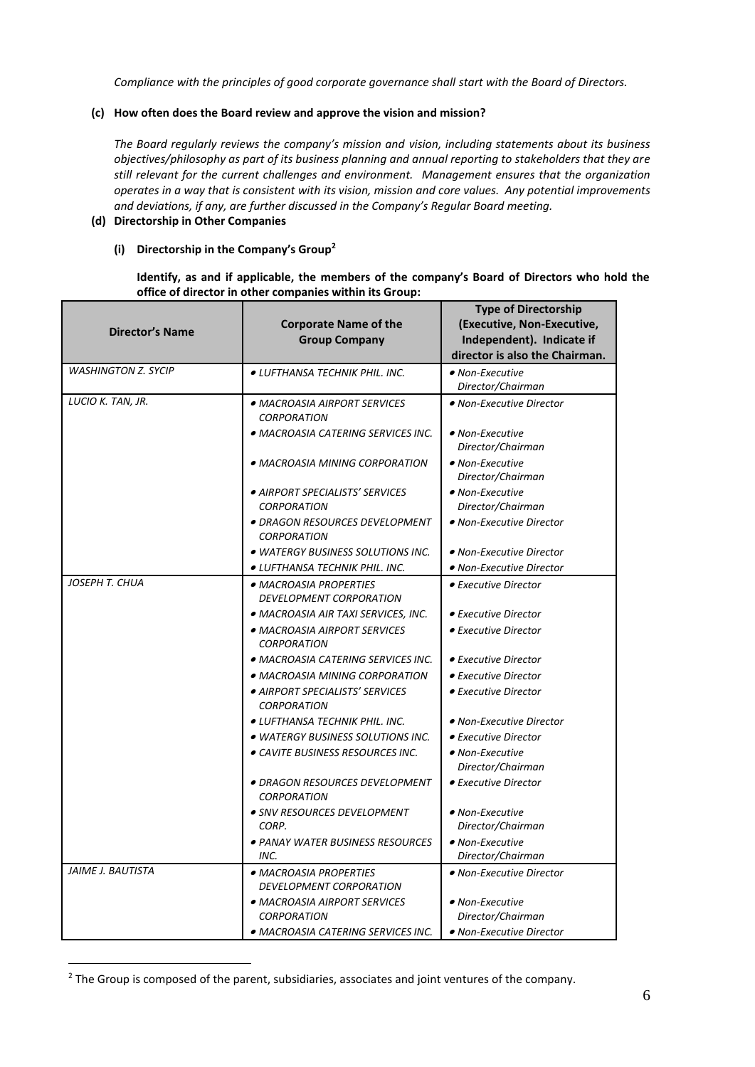*Compliance with the principles of good corporate governance shall start with the Board of Directors.*

**(c) How often does the Board review and approve the vision and mission?**

*The Board regularly reviews the company's mission and vision, including statements about its business objectives/philosophy as part of its business planning and annual reporting to stakeholders that they are still relevant for the current challenges and environment. Management ensures that the organization operates in a way that is consistent with its vision, mission and core values. Any potential improvements and deviations, if any, are further discussed in the Company's Regular Board meeting.*

**(d) Directorship in Other Companies**

**(i) Directorship in the Company's Group[2]**

**Identify, as and if applicable, the members of the company's Board of Directors who hold the office of director in other companies within its Group:**

| Director's Name | Corporate Name of the Group Company | Type of Directorship (Executive, Non-Executive, Independent). Indicate if director is also the Chairman. |
|---|---|---|
| *WASHINGTON Z. SYCIP* | • *LUFTHANSA TECHNIK PHIL. INC.* | • *Non-Executive Director/Chairman* |
| *LUCIO K. TAN, JR.* | • *MACROASIA AIRPORT SERVICES CORPORATION*<br>• *MACROASIA CATERING SERVICES INC.*<br>• *MACROASIA MINING CORPORATION*<br>• *AIRPORT SPECIALISTS' SERVICES CORPORATION*<br>• *DRAGON RESOURCES DEVELOPMENT CORPORATION*<br>• *WATERGY BUSINESS SOLUTIONS INC.*<br>• *LUFTHANSA TECHNIK PHIL. INC.* | • *Non-Executive Director*<br>• *Non-Executive Director/Chairman*<br>• *Non-Executive Director/Chairman*<br>• *Non-Executive Director/Chairman*<br>• *Non-Executive Director*<br>• *Non-Executive Director*<br>• *Non-Executive Director* |
| *JOSEPH T. CHUA* | • *MACROASIA PROPERTIES DEVELOPMENT CORPORATION*<br>• *MACROASIA AIR TAXI SERVICES, INC.*<br>• *MACROASIA AIRPORT SERVICES CORPORATION*<br>• *MACROASIA CATERING SERVICES INC.*<br>• *MACROASIA MINING CORPORATION*<br>• *AIRPORT SPECIALISTS' SERVICES CORPORATION*<br>• *LUFTHANSA TECHNIK PHIL. INC.*<br>• *WATERGY BUSINESS SOLUTIONS INC.*<br>• *CAVITE BUSINESS RESOURCES INC.*<br>• *DRAGON RESOURCES DEVELOPMENT CORPORATION*<br>• *SNV RESOURCES DEVELOPMENT CORP.*<br>• *PANAY WATER BUSINESS RESOURCES INC.* | • *Executive Director*<br>• *Executive Director*<br>• *Executive Director*<br>• *Executive Director*<br>• *Executive Director*<br>• *Executive Director*<br>• *Non-Executive Director*<br>• *Executive Director*<br>• *Non-Executive Director/Chairman*<br>• *Executive Director*<br>• *Non-Executive Director/Chairman*<br>• *Non-Executive Director/Chairman* |
| *JAIME J. BAUTISTA* | • *MACROASIA PROPERTIES DEVELOPMENT CORPORATION*<br>• *MACROASIA AIRPORT SERVICES CORPORATION*<br>• *MACROASIA CATERING SERVICES INC.* | • *Non-Executive Director*<br>• *Non-Executive Director/Chairman*<br>• *Non-Executive Director* |

[2] The Group is composed of the parent, subsidiaries, associates and joint ventures of the company.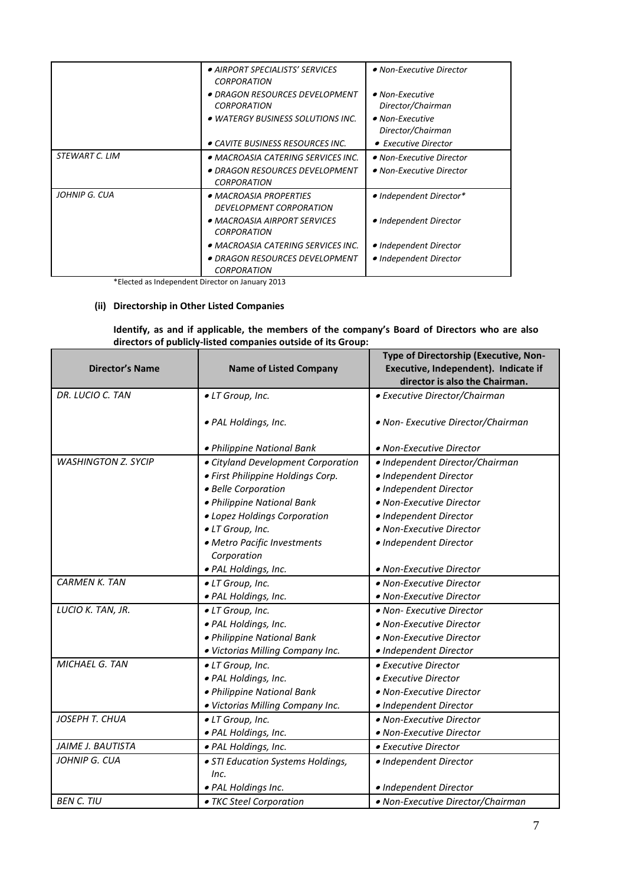| | | |
|---|---|---|
| | • *AIRPORT SPECIALISTS' SERVICES CORPORATION* | • *Non-Executive Director* |
| | • *DRAGON RESOURCES DEVELOPMENT CORPORATION* | • *Non-Executive Director/Chairman* |
| | • *WATERGY BUSINESS SOLUTIONS INC.* | • *Non-Executive Director/Chairman* |
| | • *CAVITE BUSINESS RESOURCES INC.* | • *Executive Director* |
| *STEWART C. LIM* | • *MACROASIA CATERING SERVICES INC.* | • *Non-Executive Director* |
| | • *DRAGON RESOURCES DEVELOPMENT CORPORATION* | • *Non-Executive Director* |
| *JOHNIP G. CUA* | • *MACROASIA PROPERTIES DEVELOPMENT CORPORATION* | • *Independent Director** |
| | • *MACROASIA AIRPORT SERVICES CORPORATION* | • *Independent Director* |
| | • *MACROASIA CATERING SERVICES INC.* | • *Independent Director* |
| | • *DRAGON RESOURCES DEVELOPMENT CORPORATION* | • *Independent Director* |

*Elected as Independent Director on January 2013

**(ii) Directorship in Other Listed Companies**

**Identify, as and if applicable, the members of the company's Board of Directors who are also directors of publicly-listed companies outside of its Group:**

| Director's Name | Name of Listed Company | Type of Directorship (Executive, Non-Executive, Independent). Indicate if director is also the Chairman. |
|---|---|---|
| *DR. LUCIO C. TAN* | • *LT Group, Inc.* | • *Executive Director/Chairman* |
| | • *PAL Holdings, Inc.* | • *Non- Executive Director/Chairman* |
| | • *Philippine National Bank* | • *Non-Executive Director* |
| *WASHINGTON Z. SYCIP* | • *Cityland Development Corporation* | • *Independent Director/Chairman* |
| | • *First Philippine Holdings Corp.* | • *Independent Director* |
| | • *Belle Corporation* | • *Independent Director* |
| | • *Philippine National Bank* | • *Non-Executive Director* |
| | • *Lopez Holdings Corporation* | • *Independent Director* |
| | • *LT Group, Inc.* | • *Non-Executive Director* |
| | • *Metro Pacific Investments Corporation* | • *Independent Director* |
| | • *PAL Holdings, Inc.* | • *Non-Executive Director* |
| *CARMEN K. TAN* | • *LT Group, Inc.* | • *Non-Executive Director* |
| | • *PAL Holdings, Inc.* | • *Non-Executive Director* |
| *LUCIO K. TAN, JR.* | • *LT Group, Inc.* | • *Non- Executive Director* |
| | • *PAL Holdings, Inc.* | • *Non-Executive Director* |
| | • *Philippine National Bank* | • *Non-Executive Director* |
| | • *Victorias Milling Company Inc.* | • *Independent Director* |
| *MICHAEL G. TAN* | • *LT Group, Inc.* | • *Executive Director* |
| | • *PAL Holdings, Inc.* | • *Executive Director* |
| | • *Philippine National Bank* | • *Non-Executive Director* |
| | • *Victorias Milling Company Inc.* | • *Independent Director* |
| *JOSEPH T. CHUA* | • *LT Group, Inc.* | • *Non-Executive Director* |
| | • *PAL Holdings, Inc.* | • *Non-Executive Director* |
| *JAIME J. BAUTISTA* | • *PAL Holdings, Inc.* | • *Executive Director* |
| *JOHNIP G. CUA* | • *STI Education Systems Holdings, Inc.* | • *Independent Director* |
| | • *PAL Holdings Inc.* | • *Independent Director* |
| *BEN C. TIU* | • *TKC Steel Corporation* | • *Non-Executive Director/Chairman* |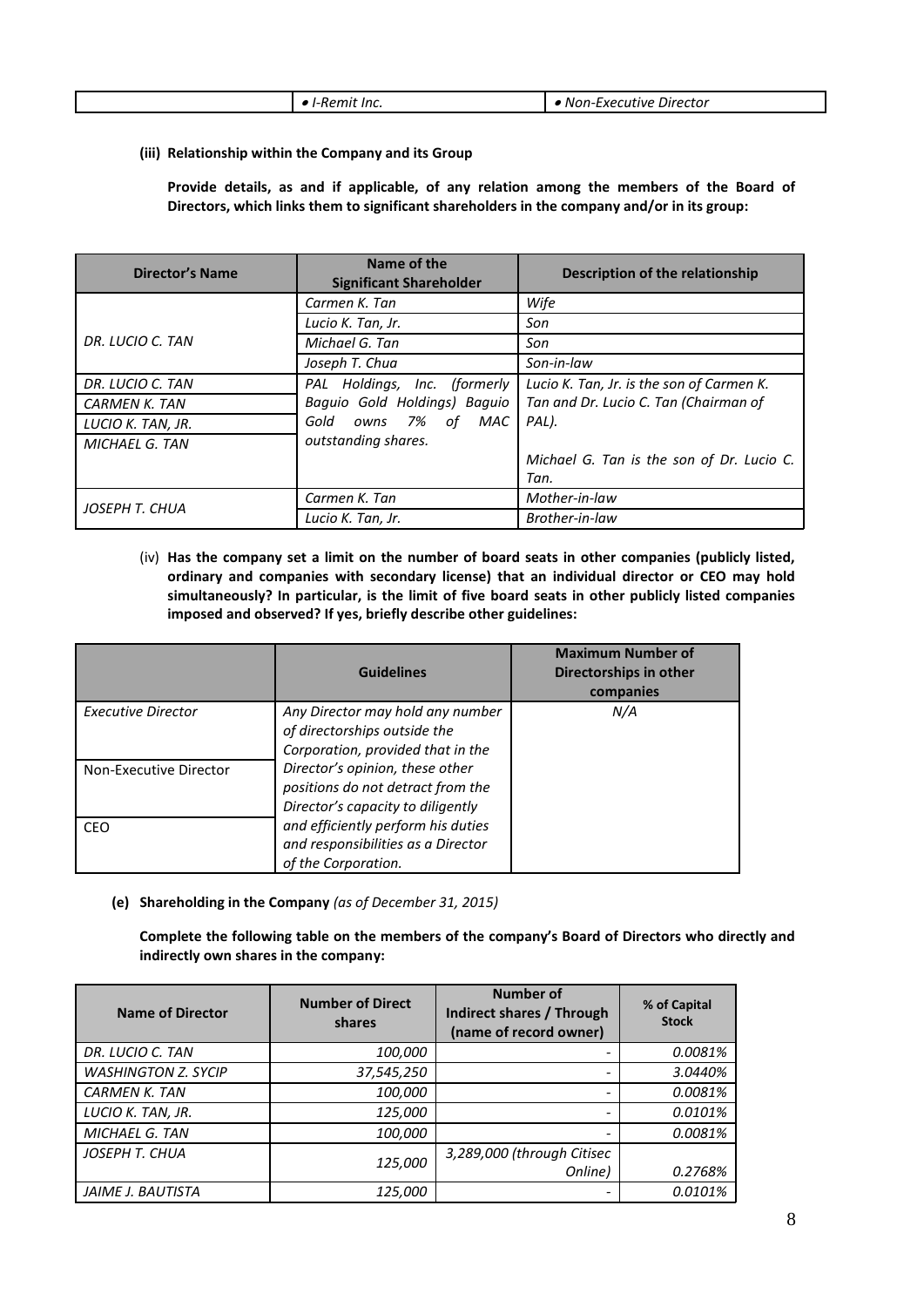| | • I-Remit Inc. | • Non-Executive Director |
|---|---|---|

**(iii) Relationship within the Company and its Group**

**Provide details, as and if applicable, of any relation among the members of the Board of Directors, which links them to significant shareholders in the company and/or in its group:**

| Director's Name | Name of the Significant Shareholder | Description of the relationship |
|---|---|---|
| *DR. LUCIO C. TAN* | *Carmen K. Tan* | *Wife* |
| | *Lucio K. Tan, Jr.* | *Son* |
| | *Michael G. Tan* | *Son* |
| | *Joseph T. Chua* | *Son-in-law* |
| *DR. LUCIO C. TAN*<br>*CARMEN K. TAN*<br>*LUCIO K. TAN, JR.*<br>*MICHAEL G. TAN* | *PAL Holdings, Inc. (formerly Baguio Gold Holdings) Baguio Gold owns 7% of MAC outstanding shares.* | *Lucio K. Tan, Jr. is the son of Carmen K. Tan and Dr. Lucio C. Tan (Chairman of PAL).*<br><br>*Michael G. Tan is the son of Dr. Lucio C. Tan.* |
| *JOSEPH T. CHUA* | *Carmen K. Tan* | *Mother-in-law* |
| | *Lucio K. Tan, Jr.* | *Brother-in-law* |

(iv) **Has the company set a limit on the number of board seats in other companies (publicly listed, ordinary and companies with secondary license) that an individual director or CEO may hold simultaneously? In particular, is the limit of five board seats in other publicly listed companies imposed and observed? If yes, briefly describe other guidelines:**

| | Guidelines | Maximum Number of Directorships in other companies |
|---|---|---|
| *Executive Director* | *Any Director may hold any number of directorships outside the Corporation, provided that in the Director's opinion, these other positions do not detract from the Director's capacity to diligently and efficiently perform his duties and responsibilities as a Director of the Corporation.* | *N/A* |
| Non-Executive Director | | |
| CEO | | |

**(e) Shareholding in the Company** *(as of December 31, 2015)*

**Complete the following table on the members of the company's Board of Directors who directly and indirectly own shares in the company:**

| Name of Director | Number of Direct shares | Number of Indirect shares / Through (name of record owner) | % of Capital Stock |
|---|---|---|---|
| *DR. LUCIO C. TAN* | *100,000* | - | *0.0081%* |
| *WASHINGTON Z. SYCIP* | *37,545,250* | - | *3.0440%* |
| *CARMEN K. TAN* | *100,000* | - | *0.0081%* |
| *LUCIO K. TAN, JR.* | *125,000* | - | *0.0101%* |
| *MICHAEL G. TAN* | *100,000* | - | *0.0081%* |
| *JOSEPH T. CHUA* | *125,000* | *3,289,000 (through Citisec Online)* | *0.2768%* |
| *JAIME J. BAUTISTA* | *125,000* | - | *0.0101%* |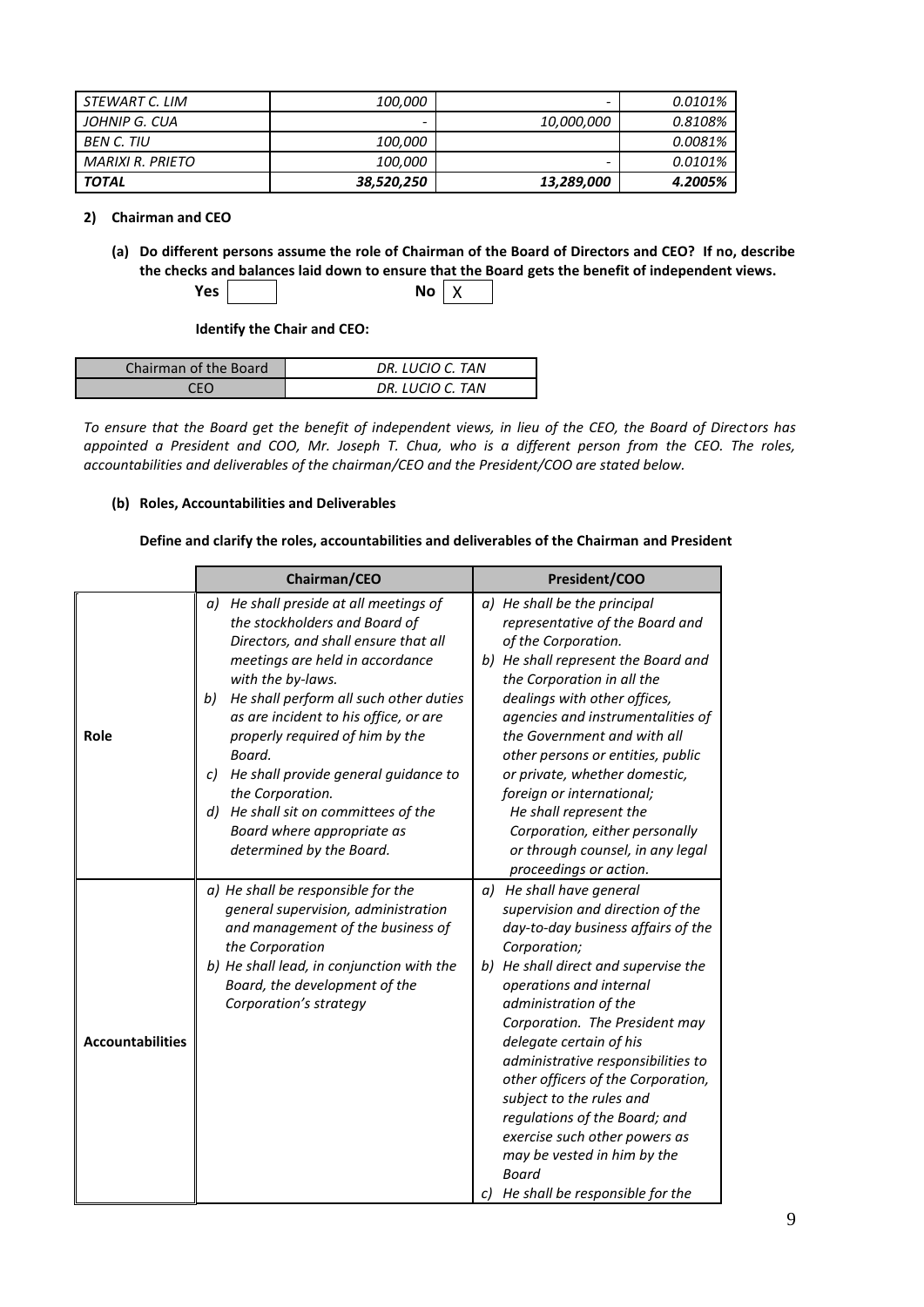| | | | |
|---|---|---|---|
| *STEWART C. LIM* | *100,000* | - | *0.0101%* |
| *JOHNIP G. CUA* | - | *10,000,000* | *0.8108%* |
| *BEN C. TIU* | *100,000* | | *0.0081%* |
| *MARIXI R. PRIETO* | *100,000* | - | *0.0101%* |
| ***TOTAL*** | ***38,520,250*** | ***13,289,000*** | ***4.2005%*** |

**2) Chairman and CEO**

**(a) Do different persons assume the role of Chairman of the Board of Directors and CEO? If no, describe the checks and balances laid down to ensure that the Board gets the benefit of independent views.**

**Yes** [ ] **No** [X]

**Identify the Chair and CEO:**

| | |
|---|---|
| Chairman of the Board | *DR. LUCIO C. TAN* |
| CEO | *DR. LUCIO C. TAN* |

*To ensure that the Board get the benefit of independent views, in lieu of the CEO, the Board of Directors has appointed a President and COO, Mr. Joseph T. Chua, who is a different person from the CEO. The roles, accountabilities and deliverables of the chairman/CEO and the President/COO are stated below.*

**(b) Roles, Accountabilities and Deliverables**

**Define and clarify the roles, accountabilities and deliverables of the Chairman and President**

| | Chairman/CEO | President/COO |
|---|---|---|
| **Role** | *a) He shall preside at all meetings of the stockholders and Board of Directors, and shall ensure that all meetings are held in accordance with the by-laws.*<br>*b) He shall perform all such other duties as are incident to his office, or are properly required of him by the Board.*<br>*c) He shall provide general guidance to the Corporation.*<br>*d) He shall sit on committees of the Board where appropriate as determined by the Board.* | *a) He shall be the principal representative of the Board and of the Corporation.*<br>*b) He shall represent the Board and the Corporation in all the dealings with other offices, agencies and instrumentalities of the Government and with all other persons or entities, public or private, whether domestic, foreign or international;*<br>*He shall represent the Corporation, either personally or through counsel, in any legal proceedings or action.* |
| **Accountabilities** | *a) He shall be responsible for the general supervision, administration and management of the business of the Corporation*<br>*b) He shall lead, in conjunction with the Board, the development of the Corporation's strategy* | *a) He shall have general supervision and direction of the day-to-day business affairs of the Corporation;*<br>*b) He shall direct and supervise the operations and internal administration of the Corporation. The President may delegate certain of his administrative responsibilities to other officers of the Corporation, subject to the rules and regulations of the Board; and exercise such other powers as may be vested in him by the Board*<br>*c) He shall be responsible for the* |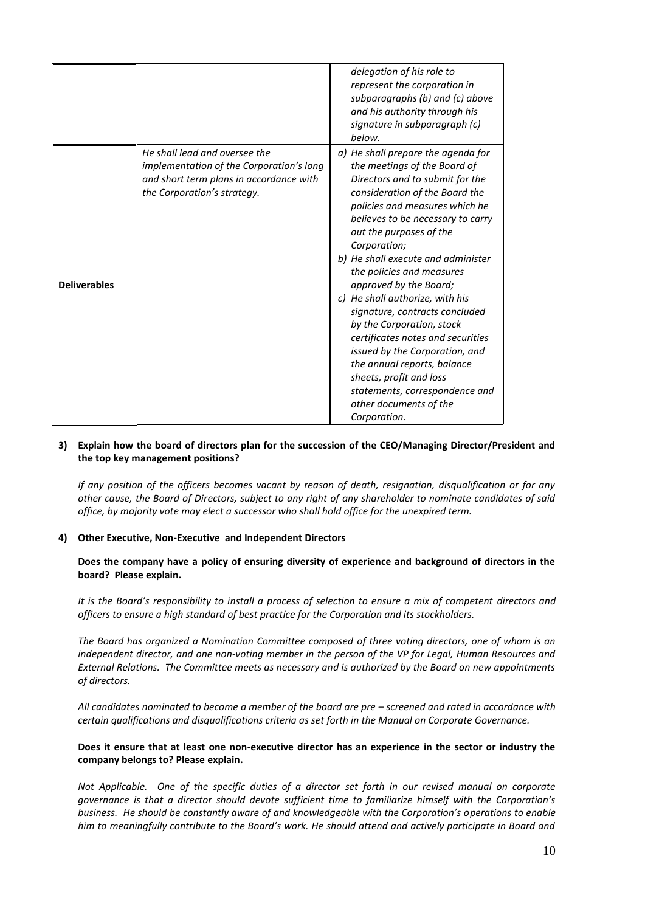| | | |
|---|---|---|
| | | *delegation of his role to represent the corporation in subparagraphs (b) and (c) above and his authority through his signature in subparagraph (c) below.* |
| **Deliverables** | *He shall lead and oversee the implementation of the Corporation's long and short term plans in accordance with the Corporation's strategy.* | *a) He shall prepare the agenda for the meetings of the Board of Directors and to submit for the consideration of the Board the policies and measures which he believes to be necessary to carry out the purposes of the Corporation;*<br>*b) He shall execute and administer the policies and measures approved by the Board;*<br>*c) He shall authorize, with his signature, contracts concluded by the Corporation, stock certificates notes and securities issued by the Corporation, and the annual reports, balance sheets, profit and loss statements, correspondence and other documents of the Corporation.* |

**3) Explain how the board of directors plan for the succession of the CEO/Managing Director/President and the top key management positions?**

*If any position of the officers becomes vacant by reason of death, resignation, disqualification or for any other cause, the Board of Directors, subject to any right of any shareholder to nominate candidates of said office, by majority vote may elect a successor who shall hold office for the unexpired term.*

**4) Other Executive, Non-Executive and Independent Directors**

**Does the company have a policy of ensuring diversity of experience and background of directors in the board? Please explain.**

*It is the Board's responsibility to install a process of selection to ensure a mix of competent directors and officers to ensure a high standard of best practice for the Corporation and its stockholders.*

*The Board has organized a Nomination Committee composed of three voting directors, one of whom is an independent director, and one non-voting member in the person of the VP for Legal, Human Resources and External Relations. The Committee meets as necessary and is authorized by the Board on new appointments of directors.*

*All candidates nominated to become a member of the board are pre – screened and rated in accordance with certain qualifications and disqualifications criteria as set forth in the Manual on Corporate Governance.*

**Does it ensure that at least one non-executive director has an experience in the sector or industry the company belongs to? Please explain.**

*Not Applicable. One of the specific duties of a director set forth in our revised manual on corporate governance is that a director should devote sufficient time to familiarize himself with the Corporation's business. He should be constantly aware of and knowledgeable with the Corporation's operations to enable him to meaningfully contribute to the Board's work. He should attend and actively participate in Board and*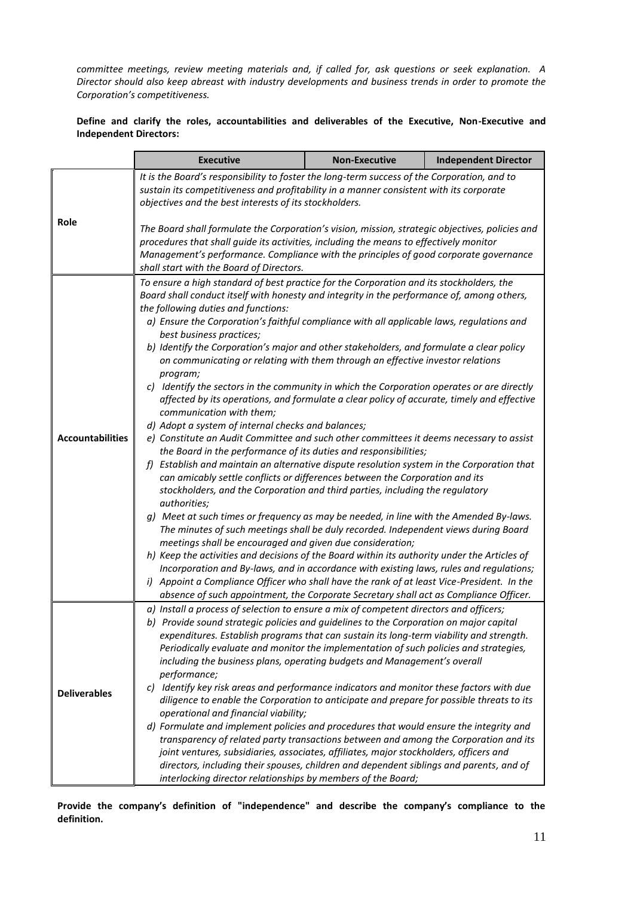*committee meetings, review meeting materials and, if called for, ask questions or seek explanation. A Director should also keep abreast with industry developments and business trends in order to promote the Corporation's competitiveness.*

**Define and clarify the roles, accountabilities and deliverables of the Executive, Non-Executive and Independent Directors:**

| | Executive | Non-Executive | Independent Director |
|---|---|---|---|
| **Role** | *It is the Board's responsibility to foster the long-term success of the Corporation, and to sustain its competitiveness and profitability in a manner consistent with its corporate objectives and the best interests of its stockholders.*<br><br>*The Board shall formulate the Corporation's vision, mission, strategic objectives, policies and procedures that shall guide its activities, including the means to effectively monitor Management's performance. Compliance with the principles of good corporate governance shall start with the Board of Directors.* | | |
| **Accountabilities** | *To ensure a high standard of best practice for the Corporation and its stockholders, the Board shall conduct itself with honesty and integrity in the performance of, among others, the following duties and functions:*<br>*a) Ensure the Corporation's faithful compliance with all applicable laws, regulations and best business practices;*<br>*b) Identify the Corporation's major and other stakeholders, and formulate a clear policy on communicating or relating with them through an effective investor relations program;*<br>*c) Identify the sectors in the community in which the Corporation operates or are directly affected by its operations, and formulate a clear policy of accurate, timely and effective communication with them;*<br>*d) Adopt a system of internal checks and balances;*<br>*e) Constitute an Audit Committee and such other committees it deems necessary to assist the Board in the performance of its duties and responsibilities;*<br>*f) Establish and maintain an alternative dispute resolution system in the Corporation that can amicably settle conflicts or differences between the Corporation and its stockholders, and the Corporation and third parties, including the regulatory authorities;*<br>*g) Meet at such times or frequency as may be needed, in line with the Amended By-laws. The minutes of such meetings shall be duly recorded. Independent views during Board meetings shall be encouraged and given due consideration;*<br>*h) Keep the activities and decisions of the Board within its authority under the Articles of Incorporation and By-laws, and in accordance with existing laws, rules and regulations;*<br>*i) Appoint a Compliance Officer who shall have the rank of at least Vice-President. In the absence of such appointment, the Corporate Secretary shall act as Compliance Officer.* | | |
| **Deliverables** | *a) Install a process of selection to ensure a mix of competent directors and officers;*<br>*b) Provide sound strategic policies and guidelines to the Corporation on major capital expenditures. Establish programs that can sustain its long-term viability and strength. Periodically evaluate and monitor the implementation of such policies and strategies, including the business plans, operating budgets and Management's overall performance;*<br>*c) Identify key risk areas and performance indicators and monitor these factors with due diligence to enable the Corporation to anticipate and prepare for possible threats to its operational and financial viability;*<br>*d) Formulate and implement policies and procedures that would ensure the integrity and transparency of related party transactions between and among the Corporation and its joint ventures, subsidiaries, associates, affiliates, major stockholders, officers and directors, including their spouses, children and dependent siblings and parents, and of interlocking director relationships by members of the Board;* | | |

**Provide the company's definition of "independence" and describe the company's compliance to the definition.**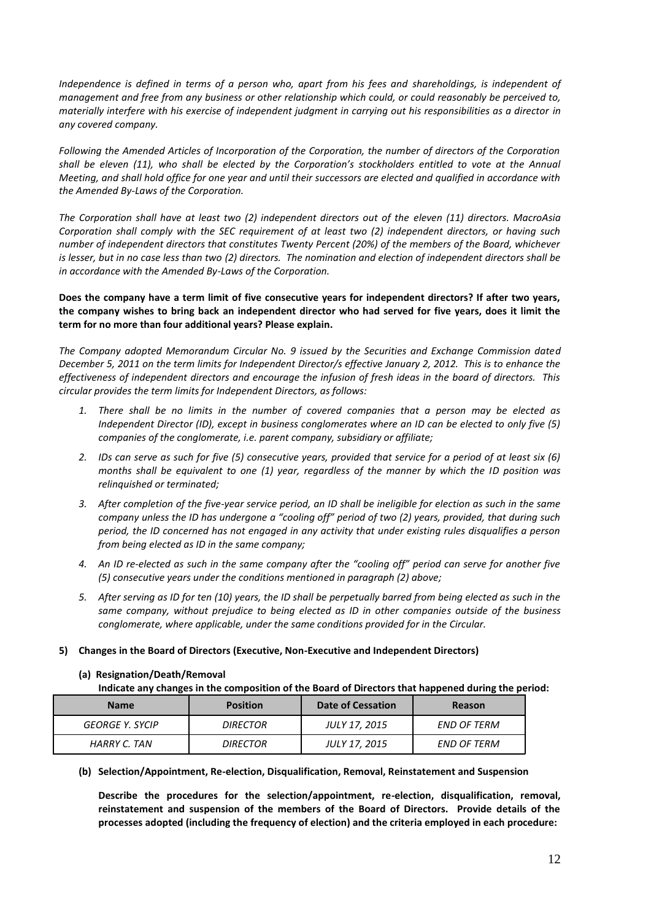*Independence is defined in terms of a person who, apart from his fees and shareholdings, is independent of management and free from any business or other relationship which could, or could reasonably be perceived to, materially interfere with his exercise of independent judgment in carrying out his responsibilities as a director in any covered company.*

*Following the Amended Articles of Incorporation of the Corporation, the number of directors of the Corporation shall be eleven (11), who shall be elected by the Corporation's stockholders entitled to vote at the Annual Meeting, and shall hold office for one year and until their successors are elected and qualified in accordance with the Amended By-Laws of the Corporation.*

*The Corporation shall have at least two (2) independent directors out of the eleven (11) directors. MacroAsia Corporation shall comply with the SEC requirement of at least two (2) independent directors, or having such number of independent directors that constitutes Twenty Percent (20%) of the members of the Board, whichever is lesser, but in no case less than two (2) directors. The nomination and election of independent directors shall be in accordance with the Amended By-Laws of the Corporation.*

**Does the company have a term limit of five consecutive years for independent directors? If after two years, the company wishes to bring back an independent director who had served for five years, does it limit the term for no more than four additional years? Please explain.**

*The Company adopted Memorandum Circular No. 9 issued by the Securities and Exchange Commission dated December 5, 2011 on the term limits for Independent Director/s effective January 2, 2012. This is to enhance the effectiveness of independent directors and encourage the infusion of fresh ideas in the board of directors. This circular provides the term limits for Independent Directors, as follows:*

1. *There shall be no limits in the number of covered companies that a person may be elected as Independent Director (ID), except in business conglomerates where an ID can be elected to only five (5) companies of the conglomerate, i.e. parent company, subsidiary or affiliate;*
2. *IDs can serve as such for five (5) consecutive years, provided that service for a period of at least six (6) months shall be equivalent to one (1) year, regardless of the manner by which the ID position was relinquished or terminated;*
3. *After completion of the five-year service period, an ID shall be ineligible for election as such in the same company unless the ID has undergone a "cooling off" period of two (2) years, provided, that during such period, the ID concerned has not engaged in any activity that under existing rules disqualifies a person from being elected as ID in the same company;*
4. *An ID re-elected as such in the same company after the "cooling off" period can serve for another five (5) consecutive years under the conditions mentioned in paragraph (2) above;*
5. *After serving as ID for ten (10) years, the ID shall be perpetually barred from being elected as such in the same company, without prejudice to being elected as ID in other companies outside of the business conglomerate, where applicable, under the same conditions provided for in the Circular.*

**5) Changes in the Board of Directors (Executive, Non-Executive and Independent Directors)**

**(a) Resignation/Death/Removal**

**Indicate any changes in the composition of the Board of Directors that happened during the period:**

| Name | Position | Date of Cessation | Reason |
|---|---|---|---|
| *GEORGE Y. SYCIP* | *DIRECTOR* | *JULY 17, 2015* | *END OF TERM* |
| *HARRY C. TAN* | *DIRECTOR* | *JULY 17, 2015* | *END OF TERM* |

**(b) Selection/Appointment, Re-election, Disqualification, Removal, Reinstatement and Suspension**

**Describe the procedures for the selection/appointment, re-election, disqualification, removal, reinstatement and suspension of the members of the Board of Directors. Provide details of the processes adopted (including the frequency of election) and the criteria employed in each procedure:**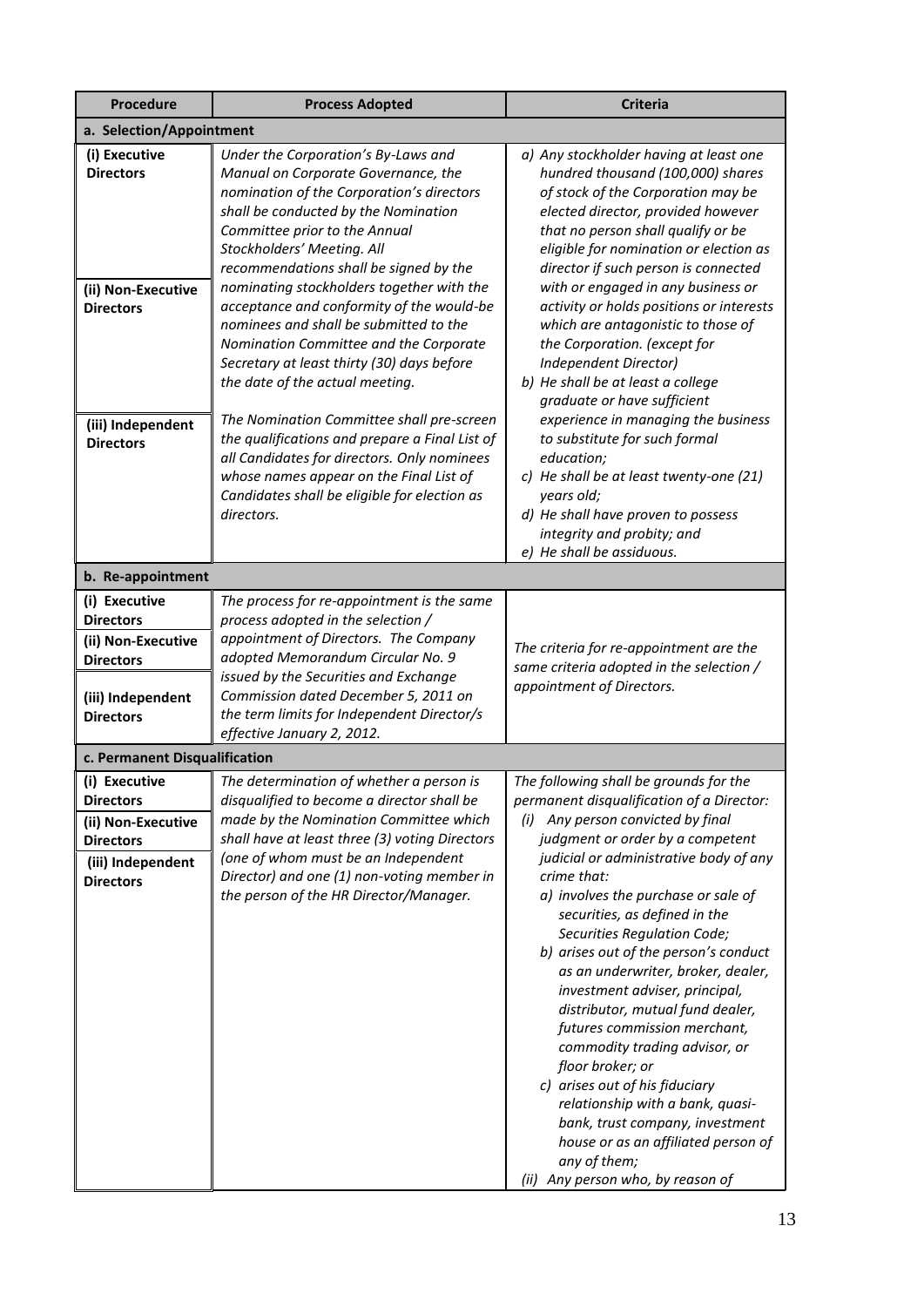| Procedure | Process Adopted | Criteria |
|---|---|---|
| **a. Selection/Appointment** | | |
| **(i) Executive Directors**<br><br>**(ii) Non-Executive Directors**<br><br>**(iii) Independent Directors** | *Under the Corporation's By-Laws and Manual on Corporate Governance, the nomination of the Corporation's directors shall be conducted by the Nomination Committee prior to the Annual Stockholders' Meeting. All recommendations shall be signed by the nominating stockholders together with the acceptance and conformity of the would-be nominees and shall be submitted to the Nomination Committee and the Corporate Secretary at least thirty (30) days before the date of the actual meeting.*<br><br>*The Nomination Committee shall pre-screen the qualifications and prepare a Final List of all Candidates for directors. Only nominees whose names appear on the Final List of Candidates shall be eligible for election as directors.* | *a) Any stockholder having at least one hundred thousand (100,000) shares of stock of the Corporation may be elected director, provided however that no person shall qualify or be eligible for nomination or election as director if such person is connected with or engaged in any business or activity or holds positions or interests which are antagonistic to those of the Corporation. (except for Independent Director)*<br>*b) He shall be at least a college graduate or have sufficient experience in managing the business to substitute for such formal education;*<br>*c) He shall be at least twenty-one (21) years old;*<br>*d) He shall have proven to possess integrity and probity; and*<br>*e) He shall be assiduous.* |
| **b. Re-appointment** | | |
| **(i) Executive Directors**<br>**(ii) Non-Executive Directors**<br>**(iii) Independent Directors** | *The process for re-appointment is the same process adopted in the selection / appointment of Directors. The Company adopted Memorandum Circular No. 9 issued by the Securities and Exchange Commission dated December 5, 2011 on the term limits for Independent Director/s effective January 2, 2012.* | *The criteria for re-appointment are the same criteria adopted in the selection / appointment of Directors.* |
| **c. Permanent Disqualification** | | |
| **(i) Executive Directors**<br>**(ii) Non-Executive Directors**<br>**(iii) Independent Directors** | *The determination of whether a person is disqualified to become a director shall be made by the Nomination Committee which shall have at least three (3) voting Directors (one of whom must be an Independent Director) and one (1) non-voting member in the person of the HR Director/Manager.* | *The following shall be grounds for the permanent disqualification of a Director:*<br>*(i) Any person convicted by final judgment or order by a competent judicial or administrative body of any crime that:*<br>*a) involves the purchase or sale of securities, as defined in the Securities Regulation Code;*<br>*b) arises out of the person's conduct as an underwriter, broker, dealer, investment adviser, principal, distributor, mutual fund dealer, futures commission merchant, commodity trading advisor, or floor broker; or*<br>*c) arises out of his fiduciary relationship with a bank, quasi-bank, trust company, investment house or as an affiliated person of any of them;*<br>*(ii) Any person who, by reason of* |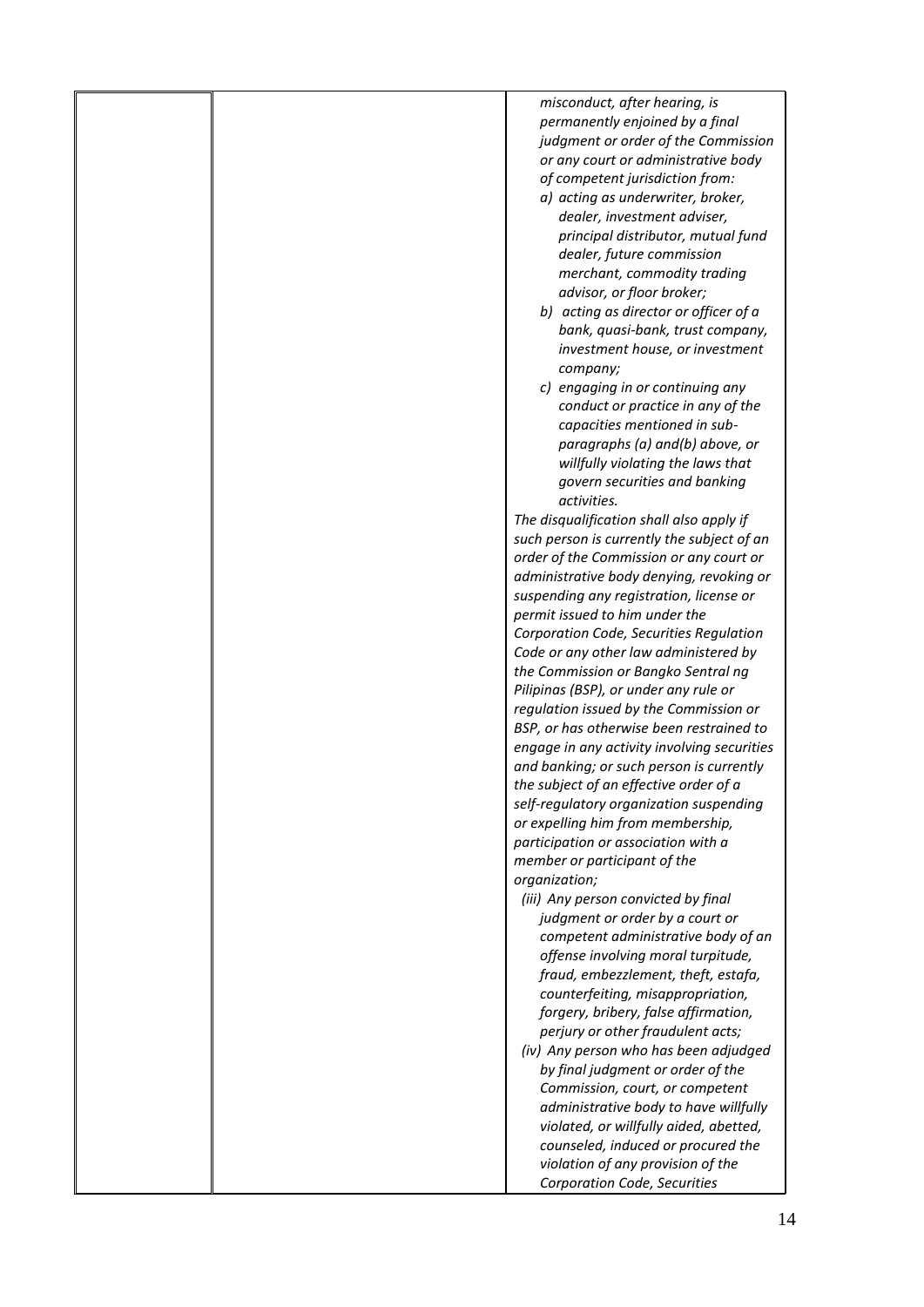| | | *misconduct, after hearing, is permanently enjoined by a final judgment or order of the Commission or any court or administrative body of competent jurisdiction from:*<br>*a) acting as underwriter, broker, dealer, investment adviser, principal distributor, mutual fund dealer, future commission merchant, commodity trading advisor, or floor broker;*<br>*b) acting as director or officer of a bank, quasi-bank, trust company, investment house, or investment company;*<br>*c) engaging in or continuing any conduct or practice in any of the capacities mentioned in sub-paragraphs (a) and(b) above, or willfully violating the laws that govern securities and banking activities.*<br>*The disqualification shall also apply if such person is currently the subject of an order of the Commission or any court or administrative body denying, revoking or suspending any registration, license or permit issued to him under the Corporation Code, Securities Regulation Code or any other law administered by the Commission or Bangko Sentral ng Pilipinas (BSP), or under any rule or regulation issued by the Commission or BSP, or has otherwise been restrained to engage in any activity involving securities and banking; or such person is currently the subject of an effective order of a self-regulatory organization suspending or expelling him from membership, participation or association with a member or participant of the organization;*<br>*(iii) Any person convicted by final judgment or order by a court or competent administrative body of an offense involving moral turpitude, fraud, embezzlement, theft, estafa, counterfeiting, misappropriation, forgery, bribery, false affirmation, perjury or other fraudulent acts;*<br>*(iv) Any person who has been adjudged by final judgment or order of the Commission, court, or competent administrative body to have willfully violated, or willfully aided, abetted, counseled, induced or procured the violation of any provision of the Corporation Code, Securities* |
|---|---|---|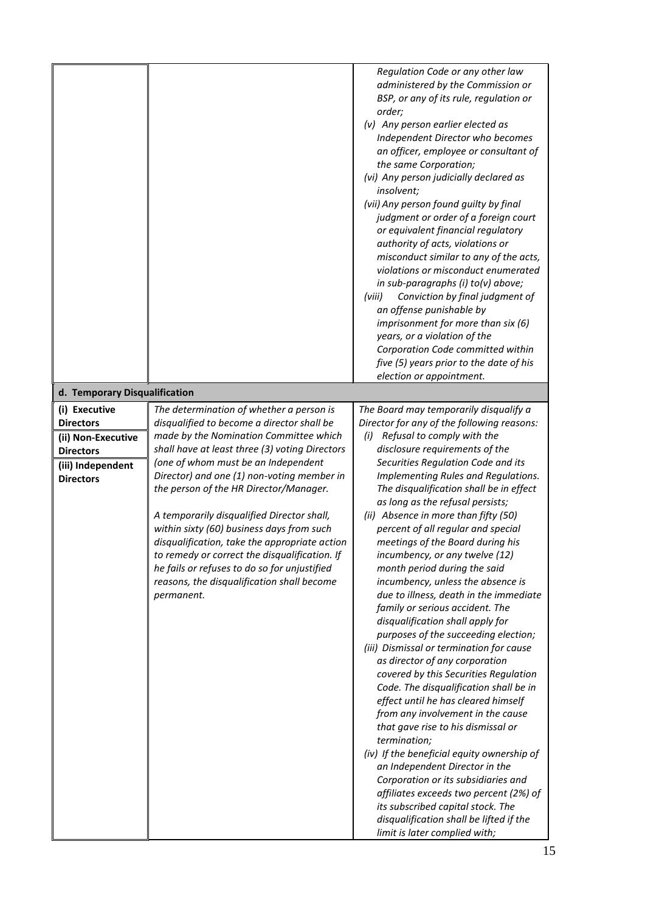| | | |
|---|---|---|
| | | *Regulation Code or any other law administered by the Commission or BSP, or any of its rule, regulation or order;*<br>*(v) Any person earlier elected as Independent Director who becomes an officer, employee or consultant of the same Corporation;*<br>*(vi) Any person judicially declared as insolvent;*<br>*(vii) Any person found guilty by final judgment or order of a foreign court or equivalent financial regulatory authority of acts, violations or misconduct similar to any of the acts, violations or misconduct enumerated in sub-paragraphs (i) to(v) above;*<br>*(viii) Conviction by final judgment of an offense punishable by imprisonment for more than six (6) years, or a violation of the Corporation Code committed within five (5) years prior to the date of his election or appointment.* |
| **d. Temporary Disqualification** | | |
| **(i) Executive Directors**<br>**(ii) Non-Executive Directors**<br>**(iii) Independent Directors** | *The determination of whether a person is disqualified to become a director shall be made by the Nomination Committee which shall have at least three (3) voting Directors (one of whom must be an Independent Director) and one (1) non-voting member in the person of the HR Director/Manager.*<br><br>*A temporarily disqualified Director shall, within sixty (60) business days from such disqualification, take the appropriate action to remedy or correct the disqualification. If he fails or refuses to do so for unjustified reasons, the disqualification shall become permanent.* | *The Board may temporarily disqualify a Director for any of the following reasons:*<br>*(i) Refusal to comply with the disclosure requirements of the Securities Regulation Code and its Implementing Rules and Regulations. The disqualification shall be in effect as long as the refusal persists;*<br>*(ii) Absence in more than fifty (50) percent of all regular and special meetings of the Board during his incumbency, or any twelve (12) month period during the said incumbency, unless the absence is due to illness, death in the immediate family or serious accident. The disqualification shall apply for purposes of the succeeding election;*<br>*(iii) Dismissal or termination for cause as director of any corporation covered by this Securities Regulation Code. The disqualification shall be in effect until he has cleared himself from any involvement in the cause that gave rise to his dismissal or termination;*<br>*(iv) If the beneficial equity ownership of an Independent Director in the Corporation or its subsidiaries and affiliates exceeds two percent (2%) of its subscribed capital stock. The disqualification shall be lifted if the limit is later complied with;* |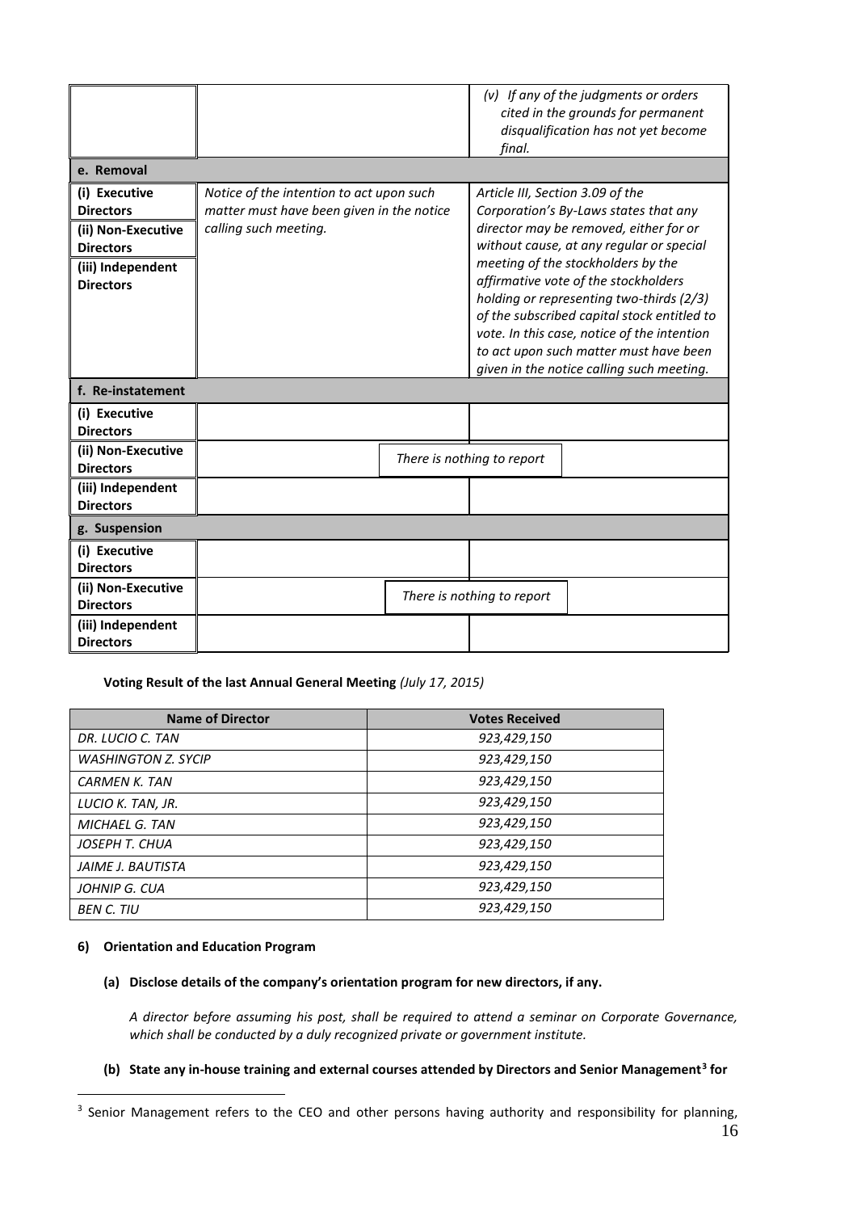| | | |
|---|---|---|
| | | *(v) If any of the judgments or orders cited in the grounds for permanent disqualification has not yet become final.* |
| **e. Removal** | | |
| **(i) Executive Directors**<br>**(ii) Non-Executive Directors**<br>**(iii) Independent Directors** | *Notice of the intention to act upon such matter must have been given in the notice calling such meeting.* | *Article III, Section 3.09 of the Corporation's By-Laws states that any director may be removed, either for or without cause, at any regular or special meeting of the stockholders by the affirmative vote of the stockholders holding or representing two-thirds (2/3) of the subscribed capital stock entitled to vote. In this case, notice of the intention to act upon such matter must have been given in the notice calling such meeting.* |
| **f. Re-instatement** | | |
| **(i) Executive Directors** | | |
| **(ii) Non-Executive Directors** | *There is nothing to report* | |
| **(iii) Independent Directors** | | |
| **g. Suspension** | | |
| **(i) Executive Directors** | | |
| **(ii) Non-Executive Directors** | *There is nothing to report* | |
| **(iii) Independent Directors** | | |

**Voting Result of the last Annual General Meeting** *(July 17, 2015)*

| Name of Director | Votes Received |
|---|---|
| *DR. LUCIO C. TAN* | *923,429,150* |
| *WASHINGTON Z. SYCIP* | *923,429,150* |
| *CARMEN K. TAN* | *923,429,150* |
| *LUCIO K. TAN, JR.* | *923,429,150* |
| *MICHAEL G. TAN* | *923,429,150* |
| *JOSEPH T. CHUA* | *923,429,150* |
| *JAIME J. BAUTISTA* | *923,429,150* |
| *JOHNIP G. CUA* | *923,429,150* |
| *BEN C. TIU* | *923,429,150* |

**6) Orientation and Education Program**

**(a) Disclose details of the company's orientation program for new directors, if any.**

*A director before assuming his post, shall be required to attend a seminar on Corporate Governance, which shall be conducted by a duly recognized private or government institute.*

**(b) State any in-house training and external courses attended by Directors and Senior Management[3] for**

[3] Senior Management refers to the CEO and other persons having authority and responsibility for planning,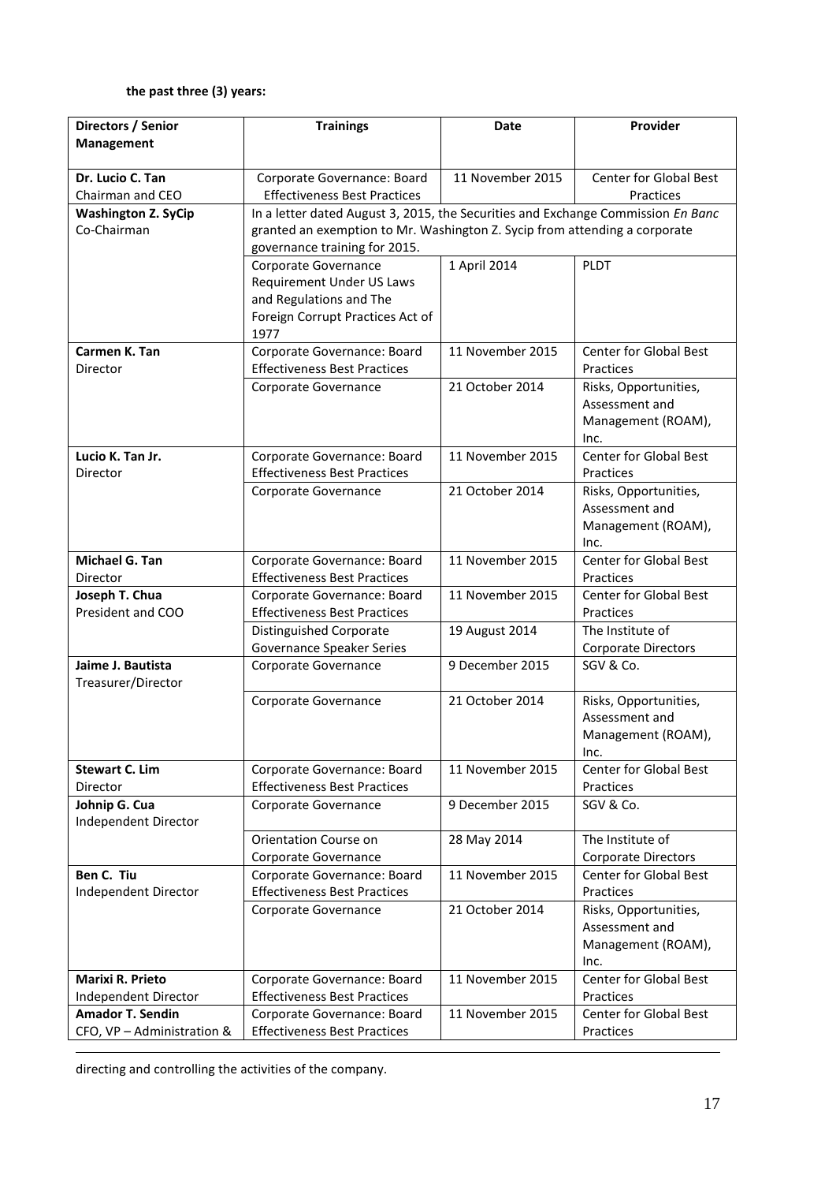**the past three (3) years:**

| Directors / Senior Management | Trainings | Date | Provider |
|---|---|---|---|
| **Dr. Lucio C. Tan** Chairman and CEO | Corporate Governance: Board Effectiveness Best Practices | 11 November 2015 | Center for Global Best Practices |
| **Washington Z. SyCip** Co-Chairman | In a letter dated August 3, 2015, the Securities and Exchange Commission *En Banc* granted an exemption to Mr. Washington Z. Sycip from attending a corporate governance training for 2015. | | |
| | Corporate Governance Requirement Under US Laws and Regulations and The Foreign Corrupt Practices Act of 1977 | 1 April 2014 | PLDT |
| **Carmen K. Tan** Director | Corporate Governance: Board Effectiveness Best Practices | 11 November 2015 | Center for Global Best Practices |
| | Corporate Governance | 21 October 2014 | Risks, Opportunities, Assessment and Management (ROAM), Inc. |
| **Lucio K. Tan Jr.** Director | Corporate Governance: Board Effectiveness Best Practices | 11 November 2015 | Center for Global Best Practices |
| | Corporate Governance | 21 October 2014 | Risks, Opportunities, Assessment and Management (ROAM), Inc. |
| **Michael G. Tan** Director | Corporate Governance: Board Effectiveness Best Practices | 11 November 2015 | Center for Global Best Practices |
| **Joseph T. Chua** President and COO | Corporate Governance: Board Effectiveness Best Practices | 11 November 2015 | Center for Global Best Practices |
| | Distinguished Corporate Governance Speaker Series | 19 August 2014 | The Institute of Corporate Directors |
| **Jaime J. Bautista** Treasurer/Director | Corporate Governance | 9 December 2015 | SGV & Co. |
| | Corporate Governance | 21 October 2014 | Risks, Opportunities, Assessment and Management (ROAM), Inc. |
| **Stewart C. Lim** Director | Corporate Governance: Board Effectiveness Best Practices | 11 November 2015 | Center for Global Best Practices |
| **Johnip G. Cua** Independent Director | Corporate Governance | 9 December 2015 | SGV & Co. |
| | Orientation Course on Corporate Governance | 28 May 2014 | The Institute of Corporate Directors |
| **Ben C. Tiu** Independent Director | Corporate Governance: Board Effectiveness Best Practices | 11 November 2015 | Center for Global Best Practices |
| | Corporate Governance | 21 October 2014 | Risks, Opportunities, Assessment and Management (ROAM), Inc. |
| **Marixi R. Prieto** Independent Director | Corporate Governance: Board Effectiveness Best Practices | 11 November 2015 | Center for Global Best Practices |
| **Amador T. Sendin** CFO, VP – Administration & | Corporate Governance: Board Effectiveness Best Practices | 11 November 2015 | Center for Global Best Practices |

directing and controlling the activities of the company.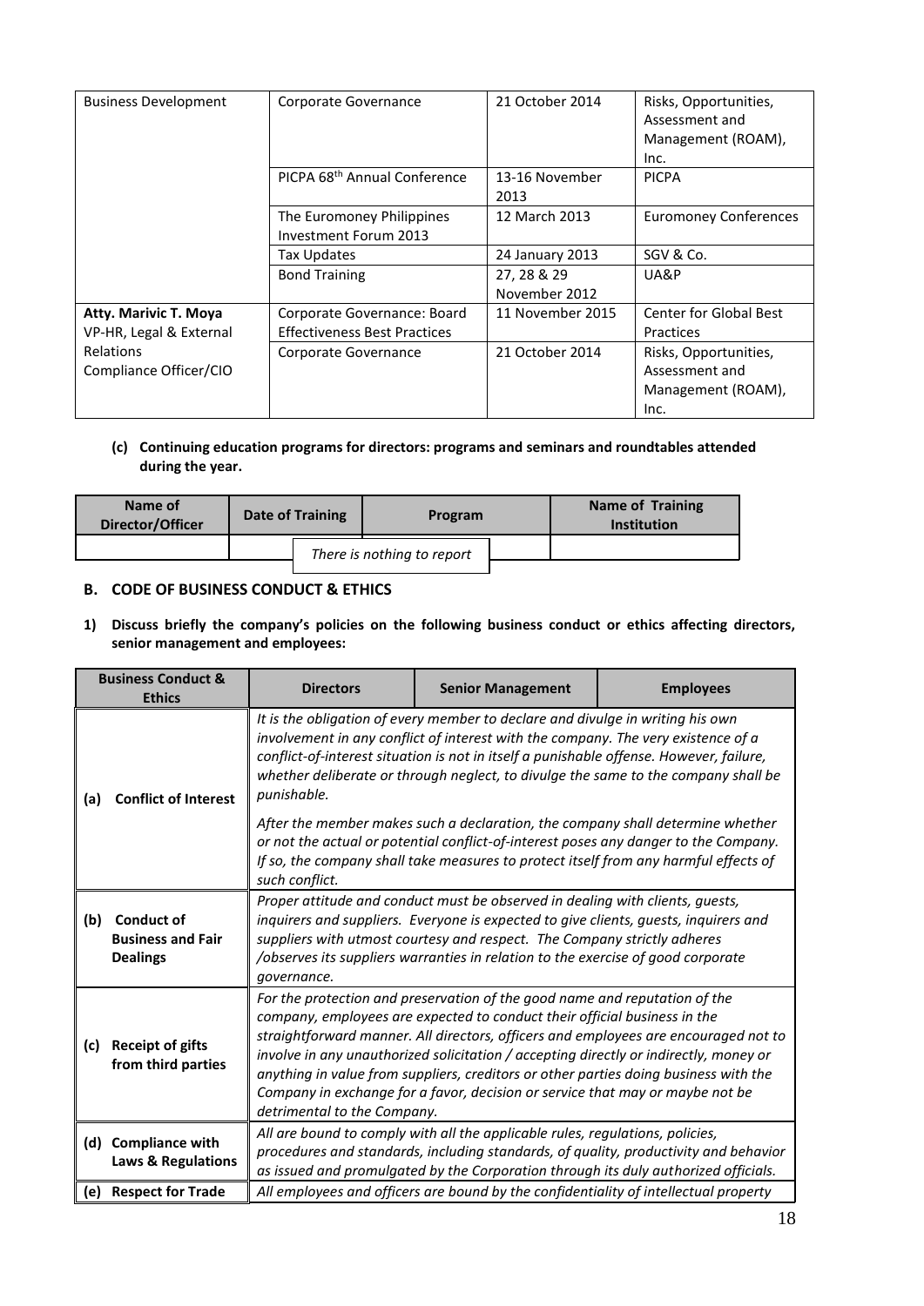| | | | |
|---|---|---|---|
| Business Development | Corporate Governance | 21 October 2014 | Risks, Opportunities, Assessment and Management (ROAM), Inc. |
| | PICPA 68th Annual Conference | 13-16 November 2013 | PICPA |
| | The Euromoney Philippines Investment Forum 2013 | 12 March 2013 | Euromoney Conferences |
| | Tax Updates | 24 January 2013 | SGV & Co. |
| | Bond Training | 27, 28 & 29 November 2012 | UA&P |
| **Atty. Marivic T. Moya** VP-HR, Legal & External Relations Compliance Officer/CIO | Corporate Governance: Board Effectiveness Best Practices | 11 November 2015 | Center for Global Best Practices |
| | Corporate Governance | 21 October 2014 | Risks, Opportunities, Assessment and Management (ROAM), Inc. |

**(c) Continuing education programs for directors: programs and seminars and roundtables attended during the year.**

| Name of Director/Officer | Date of Training | Program | Name of Training Institution |
|---|---|---|---|
| | | *There is nothing to report* | |

## B. CODE OF BUSINESS CONDUCT & ETHICS

**1) Discuss briefly the company's policies on the following business conduct or ethics affecting directors, senior management and employees:**

| Business Conduct & Ethics | Directors | Senior Management | Employees |
|---|---|---|---|
| **(a) Conflict of Interest** | *It is the obligation of every member to declare and divulge in writing his own involvement in any conflict of interest with the company. The very existence of a conflict-of-interest situation is not in itself a punishable offense. However, failure, whether deliberate or through neglect, to divulge the same to the company shall be punishable.* *After the member makes such a declaration, the company shall determine whether or not the actual or potential conflict-of-interest poses any danger to the Company. If so, the company shall take measures to protect itself from any harmful effects of such conflict.* | | |
| **(b) Conduct of Business and Fair Dealings** | *Proper attitude and conduct must be observed in dealing with clients, guests, inquirers and suppliers. Everyone is expected to give clients, guests, inquirers and suppliers with utmost courtesy and respect. The Company strictly adheres /observes its suppliers warranties in relation to the exercise of good corporate governance.* | | |
| **(c) Receipt of gifts from third parties** | *For the protection and preservation of the good name and reputation of the company, employees are expected to conduct their official business in the straightforward manner. All directors, officers and employees are encouraged not to involve in any unauthorized solicitation / accepting directly or indirectly, money or anything in value from suppliers, creditors or other parties doing business with the Company in exchange for a favor, decision or service that may or maybe not be detrimental to the Company.* | | |
| **(d) Compliance with Laws & Regulations** | *All are bound to comply with all the applicable rules, regulations, policies, procedures and standards, including standards, of quality, productivity and behavior as issued and promulgated by the Corporation through its duly authorized officials.* | | |
| **(e) Respect for Trade** | *All employees and officers are bound by the confidentiality of intellectual property* | | |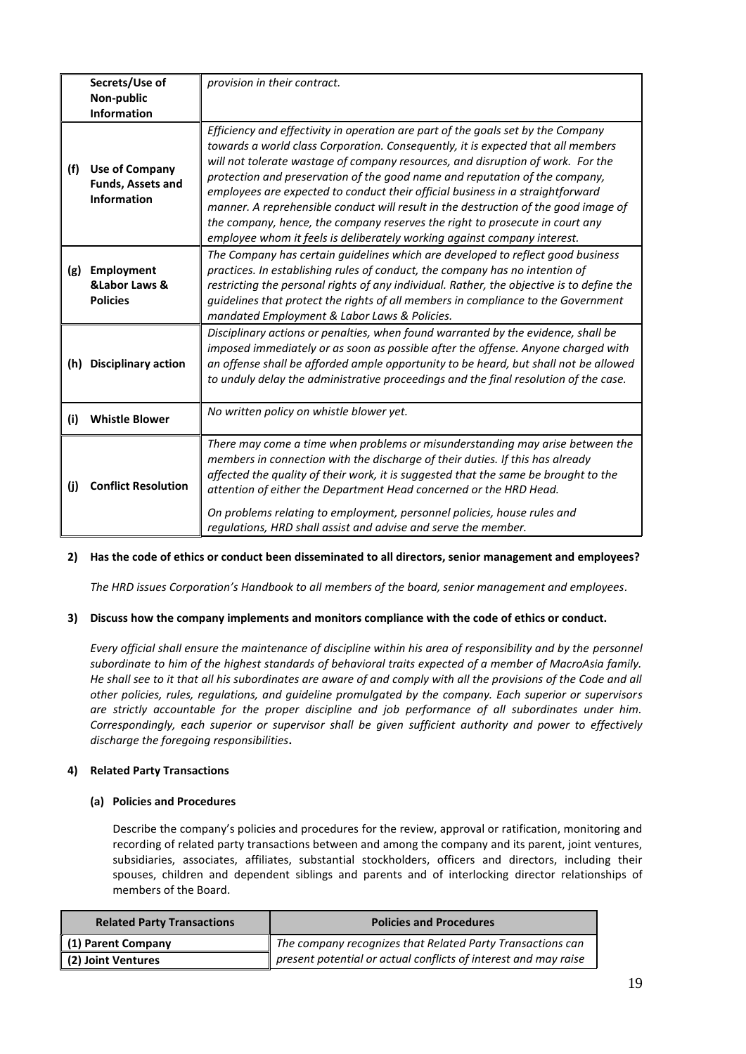| | | |
|---|---|---|
| | **Secrets/Use of Non-public Information** | *provision in their contract.* |
| **(f)** | **Use of Company Funds, Assets and Information** | *Efficiency and effectivity in operation are part of the goals set by the Company towards a world class Corporation. Consequently, it is expected that all members will not tolerate wastage of company resources, and disruption of work. For the protection and preservation of the good name and reputation of the company, employees are expected to conduct their official business in a straightforward manner. A reprehensible conduct will result in the destruction of the good image of the company, hence, the company reserves the right to prosecute in court any employee whom it feels is deliberately working against company interest.* |
| **(g)** | **Employment &Labor Laws & Policies** | *The Company has certain guidelines which are developed to reflect good business practices. In establishing rules of conduct, the company has no intention of restricting the personal rights of any individual. Rather, the objective is to define the guidelines that protect the rights of all members in compliance to the Government mandated Employment & Labor Laws & Policies.* |
| **(h)** | **Disciplinary action** | *Disciplinary actions or penalties, when found warranted by the evidence, shall be imposed immediately or as soon as possible after the offense. Anyone charged with an offense shall be afforded ample opportunity to be heard, but shall not be allowed to unduly delay the administrative proceedings and the final resolution of the case.* |
| **(i)** | **Whistle Blower** | *No written policy on whistle blower yet.* |
| **(j)** | **Conflict Resolution** | *There may come a time when problems or misunderstanding may arise between the members in connection with the discharge of their duties. If this has already affected the quality of their work, it is suggested that the same be brought to the attention of either the Department Head concerned or the HRD Head.* <br><br> *On problems relating to employment, personnel policies, house rules and regulations, HRD shall assist and advise and serve the member.* |

**2) Has the code of ethics or conduct been disseminated to all directors, senior management and employees?**

*The HRD issues Corporation's Handbook to all members of the board, senior management and employees.*

**3) Discuss how the company implements and monitors compliance with the code of ethics or conduct.**

*Every official shall ensure the maintenance of discipline within his area of responsibility and by the personnel subordinate to him of the highest standards of behavioral traits expected of a member of MacroAsia family. He shall see to it that all his subordinates are aware of and comply with all the provisions of the Code and all other policies, rules, regulations, and guideline promulgated by the company. Each superior or supervisors are strictly accountable for the proper discipline and job performance of all subordinates under him. Correspondingly, each superior or supervisor shall be given sufficient authority and power to effectively discharge the foregoing responsibilities***.**

**4) Related Party Transactions**

**(a) Policies and Procedures**

Describe the company's policies and procedures for the review, approval or ratification, monitoring and recording of related party transactions between and among the company and its parent, joint ventures, subsidiaries, associates, affiliates, substantial stockholders, officers and directors, including their spouses, children and dependent siblings and parents and of interlocking director relationships of members of the Board.

| Related Party Transactions | Policies and Procedures |
|---|---|
| **(1) Parent Company** | *The company recognizes that Related Party Transactions can present potential or actual conflicts of interest and may raise* |
| **(2) Joint Ventures** | |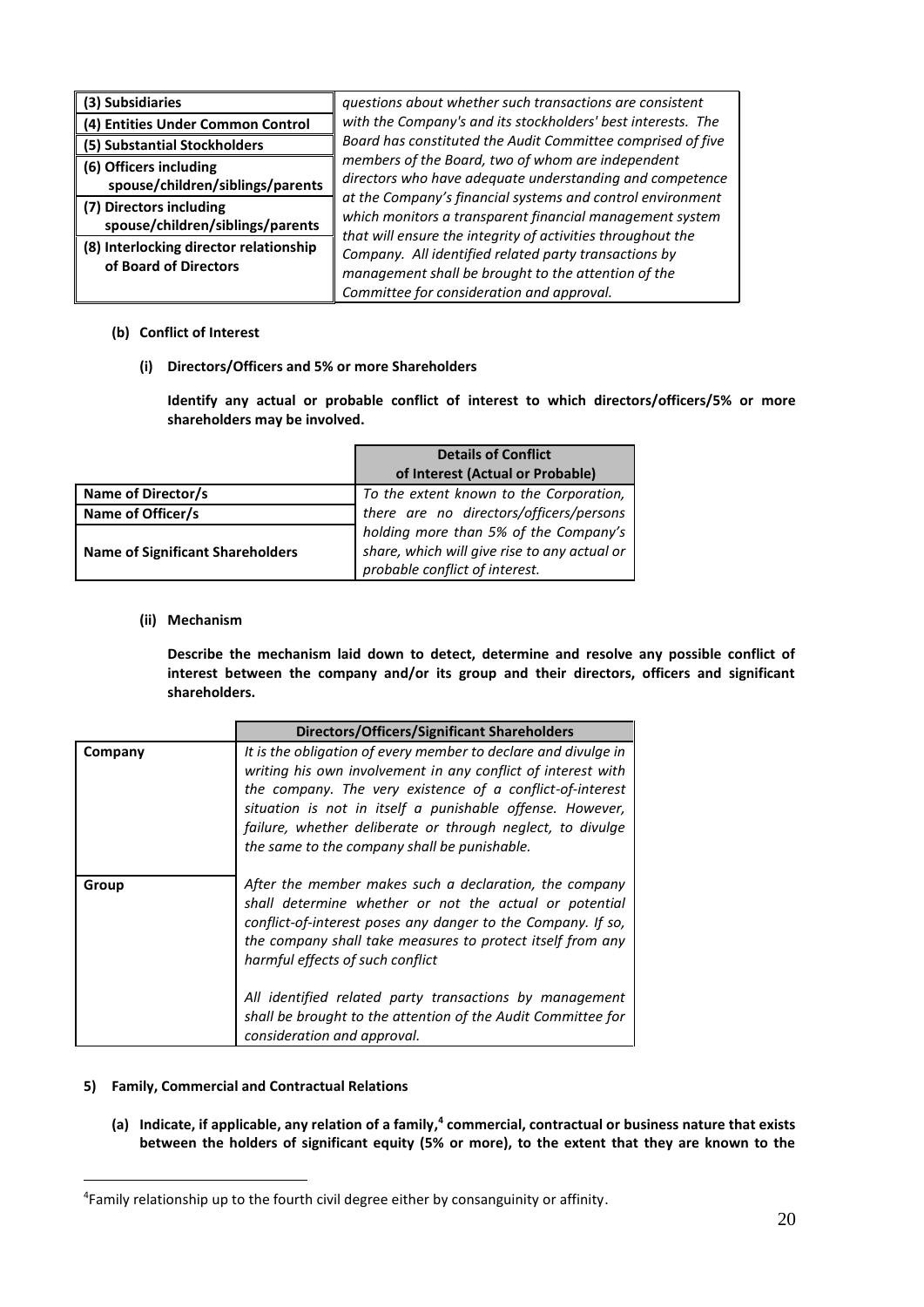| (3) Subsidiaries | *questions about whether such transactions are consistent with the Company's and its stockholders' best interests. The Board has constituted the Audit Committee comprised of five members of the Board, two of whom are independent directors who have adequate understanding and competence at the Company's financial systems and control environment which monitors a transparent financial management system that will ensure the integrity of activities throughout the Company. All identified related party transactions by management shall be brought to the attention of the Committee for consideration and approval.* |
|---|---|
| (4) Entities Under Common Control | |
| (5) Substantial Stockholders | |
| (6) Officers including spouse/children/siblings/parents | |
| (7) Directors including spouse/children/siblings/parents | |
| (8) Interlocking director relationship of Board of Directors | |

**(b) Conflict of Interest**

**(i) Directors/Officers and 5% or more Shareholders**

**Identify any actual or probable conflict of interest to which directors/officers/5% or more shareholders may be involved.**

| | Details of Conflict of Interest (Actual or Probable) |
|---|---|
| **Name of Director/s** | *To the extent known to the Corporation, there are no directors/officers/persons holding more than 5% of the Company's share, which will give rise to any actual or probable conflict of interest.* |
| **Name of Officer/s** | |
| **Name of Significant Shareholders** | |

**(ii) Mechanism**

**Describe the mechanism laid down to detect, determine and resolve any possible conflict of interest between the company and/or its group and their directors, officers and significant shareholders.**

| | Directors/Officers/Significant Shareholders |
|---|---|
| **Company** | *It is the obligation of every member to declare and divulge in writing his own involvement in any conflict of interest with the company. The very existence of a conflict-of-interest situation is not in itself a punishable offense. However, failure, whether deliberate or through neglect, to divulge the same to the company shall be punishable.* |
| **Group** | *After the member makes such a declaration, the company shall determine whether or not the actual or potential conflict-of-interest poses any danger to the Company. If so, the company shall take measures to protect itself from any harmful effects of such conflict*<br><br>*All identified related party transactions by management shall be brought to the attention of the Audit Committee for consideration and approval.* |

**5) Family, Commercial and Contractual Relations**

**(a) Indicate, if applicable, any relation of a family,[4] commercial, contractual or business nature that exists between the holders of significant equity (5% or more), to the extent that they are known to the**

[4]Family relationship up to the fourth civil degree either by consanguinity or affinity.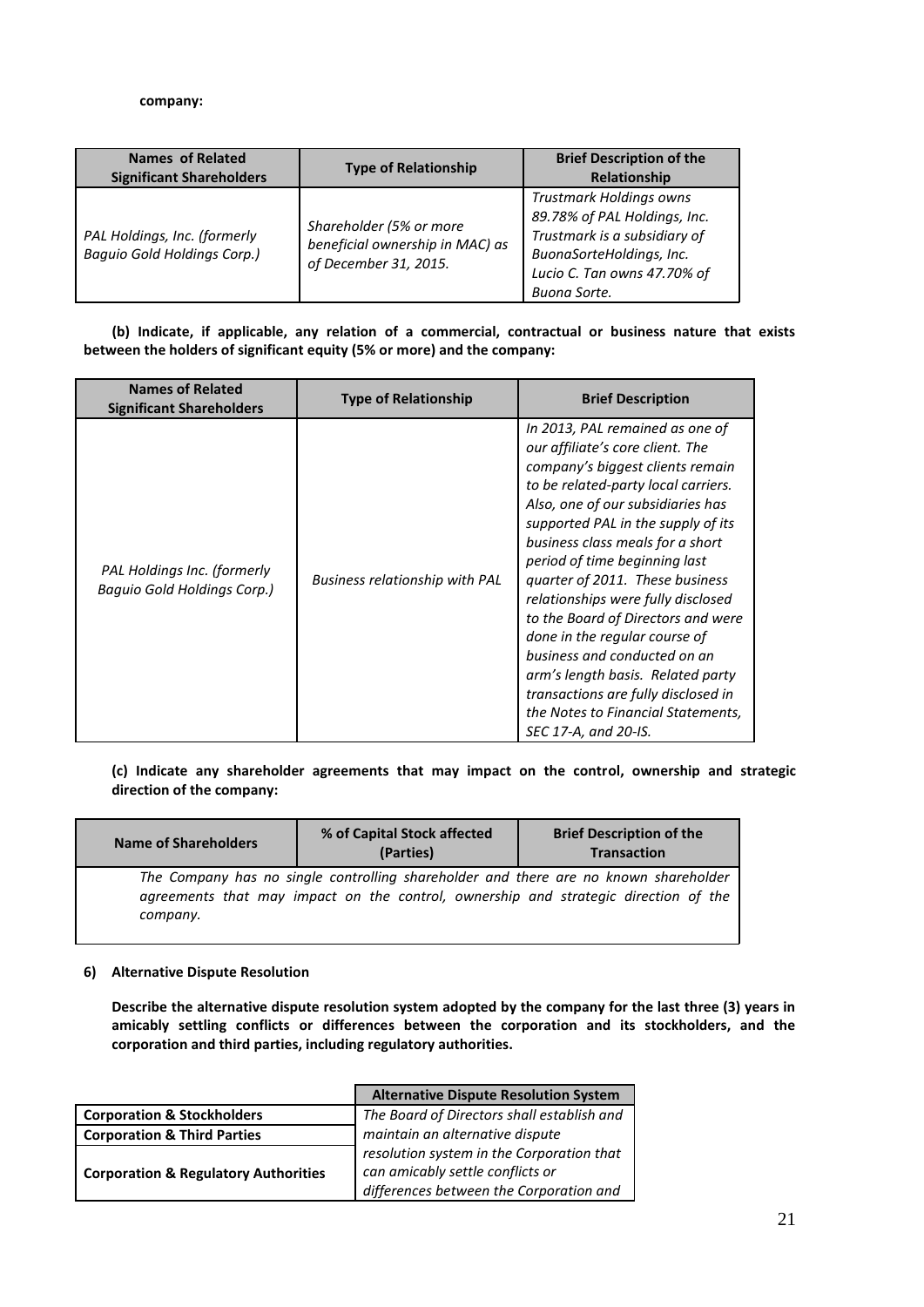**company:**

| Names of Related Significant Shareholders | Type of Relationship | Brief Description of the Relationship |
|---|---|---|
| *PAL Holdings, Inc. (formerly Baguio Gold Holdings Corp.)* | *Shareholder (5% or more beneficial ownership in MAC) as of December 31, 2015.* | *Trustmark Holdings owns 89.78% of PAL Holdings, Inc. Trustmark is a subsidiary of BuonaSorteHoldings, Inc. Lucio C. Tan owns 47.70% of Buona Sorte.* |

**(b) Indicate, if applicable, any relation of a commercial, contractual or business nature that exists between the holders of significant equity (5% or more) and the company:**

| Names of Related Significant Shareholders | Type of Relationship | Brief Description |
|---|---|---|
| *PAL Holdings Inc. (formerly Baguio Gold Holdings Corp.)* | *Business relationship with PAL* | *In 2013, PAL remained as one of our affiliate's core client. The company's biggest clients remain to be related-party local carriers. Also, one of our subsidiaries has supported PAL in the supply of its business class meals for a short period of time beginning last quarter of 2011. These business relationships were fully disclosed to the Board of Directors and were done in the regular course of business and conducted on an arm's length basis. Related party transactions are fully disclosed in the Notes to Financial Statements, SEC 17-A, and 20-IS.* |

**(c) Indicate any shareholder agreements that may impact on the control, ownership and strategic direction of the company:**

| Name of Shareholders | % of Capital Stock affected (Parties) | Brief Description of the Transaction |
|---|---|---|
| *The Company has no single controlling shareholder and there are no known shareholder agreements that may impact on the control, ownership and strategic direction of the company.* | | |

**6) Alternative Dispute Resolution**

**Describe the alternative dispute resolution system adopted by the company for the last three (3) years in amicably settling conflicts or differences between the corporation and its stockholders, and the corporation and third parties, including regulatory authorities.**

| | Alternative Dispute Resolution System |
|---|---|
| **Corporation & Stockholders** | *The Board of Directors shall establish and maintain an alternative dispute resolution system in the Corporation that can amicably settle conflicts or differences between the Corporation and* |
| **Corporation & Third Parties** | |
| **Corporation & Regulatory Authorities** | |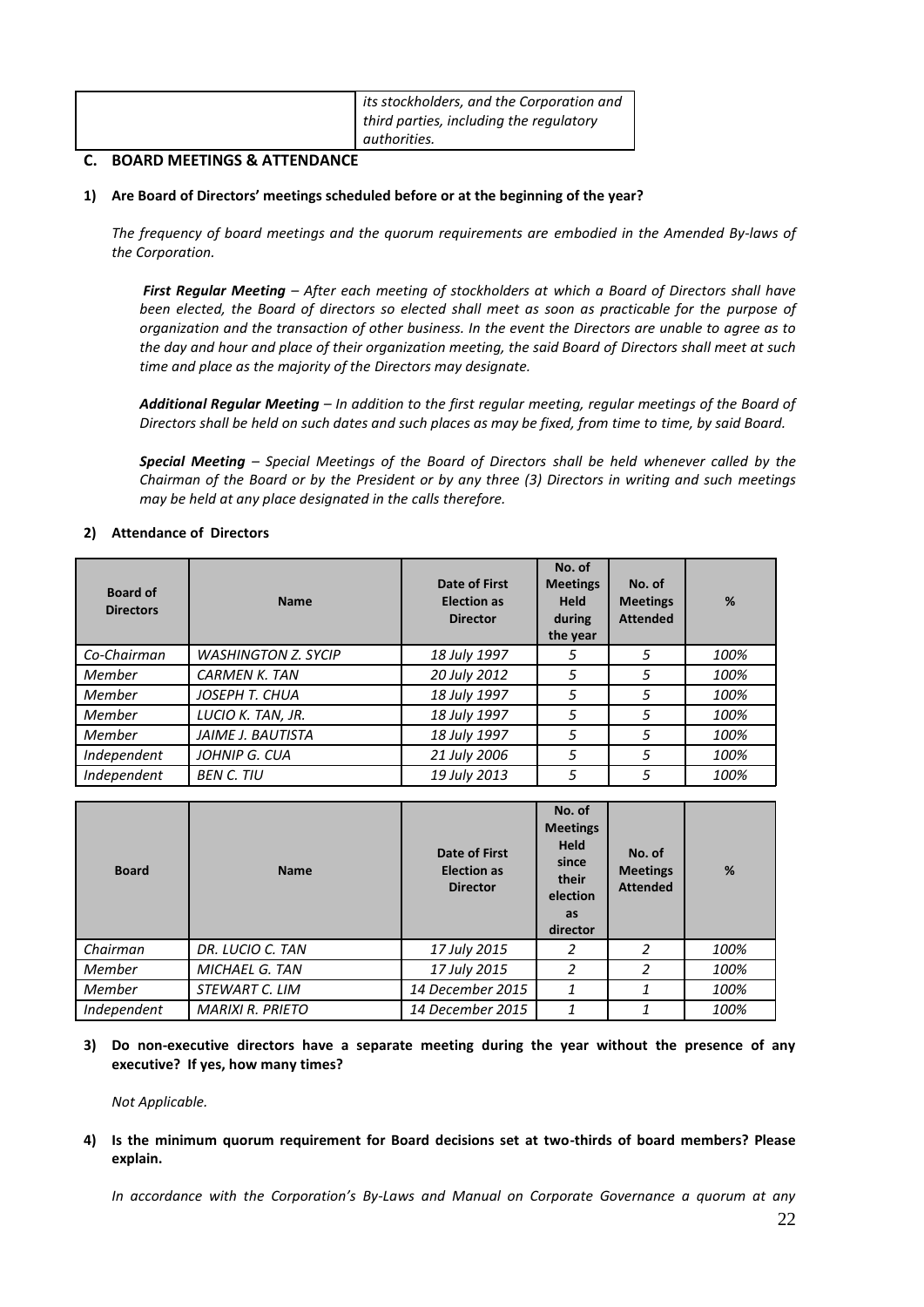| | *its stockholders, and the Corporation and third parties, including the regulatory authorities.* |
|---|---|

## C. BOARD MEETINGS & ATTENDANCE

**1) Are Board of Directors' meetings scheduled before or at the beginning of the year?**

*The frequency of board meetings and the quorum requirements are embodied in the Amended By-laws of the Corporation.*

***First Regular Meeting*** *– After each meeting of stockholders at which a Board of Directors shall have been elected, the Board of directors so elected shall meet as soon as practicable for the purpose of organization and the transaction of other business. In the event the Directors are unable to agree as to the day and hour and place of their organization meeting, the said Board of Directors shall meet at such time and place as the majority of the Directors may designate.*

***Additional Regular Meeting*** *– In addition to the first regular meeting, regular meetings of the Board of Directors shall be held on such dates and such places as may be fixed, from time to time, by said Board.*

***Special Meeting*** *– Special Meetings of the Board of Directors shall be held whenever called by the Chairman of the Board or by the President or by any three (3) Directors in writing and such meetings may be held at any place designated in the calls therefore.*

**2) Attendance of Directors**

| Board of Directors | Name | Date of First Election as Director | No. of Meetings Held during the year | No. of Meetings Attended | % |
|---|---|---|---|---|---|
| *Co-Chairman* | *WASHINGTON Z. SYCIP* | *18 July 1997* | *5* | *5* | *100%* |
| *Member* | *CARMEN K. TAN* | *20 July 2012* | *5* | *5* | *100%* |
| *Member* | *JOSEPH T. CHUA* | *18 July 1997* | *5* | *5* | *100%* |
| *Member* | *LUCIO K. TAN, JR.* | *18 July 1997* | *5* | *5* | *100%* |
| *Member* | *JAIME J. BAUTISTA* | *18 July 1997* | *5* | *5* | *100%* |
| *Independent* | *JOHNIP G. CUA* | *21 July 2006* | *5* | *5* | *100%* |
| *Independent* | *BEN C. TIU* | *19 July 2013* | *5* | *5* | *100%* |

| Board | Name | Date of First Election as Director | No. of Meetings Held since their election as director | No. of Meetings Attended | % |
|---|---|---|---|---|---|
| *Chairman* | *DR. LUCIO C. TAN* | *17 July 2015* | *2* | *2* | *100%* |
| *Member* | *MICHAEL G. TAN* | *17 July 2015* | *2* | *2* | *100%* |
| *Member* | *STEWART C. LIM* | *14 December 2015* | *1* | *1* | *100%* |
| *Independent* | *MARIXI R. PRIETO* | *14 December 2015* | *1* | *1* | *100%* |

**3) Do non-executive directors have a separate meeting during the year without the presence of any executive? If yes, how many times?**

*Not Applicable.*

**4) Is the minimum quorum requirement for Board decisions set at two-thirds of board members? Please explain.**

*In accordance with the Corporation's By-Laws and Manual on Corporate Governance a quorum at any*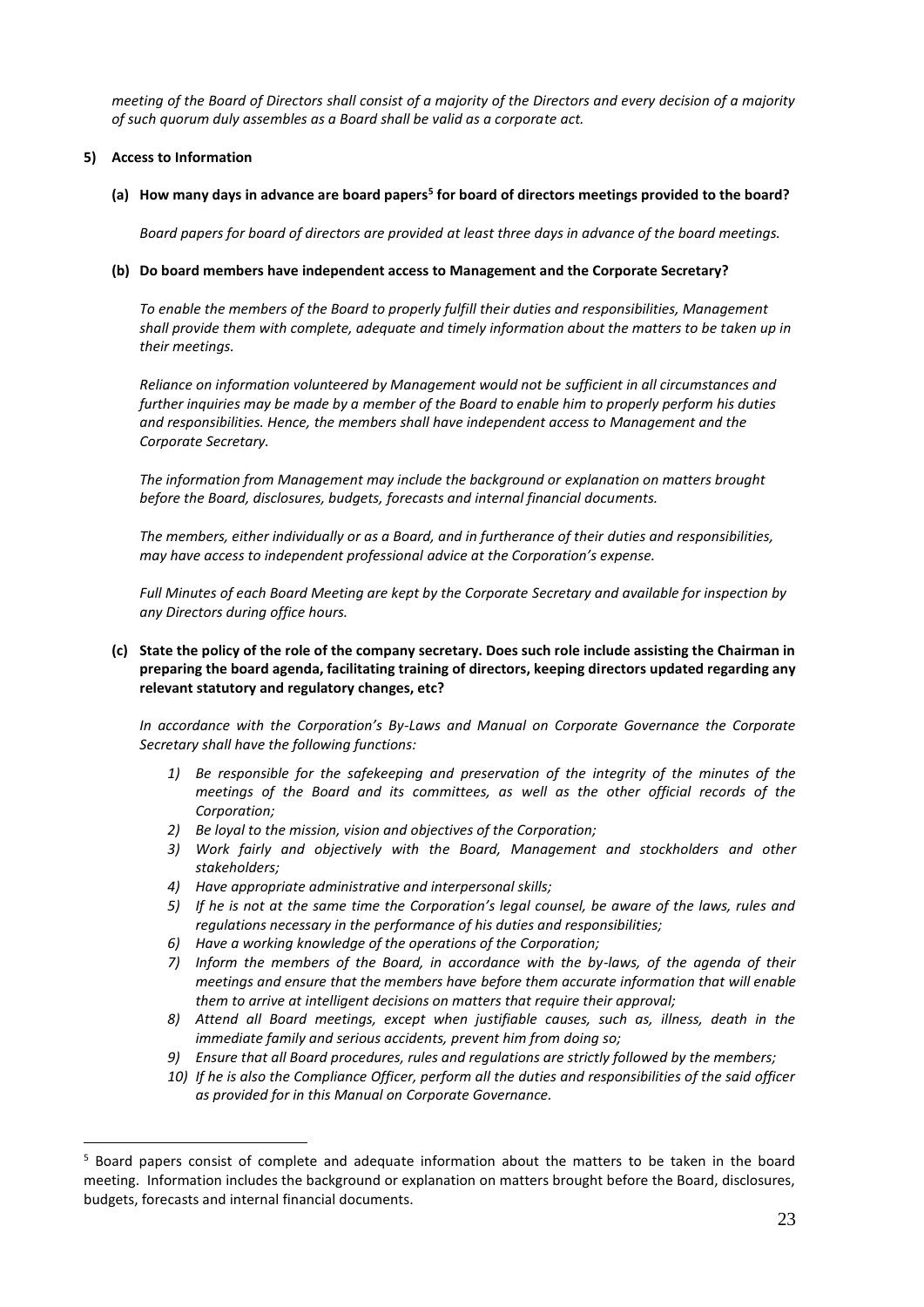*meeting of the Board of Directors shall consist of a majority of the Directors and every decision of a majority of such quorum duly assembles as a Board shall be valid as a corporate act.*

**5) Access to Information**

**(a) How many days in advance are board papers[5] for board of directors meetings provided to the board?**

*Board papers for board of directors are provided at least three days in advance of the board meetings.*

**(b) Do board members have independent access to Management and the Corporate Secretary?**

*To enable the members of the Board to properly fulfill their duties and responsibilities, Management shall provide them with complete, adequate and timely information about the matters to be taken up in their meetings.*

*Reliance on information volunteered by Management would not be sufficient in all circumstances and further inquiries may be made by a member of the Board to enable him to properly perform his duties and responsibilities. Hence, the members shall have independent access to Management and the Corporate Secretary.*

*The information from Management may include the background or explanation on matters brought before the Board, disclosures, budgets, forecasts and internal financial documents.*

*The members, either individually or as a Board, and in furtherance of their duties and responsibilities, may have access to independent professional advice at the Corporation's expense.*

*Full Minutes of each Board Meeting are kept by the Corporate Secretary and available for inspection by any Directors during office hours.*

**(c) State the policy of the role of the company secretary. Does such role include assisting the Chairman in preparing the board agenda, facilitating training of directors, keeping directors updated regarding any relevant statutory and regulatory changes, etc?**

*In accordance with the Corporation's By-Laws and Manual on Corporate Governance the Corporate Secretary shall have the following functions:*

1) *Be responsible for the safekeeping and preservation of the integrity of the minutes of the meetings of the Board and its committees, as well as the other official records of the Corporation;*
2) *Be loyal to the mission, vision and objectives of the Corporation;*
3) *Work fairly and objectively with the Board, Management and stockholders and other stakeholders;*
4) *Have appropriate administrative and interpersonal skills;*
5) *If he is not at the same time the Corporation's legal counsel, be aware of the laws, rules and regulations necessary in the performance of his duties and responsibilities;*
6) *Have a working knowledge of the operations of the Corporation;*
7) *Inform the members of the Board, in accordance with the by-laws, of the agenda of their meetings and ensure that the members have before them accurate information that will enable them to arrive at intelligent decisions on matters that require their approval;*
8) *Attend all Board meetings, except when justifiable causes, such as, illness, death in the immediate family and serious accidents, prevent him from doing so;*
9) *Ensure that all Board procedures, rules and regulations are strictly followed by the members;*
10) *If he is also the Compliance Officer, perform all the duties and responsibilities of the said officer as provided for in this Manual on Corporate Governance.*

[5] Board papers consist of complete and adequate information about the matters to be taken in the board meeting. Information includes the background or explanation on matters brought before the Board, disclosures, budgets, forecasts and internal financial documents.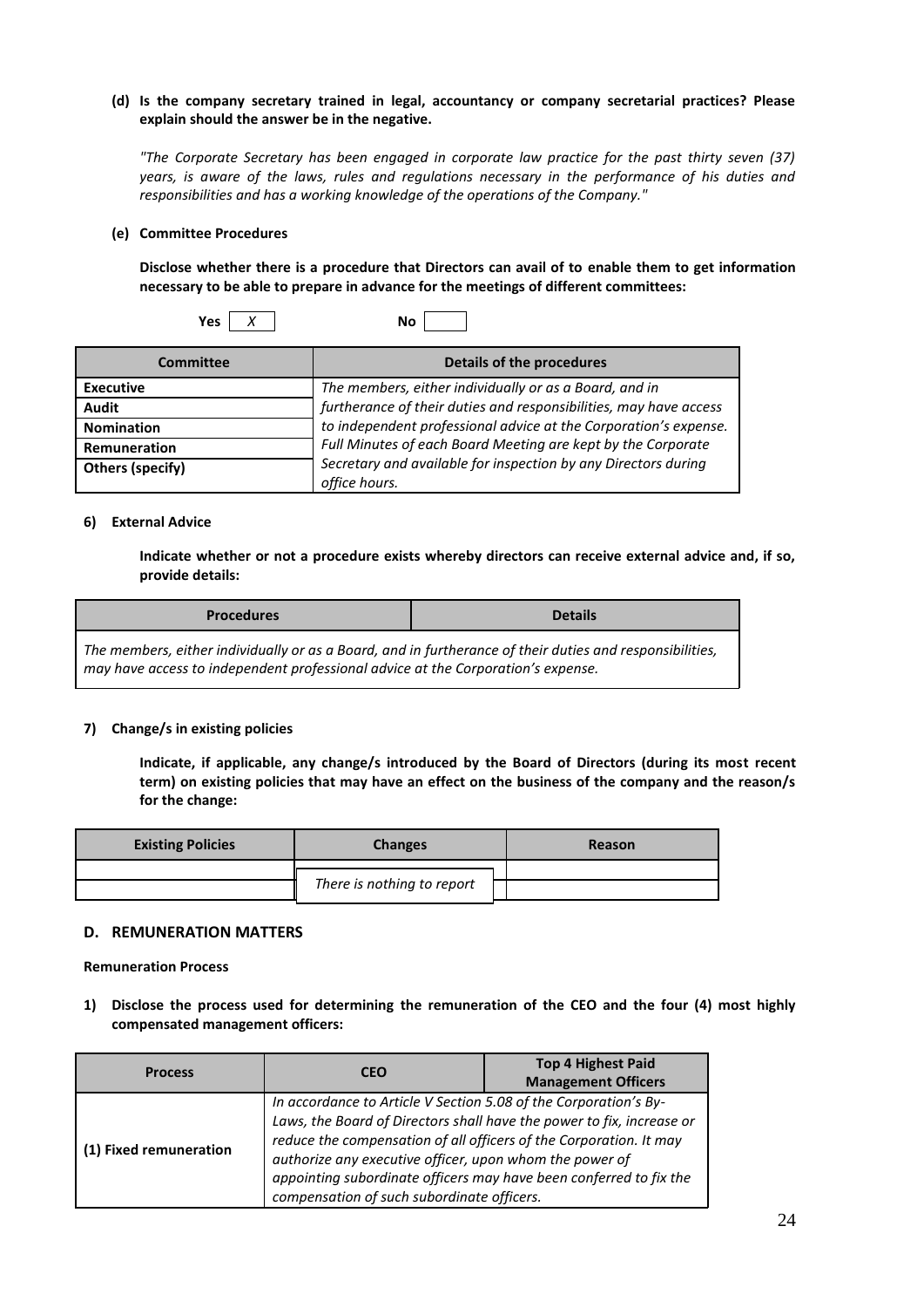**(d) Is the company secretary trained in legal, accountancy or company secretarial practices? Please explain should the answer be in the negative.**

*"The Corporate Secretary has been engaged in corporate law practice for the past thirty seven (37) years, is aware of the laws, rules and regulations necessary in the performance of his duties and responsibilities and has a working knowledge of the operations of the Company."*

**(e) Committee Procedures**

**Disclose whether there is a procedure that Directors can avail of to enable them to get information necessary to be able to prepare in advance for the meetings of different committees:**

**Yes** [ *X* ]  **No** [ ]

| Committee | Details of the procedures |
|---|---|
| **Executive** | *The members, either individually or as a Board, and in furtherance of their duties and responsibilities, may have access to independent professional advice at the Corporation's expense. Full Minutes of each Board Meeting are kept by the Corporate Secretary and available for inspection by any Directors during office hours.* |
| **Audit** | |
| **Nomination** | |
| **Remuneration** | |
| **Others (specify)** | |

**6) External Advice**

**Indicate whether or not a procedure exists whereby directors can receive external advice and, if so, provide details:**

| Procedures | Details |
|---|---|
| *The members, either individually or as a Board, and in furtherance of their duties and responsibilities, may have access to independent professional advice at the Corporation's expense.* | |

**7) Change/s in existing policies**

**Indicate, if applicable, any change/s introduced by the Board of Directors (during its most recent term) on existing policies that may have an effect on the business of the company and the reason/s for the change:**

| Existing Policies | Changes | Reason |
|---|---|---|
| | *There is nothing to report* | |
| | | |

## D. REMUNERATION MATTERS

**Remuneration Process**

**1) Disclose the process used for determining the remuneration of the CEO and the four (4) most highly compensated management officers:**

| Process | CEO | Top 4 Highest Paid Management Officers |
|---|---|---|
| **(1) Fixed remuneration** | *In accordance to Article V Section 5.08 of the Corporation's By-Laws, the Board of Directors shall have the power to fix, increase or reduce the compensation of all officers of the Corporation. It may authorize any executive officer, upon whom the power of appointing subordinate officers may have been conferred to fix the compensation of such subordinate officers.* | |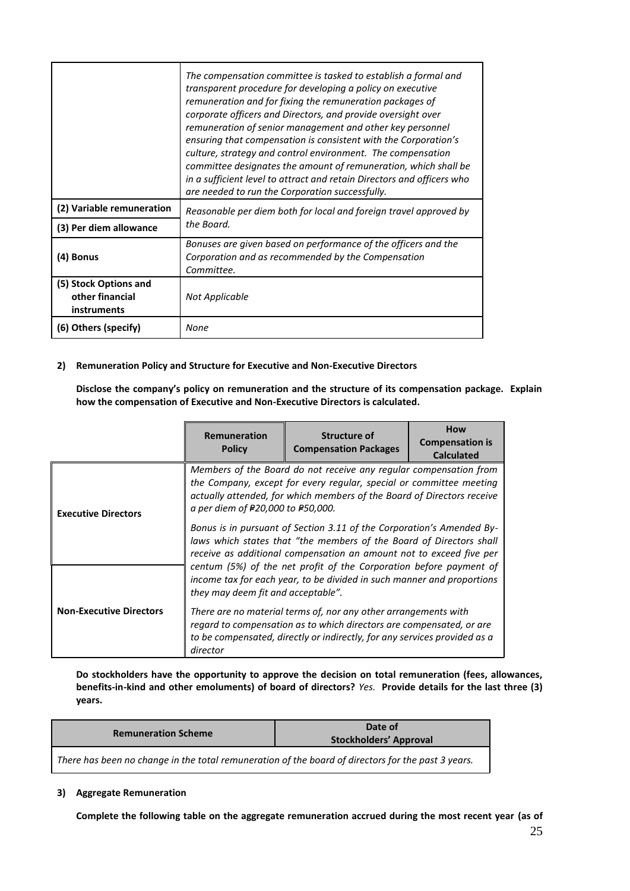| | |
|---|---|
| | *The compensation committee is tasked to establish a formal and transparent procedure for developing a policy on executive remuneration and for fixing the remuneration packages of corporate officers and Directors, and provide oversight over remuneration of senior management and other key personnel ensuring that compensation is consistent with the Corporation's culture, strategy and control environment. The compensation committee designates the amount of remuneration, which shall be in a sufficient level to attract and retain Directors and officers who are needed to run the Corporation successfully.* |
| **(2) Variable remuneration** | *Reasonable per diem both for local and foreign travel approved by the Board.* |
| **(3) Per diem allowance** | |
| **(4) Bonus** | *Bonuses are given based on performance of the officers and the Corporation and as recommended by the Compensation Committee.* |
| **(5) Stock Options and other financial instruments** | *Not Applicable* |
| **(6) Others (specify)** | *None* |

**2) Remuneration Policy and Structure for Executive and Non-Executive Directors**

**Disclose the company's policy on remuneration and the structure of its compensation package. Explain how the compensation of Executive and Non-Executive Directors is calculated.**

| | Remuneration Policy | Structure of Compensation Packages | How Compensation is Calculated |
|---|---|---|---|
| **Executive Directors** | *Members of the Board do not receive any regular compensation from the Company, except for every regular, special or committee meeting actually attended, for which members of the Board of Directors receive a per diem of ₱20,000 to ₱50,000.* *Bonus is in pursuant of Section 3.11 of the Corporation's Amended By-laws which states that "the members of the Board of Directors shall receive as additional compensation an amount not to exceed five per centum (5%) of the net profit of the Corporation before payment of income tax for each year, to be divided in such manner and proportions they may deem fit and acceptable".* *There are no material terms of, nor any other arrangements with regard to compensation as to which directors are compensated, or are to be compensated, directly or indirectly, for any services provided as a director* | | |
| **Non-Executive Directors** | | | |

**Do stockholders have the opportunity to approve the decision on total remuneration (fees, allowances, benefits-in-kind and other emoluments) of board of directors?** *Yes.* **Provide details for the last three (3) years.**

| Remuneration Scheme | Date of Stockholders' Approval |
|---|---|
| *There has been no change in the total remuneration of the board of directors for the past 3 years.* | |

**3) Aggregate Remuneration**

**Complete the following table on the aggregate remuneration accrued during the most recent year (as of**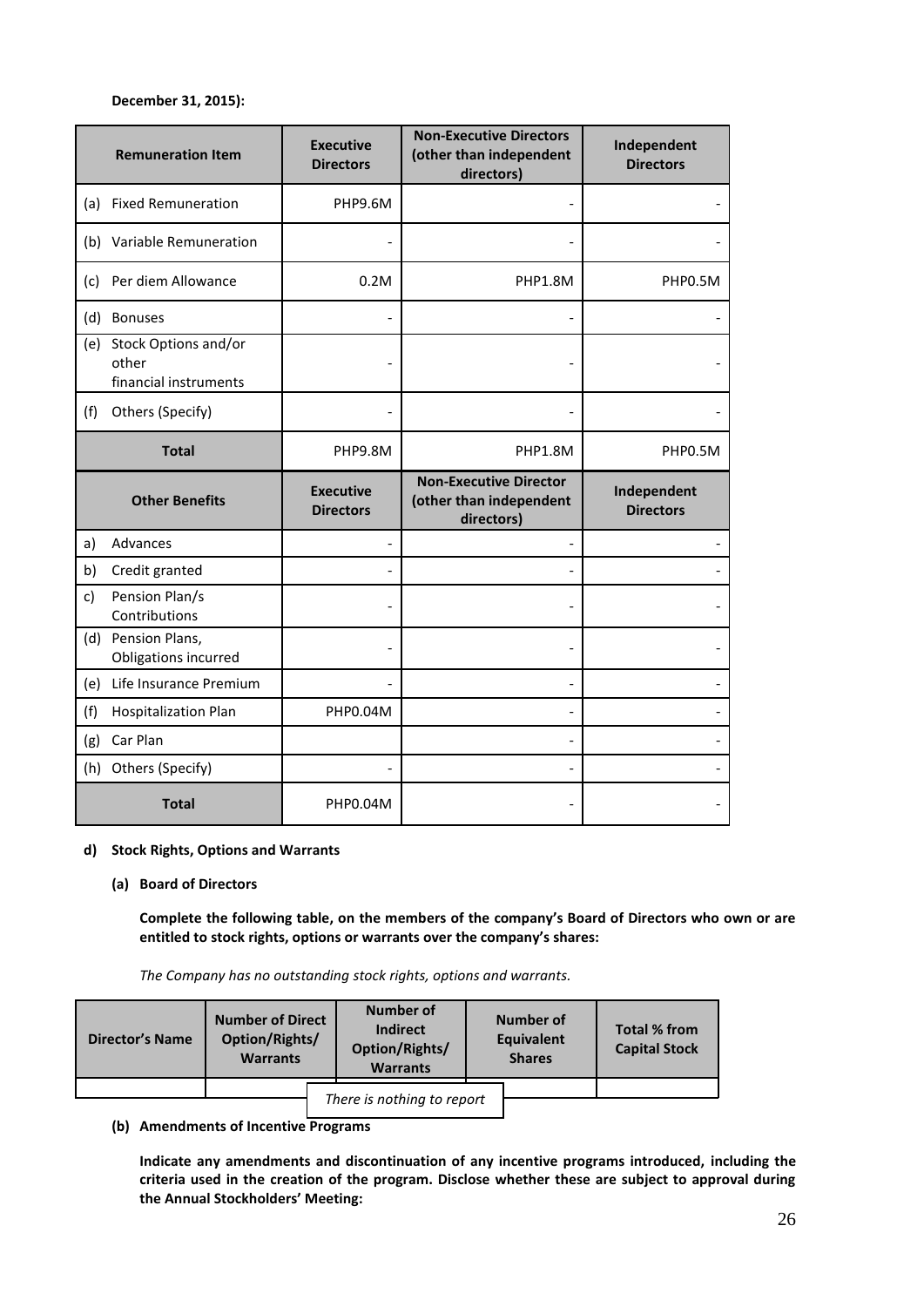**December 31, 2015):**

| Remuneration Item | Executive Directors | Non-Executive Directors (other than independent directors) | Independent Directors |
|---|---|---|---|
| (a) Fixed Remuneration | PHP9.6M | - | - |
| (b) Variable Remuneration | - | - | - |
| (c) Per diem Allowance | 0.2M | PHP1.8M | PHP0.5M |
| (d) Bonuses | - | - | - |
| (e) Stock Options and/or other financial instruments | - | - | - |
| (f) Others (Specify) | - | - | - |
| **Total** | PHP9.8M | PHP1.8M | PHP0.5M |

| Other Benefits | Executive Directors | Non-Executive Director (other than independent directors) | Independent Directors |
|---|---|---|---|
| a) Advances | - | - | - |
| b) Credit granted | - | - | - |
| c) Pension Plan/s Contributions | - | - | - |
| (d) Pension Plans, Obligations incurred | - | - | - |
| (e) Life Insurance Premium | - | - | - |
| (f) Hospitalization Plan | PHP0.04M | - | - |
| (g) Car Plan | | - | - |
| (h) Others (Specify) | - | - | - |
| **Total** | PHP0.04M | - | - |

**d) Stock Rights, Options and Warrants**

**(a) Board of Directors**

**Complete the following table, on the members of the company's Board of Directors who own or are entitled to stock rights, options or warrants over the company's shares:**

*The Company has no outstanding stock rights, options and warrants.*

| Director's Name | Number of Direct Option/Rights/ Warrants | Number of Indirect Option/Rights/ Warrants | Number of Equivalent Shares | Total % from Capital Stock |
|---|---|---|---|---|
| | | *There is nothing to report* | | |

**(b) Amendments of Incentive Programs**

**Indicate any amendments and discontinuation of any incentive programs introduced, including the criteria used in the creation of the program. Disclose whether these are subject to approval during the Annual Stockholders' Meeting:**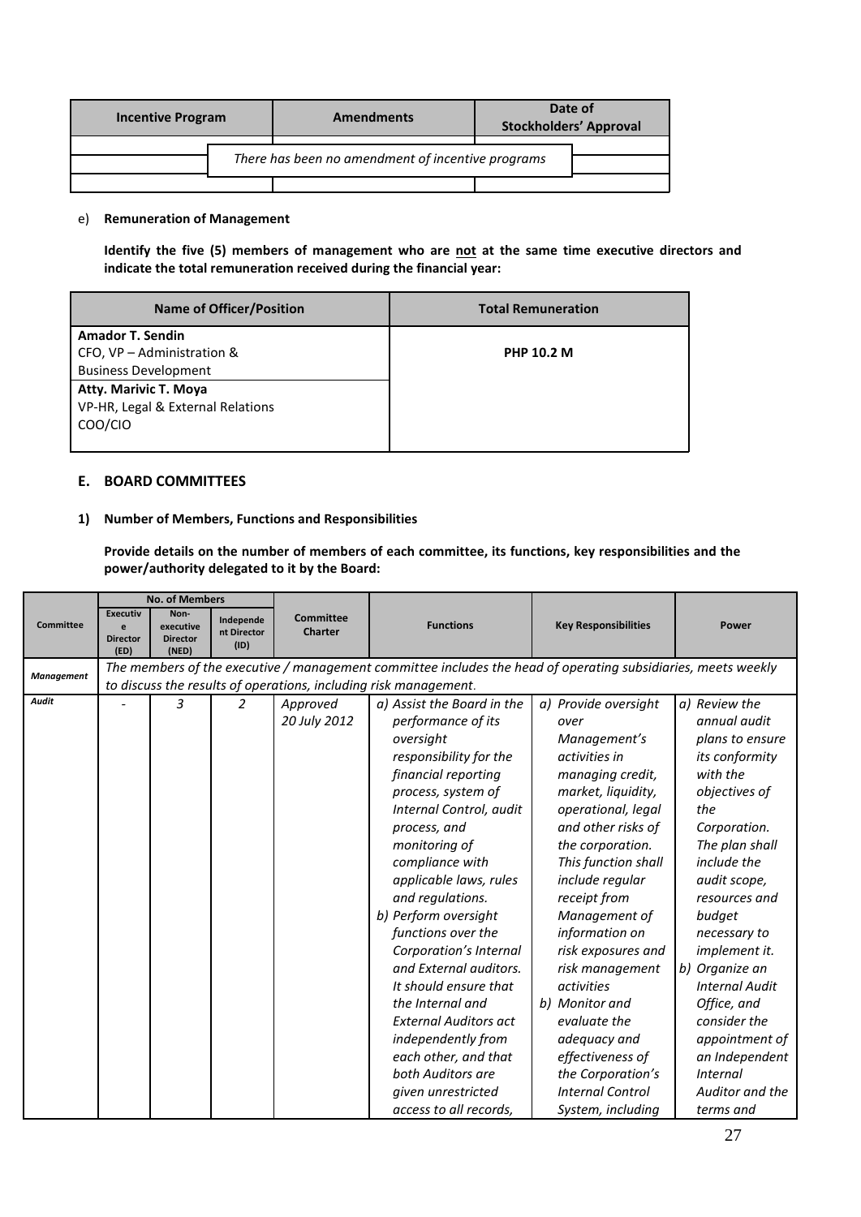| Incentive Program | Amendments | Date of Stockholders' Approval |
|---|---|---|
| | There has been no amendment of incentive programs | |

e) **Remuneration of Management**

**Identify the five (5) members of management who are <u>not</u> at the same time executive directors and indicate the total remuneration received during the financial year:**

| Name of Officer/Position | Total Remuneration |
|---|---|
| **Amador T. Sendin**<br>CFO, VP – Administration & Business Development<br>**Atty. Marivic T. Moya**<br>VP-HR, Legal & External Relations<br>COO/CIO | **PHP 10.2 M** |

## E. BOARD COMMITTEES

### 1) Number of Members, Functions and Responsibilities

**Provide details on the number of members of each committee, its functions, key responsibilities and the power/authority delegated to it by the Board:**

| Committee | No. of Members | | | Committee Charter | Functions | Key Responsibilities | Power |
|---|---|---|---|---|---|---|---|
| | Executive Director (ED) | Non-executive Director (NED) | Independent Director (ID) | | | | |
| *Management* | *The members of the executive / management committee includes the head of operating subsidiaries, meets weekly to discuss the results of operations, including risk management.* | | | | | | |
| *Audit* | - | *3* | *2* | *Approved 20 July 2012* | *a) Assist the Board in the performance of its oversight responsibility for the financial reporting process, system of Internal Control, audit process, and monitoring of compliance with applicable laws, rules and regulations.*<br>*b) Perform oversight functions over the Corporation's Internal and External auditors. It should ensure that the Internal and External Auditors act independently from each other, and that both Auditors are given unrestricted access to all records,* | *a) Provide oversight over Management's activities in managing credit, market, liquidity, operational, legal and other risks of the corporation. This function shall include regular receipt from Management of information on risk exposures and risk management activities*<br>*b) Monitor and evaluate the adequacy and effectiveness of the Corporation's Internal Control System, including* | *a) Review the annual audit plans to ensure its conformity with the objectives of the Corporation. The plan shall include the audit scope, resources and budget necessary to implement it.*<br>*b) Organize an Internal Audit Office, and consider the appointment of an Independent Internal Auditor and the terms and* |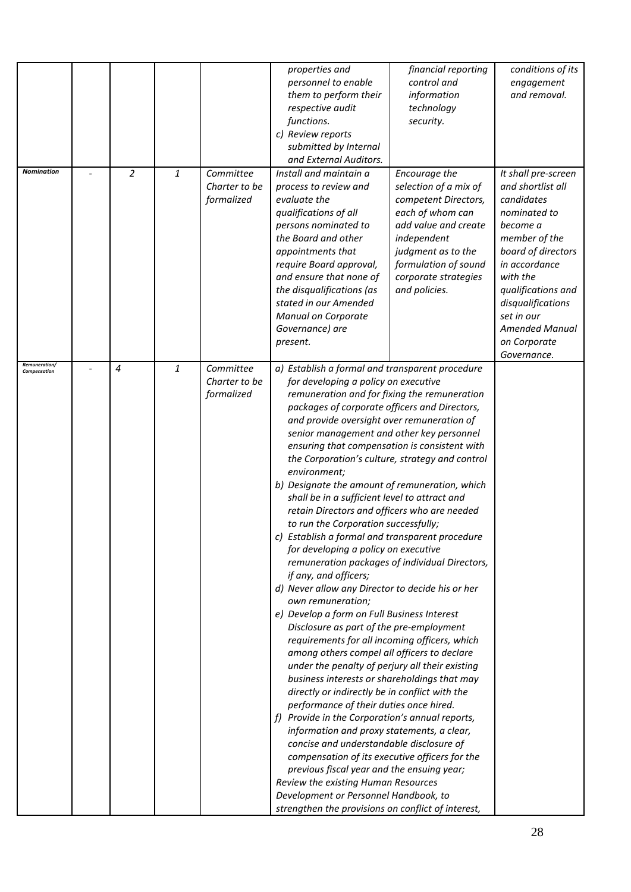| | | | | | | | |
|---|---|---|---|---|---|---|---|
| | | | | | *properties and personnel to enable them to perform their respective audit functions.*<br>*c) Review reports submitted by Internal and External Auditors.* | *financial reporting control and information technology security.* | *conditions of its engagement and removal.* |
| ***Nomination*** | - | *2* | *1* | *Committee Charter to be formalized* | *Install and maintain a process to review and evaluate the qualifications of all persons nominated to the Board and other appointments that require Board approval, and ensure that none of the disqualifications (as stated in our Amended Manual on Corporate Governance) are present.* | *Encourage the selection of a mix of competent Directors, each of whom can add value and create independent judgment as to the formulation of sound corporate strategies and policies.* | *It shall pre-screen and shortlist all candidates nominated to become a member of the board of directors in accordance with the qualifications and disqualifications set in our Amended Manual on Corporate Governance.* |
| ***Remuneration/ Compensation*** | - | *4* | *1* | *Committee Charter to be formalized* | *a) Establish a formal and transparent procedure for developing a policy on executive remuneration and for fixing the remuneration packages of corporate officers and Directors, and provide oversight over remuneration of senior management and other key personnel ensuring that compensation is consistent with the Corporation's culture, strategy and control environment;*<br>*b) Designate the amount of remuneration, which shall be in a sufficient level to attract and retain Directors and officers who are needed to run the Corporation successfully;*<br>*c) Establish a formal and transparent procedure for developing a policy on executive remuneration packages of individual Directors, if any, and officers;*<br>*d) Never allow any Director to decide his or her own remuneration;*<br>*e) Develop a form on Full Business Interest Disclosure as part of the pre-employment requirements for all incoming officers, which among others compel all officers to declare under the penalty of perjury all their existing business interests or shareholdings that may directly or indirectly be in conflict with the performance of their duties once hired.*<br>*f) Provide in the Corporation's annual reports, information and proxy statements, a clear, concise and understandable disclosure of compensation of its executive officers for the previous fiscal year and the ensuing year;*<br>*Review the existing Human Resources Development or Personnel Handbook, to strengthen the provisions on conflict of interest,* | | |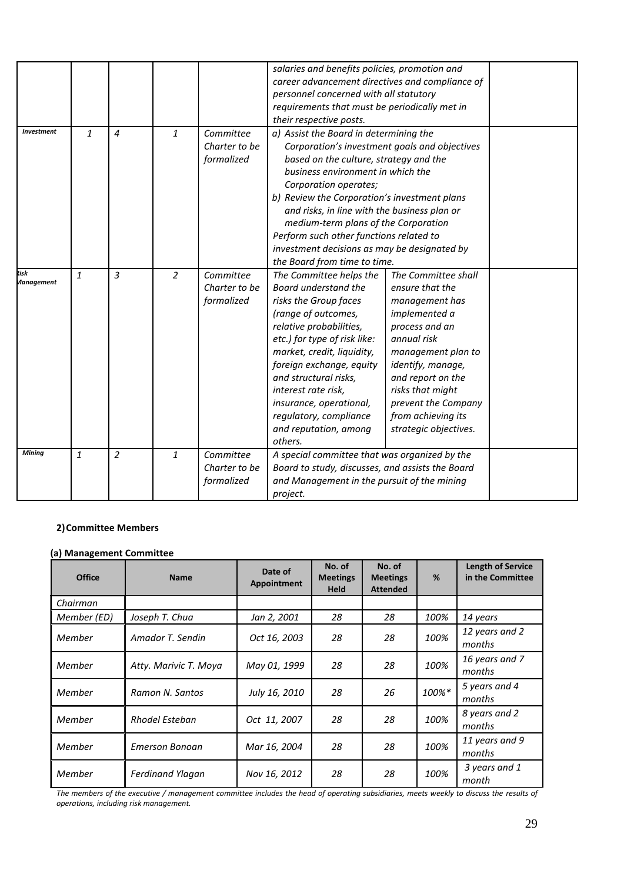| | | | | | | | |
|---|---|---|---|---|---|---|---|
| | | | | | *salaries and benefits policies, promotion and career advancement directives and compliance of personnel concerned with all statutory requirements that must be periodically met in their respective posts.* | | |
| ***Investment*** | *1* | *4* | *1* | *Committee Charter to be formalized* | *a) Assist the Board in determining the Corporation's investment goals and objectives based on the culture, strategy and the business environment in which the Corporation operates;*<br>*b) Review the Corporation's investment plans and risks, in line with the business plan or medium-term plans of the Corporation*<br>*Perform such other functions related to investment decisions as may be designated by the Board from time to time.* | | |
| ***Risk Management*** | *1* | *3* | *2* | *Committee Charter to be formalized* | *The Committee helps the Board understand the risks the Group faces (range of outcomes, relative probabilities, etc.) for type of risk like: market, credit, liquidity, foreign exchange, equity and structural risks, interest rate risk, insurance, operational, regulatory, compliance and reputation, among others.* | *The Committee shall ensure that the management has implemented a process and an annual risk management plan to identify, manage, and report on the risks that might prevent the Company from achieving its strategic objectives.* | |
| ***Mining*** | *1* | *2* | *1* | *Committee Charter to be formalized* | *A special committee that was organized by the Board to study, discusses, and assists the Board and Management in the pursuit of the mining project.* | | |

**2) Committee Members**

**(a) Management Committee**

| Office | Name | Date of Appointment | No. of Meetings Held | No. of Meetings Attended | % | Length of Service in the Committee |
|---|---|---|---|---|---|---|
| *Chairman* | | | | | | |
| *Member (ED)* | *Joseph T. Chua* | *Jan 2, 2001* | *28* | *28* | *100%* | *14 years* |
| *Member* | *Amador T. Sendin* | *Oct 16, 2003* | *28* | *28* | *100%* | *12 years and 2 months* |
| *Member* | *Atty. Marivic T. Moya* | *May 01, 1999* | *28* | *28* | *100%* | *16 years and 7 months* |
| *Member* | *Ramon N. Santos* | *July 16, 2010* | *28* | *26* | *100%\** | *5 years and 4 months* |
| *Member* | *Rhodel Esteban* | *Oct 11, 2007* | *28* | *28* | *100%* | *8 years and 2 months* |
| *Member* | *Emerson Bonoan* | *Mar 16, 2004* | *28* | *28* | *100%* | *11 years and 9 months* |
| *Member* | *Ferdinand Ylagan* | *Nov 16, 2012* | *28* | *28* | *100%* | *3 years and 1 month* |

*The members of the executive / management committee includes the head of operating subsidiaries, meets weekly to discuss the results of operations, including risk management.*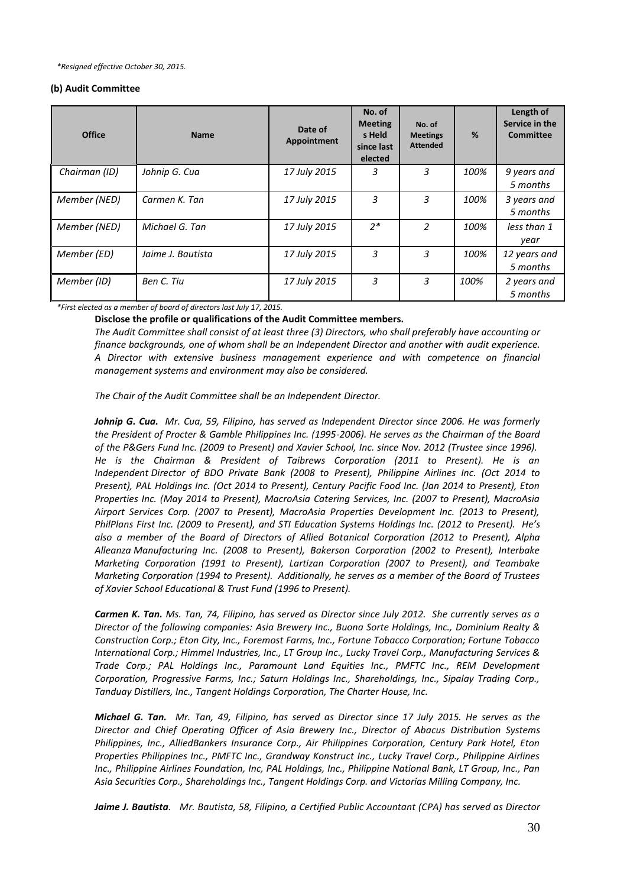*Resigned effective October 30, 2015.*

**(b) Audit Committee**

| Office | Name | Date of Appointment | No. of Meetings Held since last elected | No. of Meetings Attended | % | Length of Service in the Committee |
|---|---|---|---|---|---|---|
| *Chairman (ID)* | *Johnip G. Cua* | *17 July 2015* | *3* | *3* | *100%* | *9 years and 5 months* |
| *Member (NED)* | *Carmen K. Tan* | *17 July 2015* | *3* | *3* | *100%* | *3 years and 5 months* |
| *Member (NED)* | *Michael G. Tan* | *17 July 2015* | *2** | *2* | *100%* | *less than 1 year* |
| *Member (ED)* | *Jaime J. Bautista* | *17 July 2015* | *3* | *3* | *100%* | *12 years and 5 months* |
| *Member (ID)* | *Ben C. Tiu* | *17 July 2015* | *3* | *3* | *100%* | *2 years and 5 months* |

*First elected as a member of board of directors last July 17, 2015.*

**Disclose the profile or qualifications of the Audit Committee members.**

*The Audit Committee shall consist of at least three (3) Directors, who shall preferably have accounting or finance backgrounds, one of whom shall be an Independent Director and another with audit experience. A Director with extensive business management experience and with competence on financial management systems and environment may also be considered.*

*The Chair of the Audit Committee shall be an Independent Director.*

***Johnip G. Cua.*** *Mr. Cua, 59, Filipino, has served as Independent Director since 2006. He was formerly the President of Procter & Gamble Philippines Inc. (1995-2006). He serves as the Chairman of the Board of the P&Gers Fund Inc. (2009 to Present) and Xavier School, Inc. since Nov. 2012 (Trustee since 1996). He is the Chairman & President of Taibrews Corporation (2011 to Present). He is an Independent Director of BDO Private Bank (2008 to Present), Philippine Airlines Inc. (Oct 2014 to Present), PAL Holdings Inc. (Oct 2014 to Present), Century Pacific Food Inc. (Jan 2014 to Present), Eton Properties Inc. (May 2014 to Present), MacroAsia Catering Services, Inc. (2007 to Present), MacroAsia Airport Services Corp. (2007 to Present), MacroAsia Properties Development Inc. (2013 to Present), PhilPlans First Inc. (2009 to Present), and STI Education Systems Holdings Inc. (2012 to Present). He's also a member of the Board of Directors of Allied Botanical Corporation (2012 to Present), Alpha Alleanza Manufacturing Inc. (2008 to Present), Bakerson Corporation (2002 to Present), Interbake Marketing Corporation (1991 to Present), Lartizan Corporation (2007 to Present), and Teambake Marketing Corporation (1994 to Present). Additionally, he serves as a member of the Board of Trustees of Xavier School Educational & Trust Fund (1996 to Present).*

***Carmen K. Tan.*** *Ms. Tan, 74, Filipino, has served as Director since July 2012. She currently serves as a Director of the following companies: Asia Brewery Inc., Buona Sorte Holdings, Inc., Dominium Realty & Construction Corp.; Eton City, Inc., Foremost Farms, Inc., Fortune Tobacco Corporation; Fortune Tobacco International Corp.; Himmel Industries, Inc., LT Group Inc., Lucky Travel Corp., Manufacturing Services & Trade Corp.; PAL Holdings Inc., Paramount Land Equities Inc., PMFTC Inc., REM Development Corporation, Progressive Farms, Inc.; Saturn Holdings Inc., Shareholdings, Inc., Sipalay Trading Corp., Tanduay Distillers, Inc., Tangent Holdings Corporation, The Charter House, Inc.*

***Michael G. Tan.*** *Mr. Tan, 49, Filipino, has served as Director since 17 July 2015. He serves as the Director and Chief Operating Officer of Asia Brewery Inc., Director of Abacus Distribution Systems Philippines, Inc., AlliedBankers Insurance Corp., Air Philippines Corporation, Century Park Hotel, Eton Properties Philippines Inc., PMFTC Inc., Grandway Konstruct Inc., Lucky Travel Corp., Philippine Airlines Inc., Philippine Airlines Foundation, Inc, PAL Holdings, Inc., Philippine National Bank, LT Group, Inc., Pan Asia Securities Corp., Shareholdings Inc., Tangent Holdings Corp. and Victorias Milling Company, Inc.*

***Jaime J. Bautista.*** *Mr. Bautista, 58, Filipino, a Certified Public Accountant (CPA) has served as Director*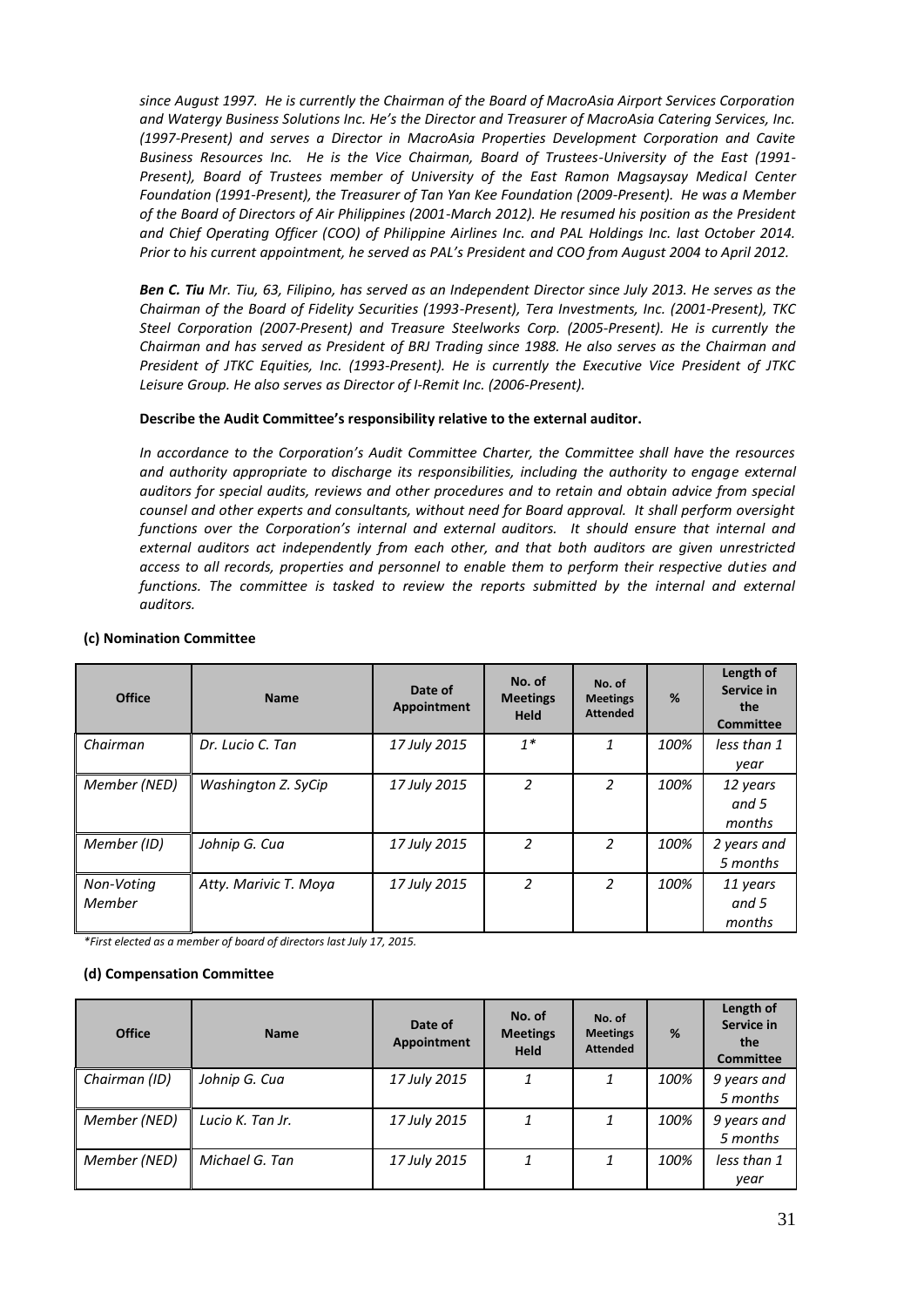*since August 1997. He is currently the Chairman of the Board of MacroAsia Airport Services Corporation and Watergy Business Solutions Inc. He's the Director and Treasurer of MacroAsia Catering Services, Inc. (1997-Present) and serves a Director in MacroAsia Properties Development Corporation and Cavite Business Resources Inc. He is the Vice Chairman, Board of Trustees-University of the East (1991-Present), Board of Trustees member of University of the East Ramon Magsaysay Medical Center Foundation (1991-Present), the Treasurer of Tan Yan Kee Foundation (2009-Present). He was a Member of the Board of Directors of Air Philippines (2001-March 2012). He resumed his position as the President and Chief Operating Officer (COO) of Philippine Airlines Inc. and PAL Holdings Inc. last October 2014. Prior to his current appointment, he served as PAL's President and COO from August 2004 to April 2012.*

***Ben C. Tiu*** *Mr. Tiu, 63, Filipino, has served as an Independent Director since July 2013. He serves as the Chairman of the Board of Fidelity Securities (1993-Present), Tera Investments, Inc. (2001-Present), TKC Steel Corporation (2007-Present) and Treasure Steelworks Corp. (2005-Present). He is currently the Chairman and has served as President of BRJ Trading since 1988. He also serves as the Chairman and President of JTKC Equities, Inc. (1993-Present). He is currently the Executive Vice President of JTKC Leisure Group. He also serves as Director of I-Remit Inc. (2006-Present).*

**Describe the Audit Committee's responsibility relative to the external auditor.**

*In accordance to the Corporation's Audit Committee Charter, the Committee shall have the resources and authority appropriate to discharge its responsibilities, including the authority to engage external auditors for special audits, reviews and other procedures and to retain and obtain advice from special counsel and other experts and consultants, without need for Board approval. It shall perform oversight functions over the Corporation's internal and external auditors. It should ensure that internal and external auditors act independently from each other, and that both auditors are given unrestricted access to all records, properties and personnel to enable them to perform their respective duties and functions. The committee is tasked to review the reports submitted by the internal and external auditors.*

**(c) Nomination Committee**

| Office | Name | Date of Appointment | No. of Meetings Held | No. of Meetings Attended | % | Length of Service in the Committee |
|---|---|---|---|---|---|---|
| Chairman | Dr. Lucio C. Tan | 17 July 2015 | 1* | 1 | 100% | less than 1 year |
| Member (NED) | Washington Z. SyCip | 17 July 2015 | 2 | 2 | 100% | 12 years and 5 months |
| Member (ID) | Johnip G. Cua | 17 July 2015 | 2 | 2 | 100% | 2 years and 5 months |
| Non-Voting Member | Atty. Marivic T. Moya | 17 July 2015 | 2 | 2 | 100% | 11 years and 5 months |

*\*First elected as a member of board of directors last July 17, 2015.*

**(d) Compensation Committee**

| Office | Name | Date of Appointment | No. of Meetings Held | No. of Meetings Attended | % | Length of Service in the Committee |
|---|---|---|---|---|---|---|
| Chairman (ID) | Johnip G. Cua | 17 July 2015 | 1 | 1 | 100% | 9 years and 5 months |
| Member (NED) | Lucio K. Tan Jr. | 17 July 2015 | 1 | 1 | 100% | 9 years and 5 months |
| Member (NED) | Michael G. Tan | 17 July 2015 | 1 | 1 | 100% | less than 1 year |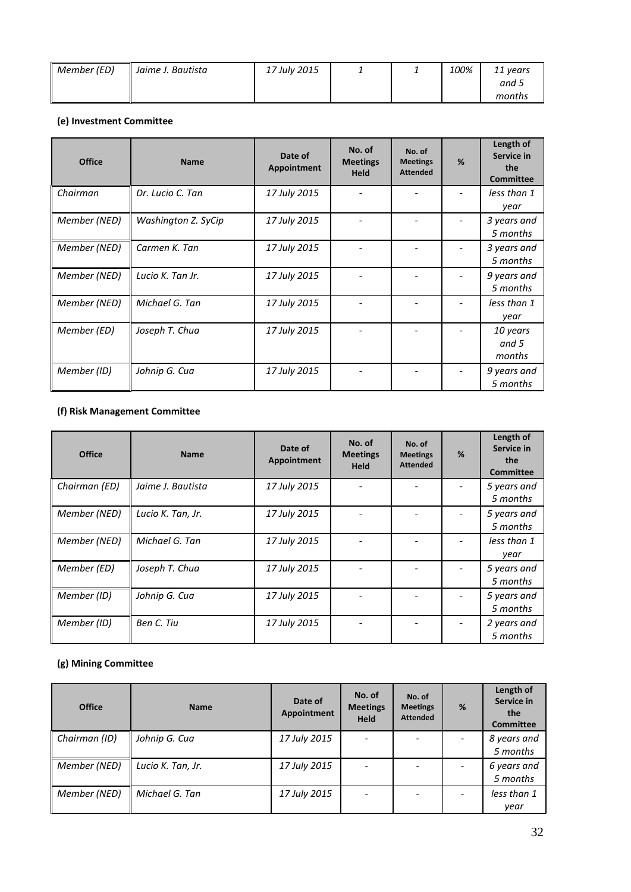| Member (ED) | Jaime J. Bautista | 17 July 2015 | 1 | 1 | 100% | 11 years and 5 months |
|---|---|---|---|---|---|---|

**(e) Investment Committee**

| Office | Name | Date of Appointment | No. of Meetings Held | No. of Meetings Attended | % | Length of Service in the Committee |
|---|---|---|---|---|---|---|
| Chairman | Dr. Lucio C. Tan | 17 July 2015 | - | - | - | less than 1 year |
| Member (NED) | Washington Z. SyCip | 17 July 2015 | - | - | - | 3 years and 5 months |
| Member (NED) | Carmen K. Tan | 17 July 2015 | - | - | - | 3 years and 5 months |
| Member (NED) | Lucio K. Tan Jr. | 17 July 2015 | - | - | - | 9 years and 5 months |
| Member (NED) | Michael G. Tan | 17 July 2015 | - | - | - | less than 1 year |
| Member (ED) | Joseph T. Chua | 17 July 2015 | - | - | - | 10 years and 5 months |
| Member (ID) | Johnip G. Cua | 17 July 2015 | - | - | - | 9 years and 5 months |

**(f) Risk Management Committee**

| Office | Name | Date of Appointment | No. of Meetings Held | No. of Meetings Attended | % | Length of Service in the Committee |
|---|---|---|---|---|---|---|
| Chairman (ED) | Jaime J. Bautista | 17 July 2015 | - | - | - | 5 years and 5 months |
| Member (NED) | Lucio K. Tan, Jr. | 17 July 2015 | - | - | - | 5 years and 5 months |
| Member (NED) | Michael G. Tan | 17 July 2015 | - | - | - | less than 1 year |
| Member (ED) | Joseph T. Chua | 17 July 2015 | - | - | - | 5 years and 5 months |
| Member (ID) | Johnip G. Cua | 17 July 2015 | - | - | - | 5 years and 5 months |
| Member (ID) | Ben C. Tiu | 17 July 2015 | - | - | - | 2 years and 5 months |

**(g) Mining Committee**

| Office | Name | Date of Appointment | No. of Meetings Held | No. of Meetings Attended | % | Length of Service in the Committee |
|---|---|---|---|---|---|---|
| Chairman (ID) | Johnip G. Cua | 17 July 2015 | - | - | - | 8 years and 5 months |
| Member (NED) | Lucio K. Tan, Jr. | 17 July 2015 | - | - | - | 6 years and 5 months |
| Member (NED) | Michael G. Tan | 17 July 2015 | - | - | - | less than 1 year |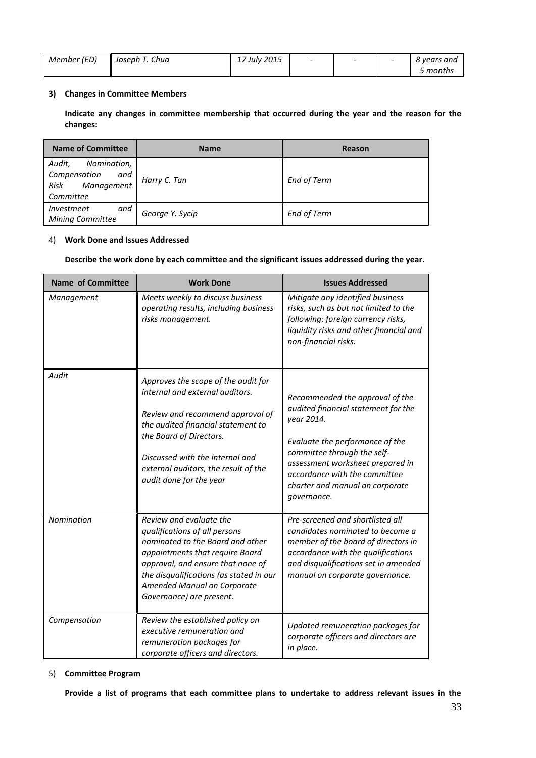| *Member (ED)* | *Joseph T. Chua* | *17 July 2015* | - | - | - | *8 years and 5 months* |
|---|---|---|---|---|---|---|

**3) Changes in Committee Members**

**Indicate any changes in committee membership that occurred during the year and the reason for the changes:**

| Name of Committee | Name | Reason |
|---|---|---|
| *Audit, Nomination, Compensation and Risk Management Committee* | *Harry C. Tan* | *End of Term* |
| *Investment and Mining Committee* | *George Y. Sycip* | *End of Term* |

4) **Work Done and Issues Addressed**

**Describe the work done by each committee and the significant issues addressed during the year.**

| Name of Committee | Work Done | Issues Addressed |
|---|---|---|
| *Management* | *Meets weekly to discuss business operating results, including business risks management.* | *Mitigate any identified business risks, such as but not limited to the following: foreign currency risks, liquidity risks and other financial and non-financial risks.* |
| *Audit* | *Approves the scope of the audit for internal and external auditors.*<br><br>*Review and recommend approval of the audited financial statement to the Board of Directors.*<br><br>*Discussed with the internal and external auditors, the result of the audit done for the year* | *Recommended the approval of the audited financial statement for the year 2014.*<br><br>*Evaluate the performance of the committee through the self-assessment worksheet prepared in accordance with the committee charter and manual on corporate governance.* |
| *Nomination* | *Review and evaluate the qualifications of all persons nominated to the Board and other appointments that require Board approval, and ensure that none of the disqualifications (as stated in our Amended Manual on Corporate Governance) are present.* | *Pre-screened and shortlisted all candidates nominated to become a member of the board of directors in accordance with the qualifications and disqualifications set in amended manual on corporate governance.* |
| *Compensation* | *Review the established policy on executive remuneration and remuneration packages for corporate officers and directors.* | *Updated remuneration packages for corporate officers and directors are in place.* |

5) **Committee Program**

**Provide a list of programs that each committee plans to undertake to address relevant issues in the**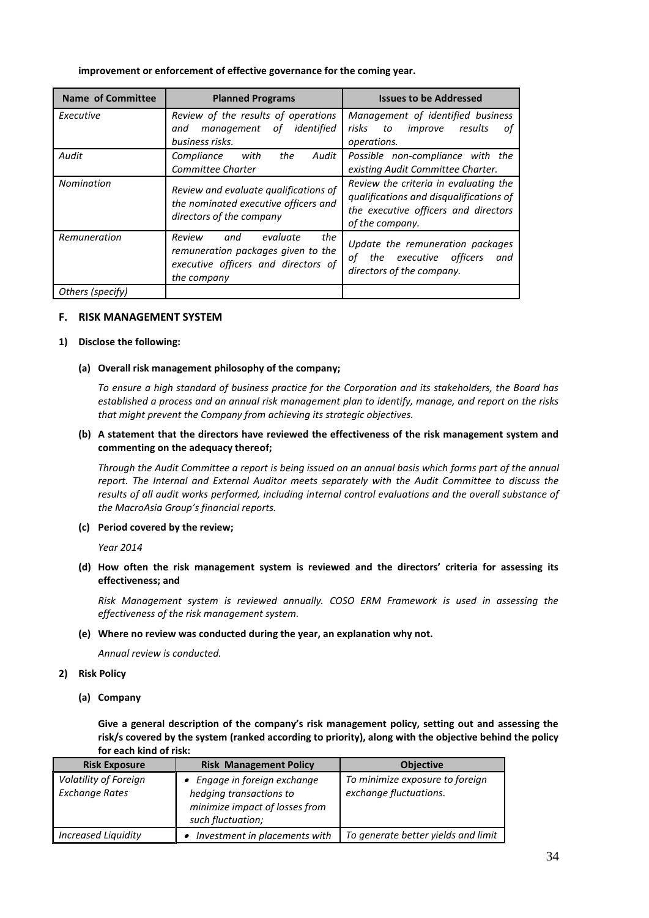**improvement or enforcement of effective governance for the coming year.**

| Name of Committee | Planned Programs | Issues to be Addressed |
|---|---|---|
| *Executive* | *Review of the results of operations and management of identified business risks.* | *Management of identified business risks to improve results of operations.* |
| *Audit* | *Compliance with the Audit Committee Charter* | *Possible non-compliance with the existing Audit Committee Charter.* |
| *Nomination* | *Review and evaluate qualifications of the nominated executive officers and directors of the company* | *Review the criteria in evaluating the qualifications and disqualifications of the executive officers and directors of the company.* |
| *Remuneration* | *Review and evaluate the remuneration packages given to the executive officers and directors of the company* | *Update the remuneration packages of the executive officers and directors of the company.* |
| *Others (specify)* | | |

## F. RISK MANAGEMENT SYSTEM

**1) Disclose the following:**

**(a) Overall risk management philosophy of the company;**

*To ensure a high standard of business practice for the Corporation and its stakeholders, the Board has established a process and an annual risk management plan to identify, manage, and report on the risks that might prevent the Company from achieving its strategic objectives.*

**(b) A statement that the directors have reviewed the effectiveness of the risk management system and commenting on the adequacy thereof;**

*Through the Audit Committee a report is being issued on an annual basis which forms part of the annual report. The Internal and External Auditor meets separately with the Audit Committee to discuss the results of all audit works performed, including internal control evaluations and the overall substance of the MacroAsia Group's financial reports.*

**(c) Period covered by the review;**

*Year 2014*

**(d) How often the risk management system is reviewed and the directors' criteria for assessing its effectiveness; and**

*Risk Management system is reviewed annually. COSO ERM Framework is used in assessing the effectiveness of the risk management system.*

**(e) Where no review was conducted during the year, an explanation why not.**

*Annual review is conducted.*

**2) Risk Policy**

**(a) Company**

**Give a general description of the company's risk management policy, setting out and assessing the risk/s covered by the system (ranked according to priority), along with the objective behind the policy for each kind of risk:**

| Risk Exposure | Risk Management Policy | Objective |
|---|---|---|
| *Volatility of Foreign Exchange Rates* | • *Engage in foreign exchange hedging transactions to minimize impact of losses from such fluctuation;* | *To minimize exposure to foreign exchange fluctuations.* |
| *Increased Liquidity* | • *Investment in placements with* | *To generate better yields and limit* |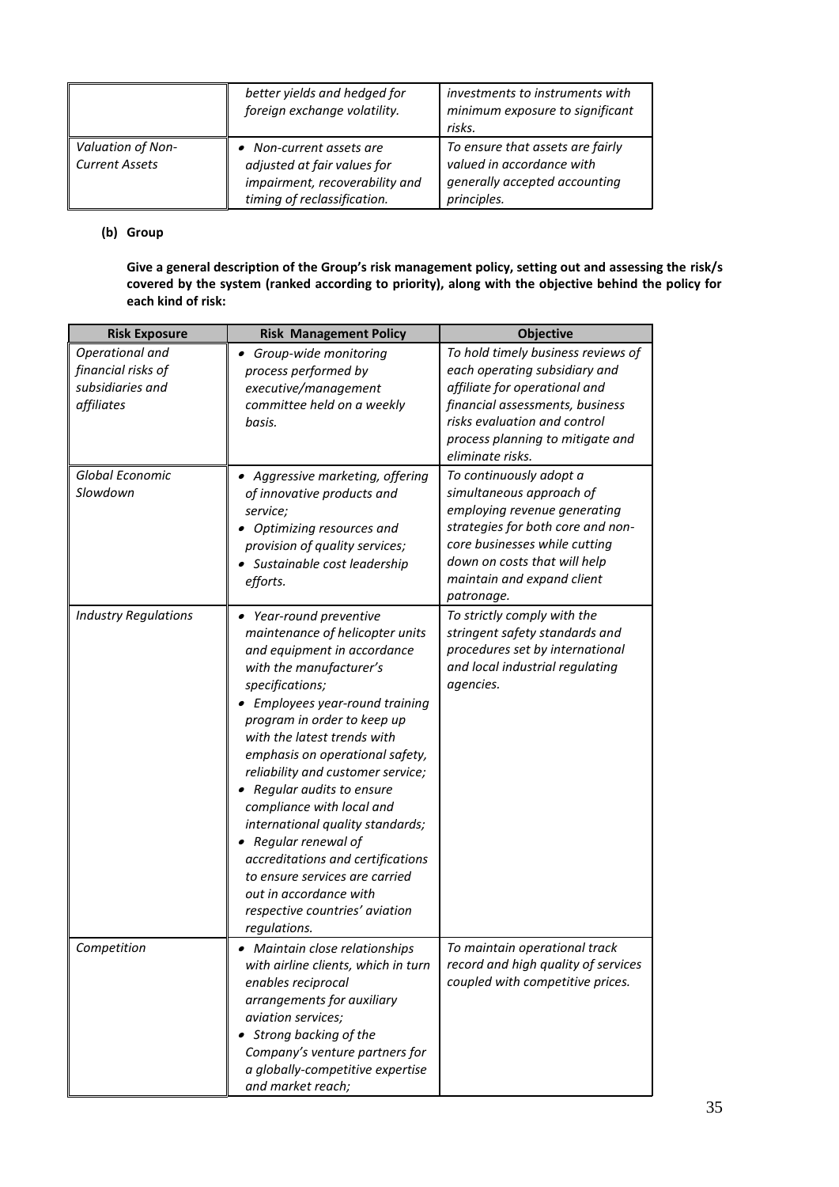| | *better yields and hedged for foreign exchange volatility.* | *investments to instruments with minimum exposure to significant risks.* |
|---|---|---|
| *Valuation of Non-Current Assets* | • *Non-current assets are adjusted at fair values for impairment, recoverability and timing of reclassification.* | *To ensure that assets are fairly valued in accordance with generally accepted accounting principles.* |

**(b) Group**

**Give a general description of the Group's risk management policy, setting out and assessing the risk/s covered by the system (ranked according to priority), along with the objective behind the policy for each kind of risk:**

| Risk Exposure | Risk Management Policy | Objective |
|---|---|---|
| *Operational and financial risks of subsidiaries and affiliates* | • *Group-wide monitoring process performed by executive/management committee held on a weekly basis.* | *To hold timely business reviews of each operating subsidiary and affiliate for operational and financial assessments, business risks evaluation and control process planning to mitigate and eliminate risks.* |
| *Global Economic Slowdown* | • *Aggressive marketing, offering of innovative products and service;*<br>• *Optimizing resources and provision of quality services;*<br>• *Sustainable cost leadership efforts.* | *To continuously adopt a simultaneous approach of employing revenue generating strategies for both core and non-core businesses while cutting down on costs that will help maintain and expand client patronage.* |
| *Industry Regulations* | • *Year-round preventive maintenance of helicopter units and equipment in accordance with the manufacturer's specifications;*<br>• *Employees year-round training program in order to keep up with the latest trends with emphasis on operational safety, reliability and customer service;*<br>• *Regular audits to ensure compliance with local and international quality standards;*<br>• *Regular renewal of accreditations and certifications to ensure services are carried out in accordance with respective countries' aviation regulations.* | *To strictly comply with the stringent safety standards and procedures set by international and local industrial regulating agencies.* |
| *Competition* | • *Maintain close relationships with airline clients, which in turn enables reciprocal arrangements for auxiliary aviation services;*<br>• *Strong backing of the Company's venture partners for a globally-competitive expertise and market reach;* | *To maintain operational track record and high quality of services coupled with competitive prices.* |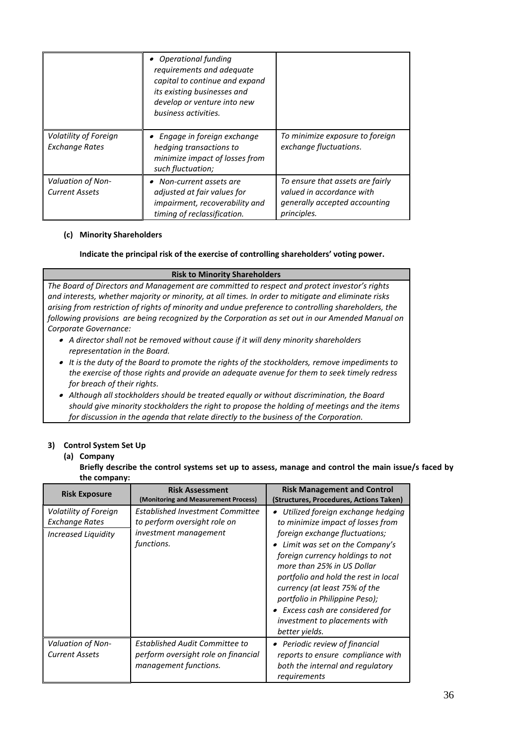| | • *Operational funding requirements and adequate capital to continue and expand its existing businesses and develop or venture into new business activities.* | |
|---|---|---|
| *Volatility of Foreign Exchange Rates* | • *Engage in foreign exchange hedging transactions to minimize impact of losses from such fluctuation;* | *To minimize exposure to foreign exchange fluctuations.* |
| *Valuation of Non-Current Assets* | • *Non-current assets are adjusted at fair values for impairment, recoverability and timing of reclassification.* | *To ensure that assets are fairly valued in accordance with generally accepted accounting principles.* |

**(c) Minority Shareholders**

**Indicate the principal risk of the exercise of controlling shareholders' voting power.**

| Risk to Minority Shareholders |
|---|
| *The Board of Directors and Management are committed to respect and protect investor's rights and interests, whether majority or minority, at all times. In order to mitigate and eliminate risks arising from restriction of rights of minority and undue preference to controlling shareholders, the following provisions are being recognized by the Corporation as set out in our Amended Manual on Corporate Governance:*<br>• *A director shall not be removed without cause if it will deny minority shareholders representation in the Board.*<br>• *It is the duty of the Board to promote the rights of the stockholders, remove impediments to the exercise of those rights and provide an adequate avenue for them to seek timely redress for breach of their rights.*<br>• *Although all stockholders should be treated equally or without discrimination, the Board should give minority stockholders the right to propose the holding of meetings and the items for discussion in the agenda that relate directly to the business of the Corporation.* |

**3) Control System Set Up**

**(a) Company**

**Briefly describe the control systems set up to assess, manage and control the main issue/s faced by the company:**

| Risk Exposure | Risk Assessment (Monitoring and Measurement Process) | Risk Management and Control (Structures, Procedures, Actions Taken) |
|---|---|---|
| *Volatility of Foreign Exchange Rates*<br>*Increased Liquidity* | *Established Investment Committee to perform oversight role on investment management functions.* | • *Utilized foreign exchange hedging to minimize impact of losses from foreign exchange fluctuations;*<br>• *Limit was set on the Company's foreign currency holdings to not more than 25% in US Dollar portfolio and hold the rest in local currency (at least 75% of the portfolio in Philippine Peso);*<br>• *Excess cash are considered for investment to placements with better yields.* |
| *Valuation of Non-Current Assets* | *Established Audit Committee to perform oversight role on financial management functions.* | • *Periodic review of financial reports to ensure compliance with both the internal and regulatory requirements* |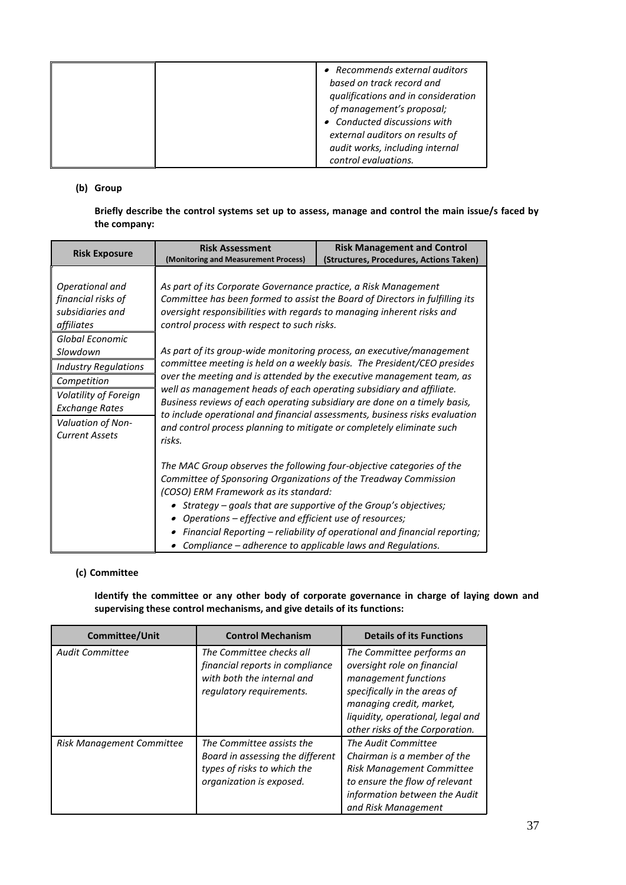|  |  | • *Recommends external auditors based on track record and qualifications and in consideration of management's proposal;*<br>• *Conducted discussions with external auditors on results of audit works, including internal control evaluations.* |
|---|---|---|

**(b) Group**

**Briefly describe the control systems set up to assess, manage and control the main issue/s faced by the company:**

| Risk Exposure | Risk Assessment (Monitoring and Measurement Process) | Risk Management and Control (Structures, Procedures, Actions Taken) |
|---|---|---|
| *Operational and financial risks of subsidiaries and affiliates*<br>*Global Economic Slowdown*<br>*Industry Regulations*<br>*Competition*<br>*Volatility of Foreign Exchange Rates*<br>*Valuation of Non-Current Assets* | *As part of its Corporate Governance practice, a Risk Management Committee has been formed to assist the Board of Directors in fulfilling its oversight responsibilities with regards to managing inherent risks and control process with respect to such risks.*<br><br>*As part of its group-wide monitoring process, an executive/management committee meeting is held on a weekly basis. The President/CEO presides over the meeting and is attended by the executive management team, as well as management heads of each operating subsidiary and affiliate. Business reviews of each operating subsidiary are done on a timely basis, to include operational and financial assessments, business risks evaluation and control process planning to mitigate or completely eliminate such risks.*<br><br>*The MAC Group observes the following four-objective categories of the Committee of Sponsoring Organizations of the Treadway Commission (COSO) ERM Framework as its standard:*<br>• *Strategy – goals that are supportive of the Group's objectives;*<br>• *Operations – effective and efficient use of resources;*<br>• *Financial Reporting – reliability of operational and financial reporting;*<br>• *Compliance – adherence to applicable laws and Regulations.* | |

**(c) Committee**

**Identify the committee or any other body of corporate governance in charge of laying down and supervising these control mechanisms, and give details of its functions:**

| Committee/Unit | Control Mechanism | Details of its Functions |
|---|---|---|
| *Audit Committee* | *The Committee checks all financial reports in compliance with both the internal and regulatory requirements.* | *The Committee performs an oversight role on financial management functions specifically in the areas of managing credit, market, liquidity, operational, legal and other risks of the Corporation.* |
| *Risk Management Committee* | *The Committee assists the Board in assessing the different types of risks to which the organization is exposed.* | *The Audit Committee Chairman is a member of the Risk Management Committee to ensure the flow of relevant information between the Audit and Risk Management* |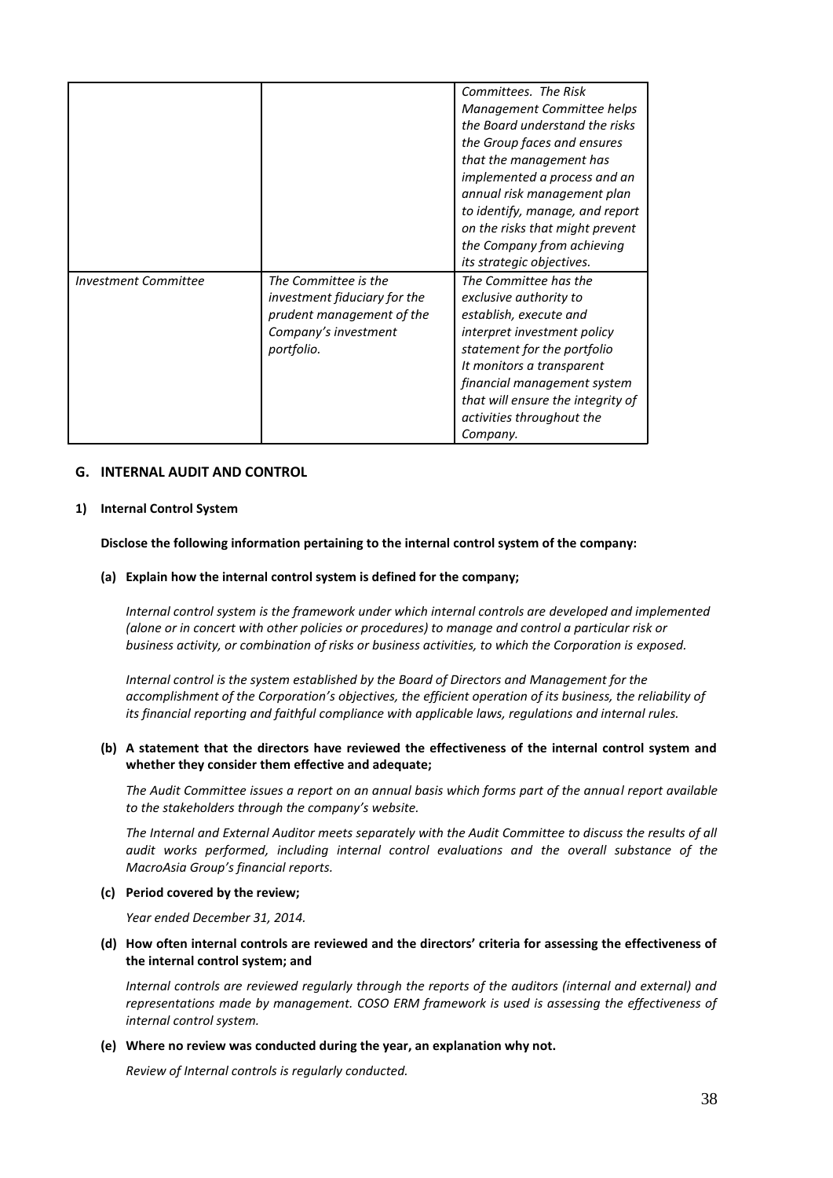| | | |
|---|---|---|
| | | *Committees. The Risk Management Committee helps the Board understand the risks the Group faces and ensures that the management has implemented a process and an annual risk management plan to identify, manage, and report on the risks that might prevent the Company from achieving its strategic objectives.* |
| *Investment Committee* | *The Committee is the investment fiduciary for the prudent management of the Company's investment portfolio.* | *The Committee has the exclusive authority to establish, execute and interpret investment policy statement for the portfolio It monitors a transparent financial management system that will ensure the integrity of activities throughout the Company.* |

## G. INTERNAL AUDIT AND CONTROL

### 1) Internal Control System

**Disclose the following information pertaining to the internal control system of the company:**

**(a) Explain how the internal control system is defined for the company;**

*Internal control system is the framework under which internal controls are developed and implemented (alone or in concert with other policies or procedures) to manage and control a particular risk or business activity, or combination of risks or business activities, to which the Corporation is exposed.*

*Internal control is the system established by the Board of Directors and Management for the accomplishment of the Corporation's objectives, the efficient operation of its business, the reliability of its financial reporting and faithful compliance with applicable laws, regulations and internal rules.*

**(b) A statement that the directors have reviewed the effectiveness of the internal control system and whether they consider them effective and adequate;**

*The Audit Committee issues a report on an annual basis which forms part of the annual report available to the stakeholders through the company's website.*

*The Internal and External Auditor meets separately with the Audit Committee to discuss the results of all audit works performed, including internal control evaluations and the overall substance of the MacroAsia Group's financial reports.*

**(c) Period covered by the review;**

*Year ended December 31, 2014.*

**(d) How often internal controls are reviewed and the directors' criteria for assessing the effectiveness of the internal control system; and**

*Internal controls are reviewed regularly through the reports of the auditors (internal and external) and representations made by management. COSO ERM framework is used is assessing the effectiveness of internal control system.*

**(e) Where no review was conducted during the year, an explanation why not.**

*Review of Internal controls is regularly conducted.*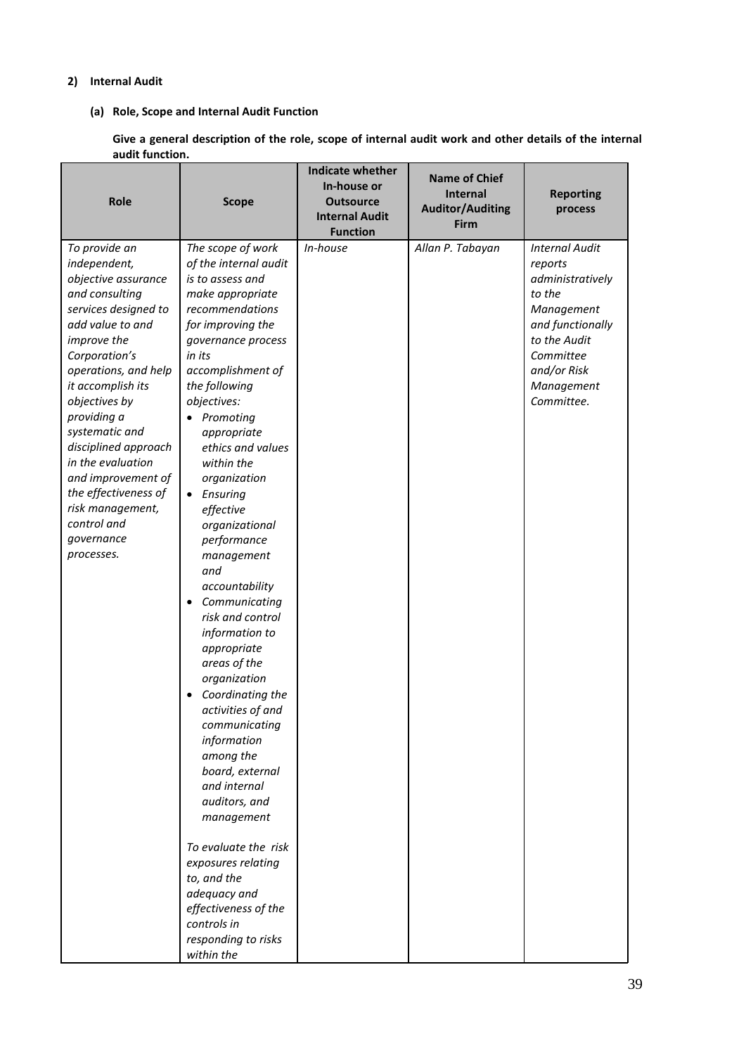**2) Internal Audit**

**(a) Role, Scope and Internal Audit Function**

**Give a general description of the role, scope of internal audit work and other details of the internal audit function.**

| Role | Scope | Indicate whether In-house or Outsource Internal Audit Function | Name of Chief Internal Auditor/Auditing Firm | Reporting process |
|---|---|---|---|---|
| *To provide an independent, objective assurance and consulting services designed to add value to and improve the Corporation's operations, and help it accomplish its objectives by providing a systematic and disciplined approach in the evaluation and improvement of the effectiveness of risk management, control and governance processes.* | *The scope of work of the internal audit is to assess and make appropriate recommendations for improving the governance process in its accomplishment of the following objectives:*<br>• *Promoting appropriate ethics and values within the organization*<br>• *Ensuring effective organizational performance management and accountability*<br>• *Communicating risk and control information to appropriate areas of the organization*<br>• *Coordinating the activities of and communicating information among the board, external and internal auditors, and management*<br><br>*To evaluate the risk exposures relating to, and the adequacy and effectiveness of the controls in responding to risks within the* | *In-house* | *Allan P. Tabayan* | *Internal Audit reports administratively to the Management and functionally to the Audit Committee and/or Risk Management Committee.* |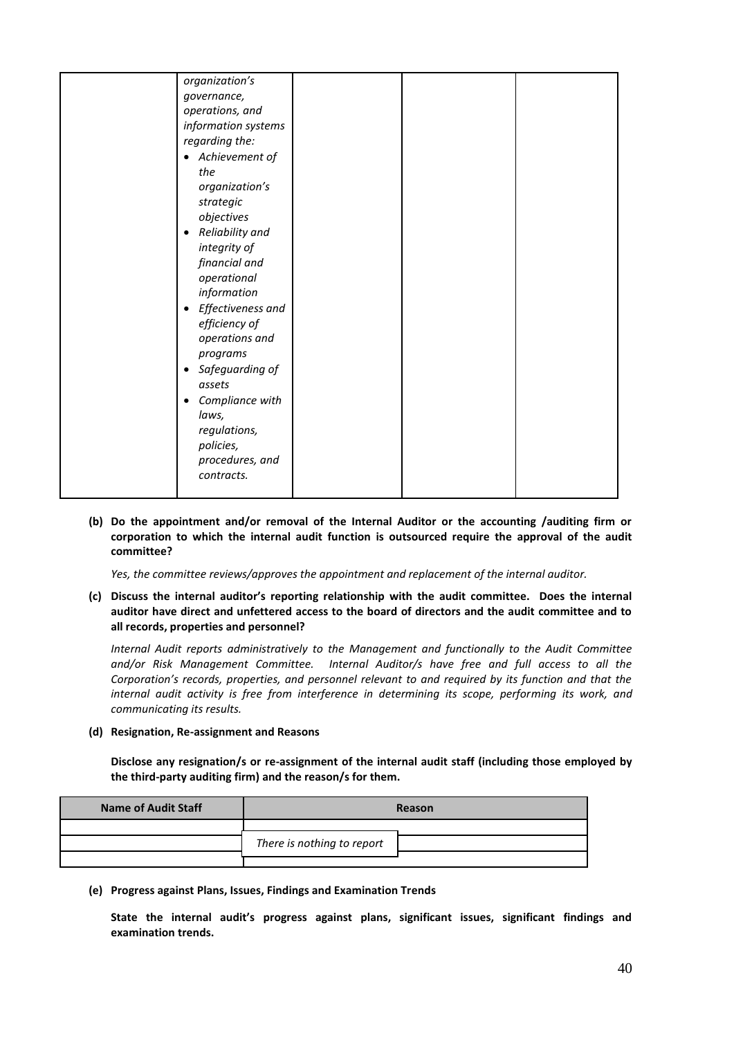| | organization's governance, operations, and information systems regarding the:<br>• Achievement of the organization's strategic objectives<br>• Reliability and integrity of financial and operational information<br>• Effectiveness and efficiency of operations and programs<br>• Safeguarding of assets<br>• Compliance with laws, regulations, policies, procedures, and contracts. | | | |
|---|---|---|---|---|

**(b) Do the appointment and/or removal of the Internal Auditor or the accounting /auditing firm or corporation to which the internal audit function is outsourced require the approval of the audit committee?**

*Yes, the committee reviews/approves the appointment and replacement of the internal auditor.*

**(c) Discuss the internal auditor's reporting relationship with the audit committee. Does the internal auditor have direct and unfettered access to the board of directors and the audit committee and to all records, properties and personnel?**

*Internal Audit reports administratively to the Management and functionally to the Audit Committee and/or Risk Management Committee. Internal Auditor/s have free and full access to all the Corporation's records, properties, and personnel relevant to and required by its function and that the internal audit activity is free from interference in determining its scope, performing its work, and communicating its results.*

**(d) Resignation, Re-assignment and Reasons**

**Disclose any resignation/s or re-assignment of the internal audit staff (including those employed by the third-party auditing firm) and the reason/s for them.**

| Name of Audit Staff | Reason |
|---|---|
| | |
| | *There is nothing to report* |
| | |

**(e) Progress against Plans, Issues, Findings and Examination Trends**

**State the internal audit's progress against plans, significant issues, significant findings and examination trends.**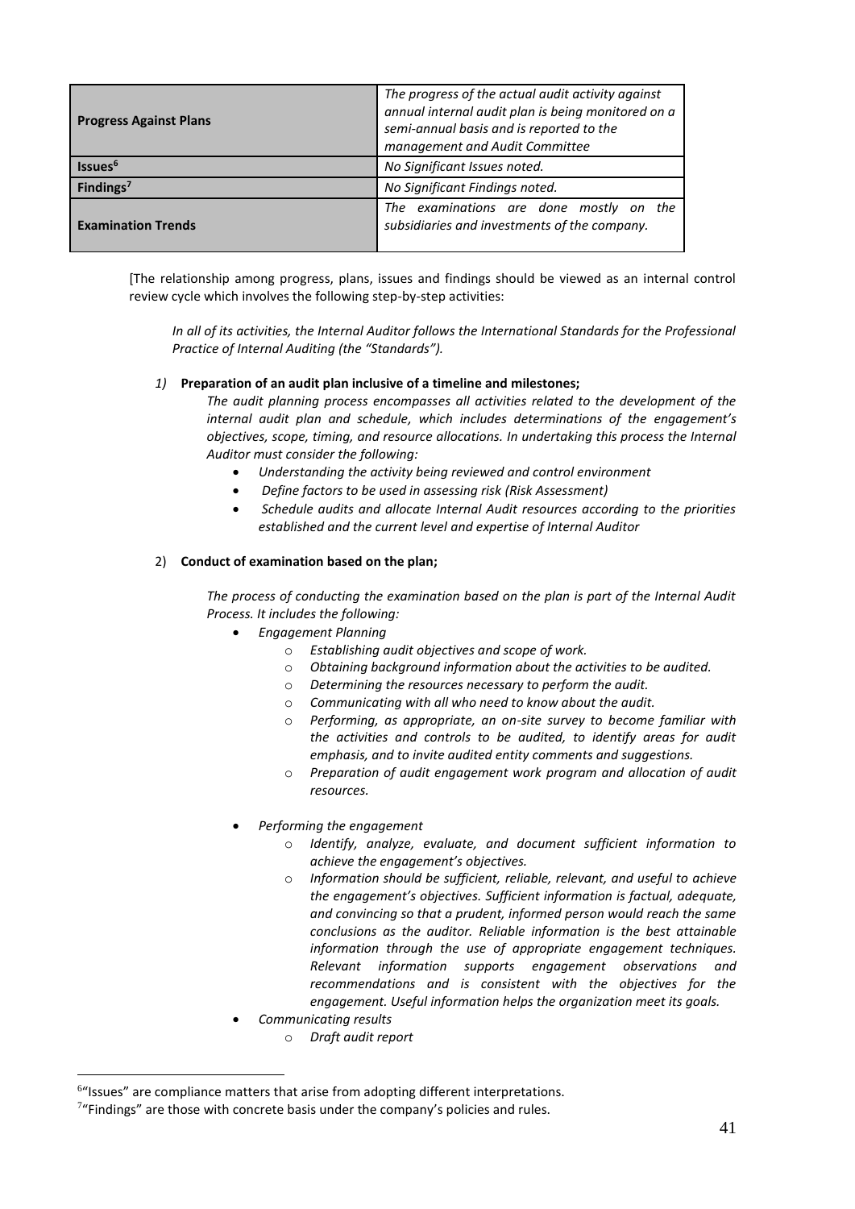| | |
|---|---|
| **Progress Against Plans** | *The progress of the actual audit activity against annual internal audit plan is being monitored on a semi-annual basis and is reported to the management and Audit Committee* |
| **Issues[6]** | *No Significant Issues noted.* |
| **Findings[7]** | *No Significant Findings noted.* |
| **Examination Trends** | *The examinations are done mostly on the subsidiaries and investments of the company.* |

[The relationship among progress, plans, issues and findings should be viewed as an internal control review cycle which involves the following step-by-step activities:

*In all of its activities, the Internal Auditor follows the International Standards for the Professional Practice of Internal Auditing (the "Standards").*

*1)* **Preparation of an audit plan inclusive of a timeline and milestones;**

*The audit planning process encompasses all activities related to the development of the internal audit plan and schedule, which includes determinations of the engagement's objectives, scope, timing, and resource allocations. In undertaking this process the Internal Auditor must consider the following:*

- *Understanding the activity being reviewed and control environment*
- *Define factors to be used in assessing risk (Risk Assessment)*
- *Schedule audits and allocate Internal Audit resources according to the priorities established and the current level and expertise of Internal Auditor*

2) **Conduct of examination based on the plan;**

*The process of conducting the examination based on the plan is part of the Internal Audit Process. It includes the following:*

- *Engagement Planning*
  - *Establishing audit objectives and scope of work.*
  - *Obtaining background information about the activities to be audited.*
  - *Determining the resources necessary to perform the audit.*
  - *Communicating with all who need to know about the audit.*
  - *Performing, as appropriate, an on-site survey to become familiar with the activities and controls to be audited, to identify areas for audit emphasis, and to invite audited entity comments and suggestions.*
  - *Preparation of audit engagement work program and allocation of audit resources.*
- *Performing the engagement*
  - *Identify, analyze, evaluate, and document sufficient information to achieve the engagement's objectives.*
  - *Information should be sufficient, reliable, relevant, and useful to achieve the engagement's objectives. Sufficient information is factual, adequate, and convincing so that a prudent, informed person would reach the same conclusions as the auditor. Reliable information is the best attainable information through the use of appropriate engagement techniques. Relevant information supports engagement observations and recommendations and is consistent with the objectives for the engagement. Useful information helps the organization meet its goals.*
- *Communicating results*
  - *Draft audit report*

---

[6] "Issues" are compliance matters that arise from adopting different interpretations.

[7] "Findings" are those with concrete basis under the company's policies and rules.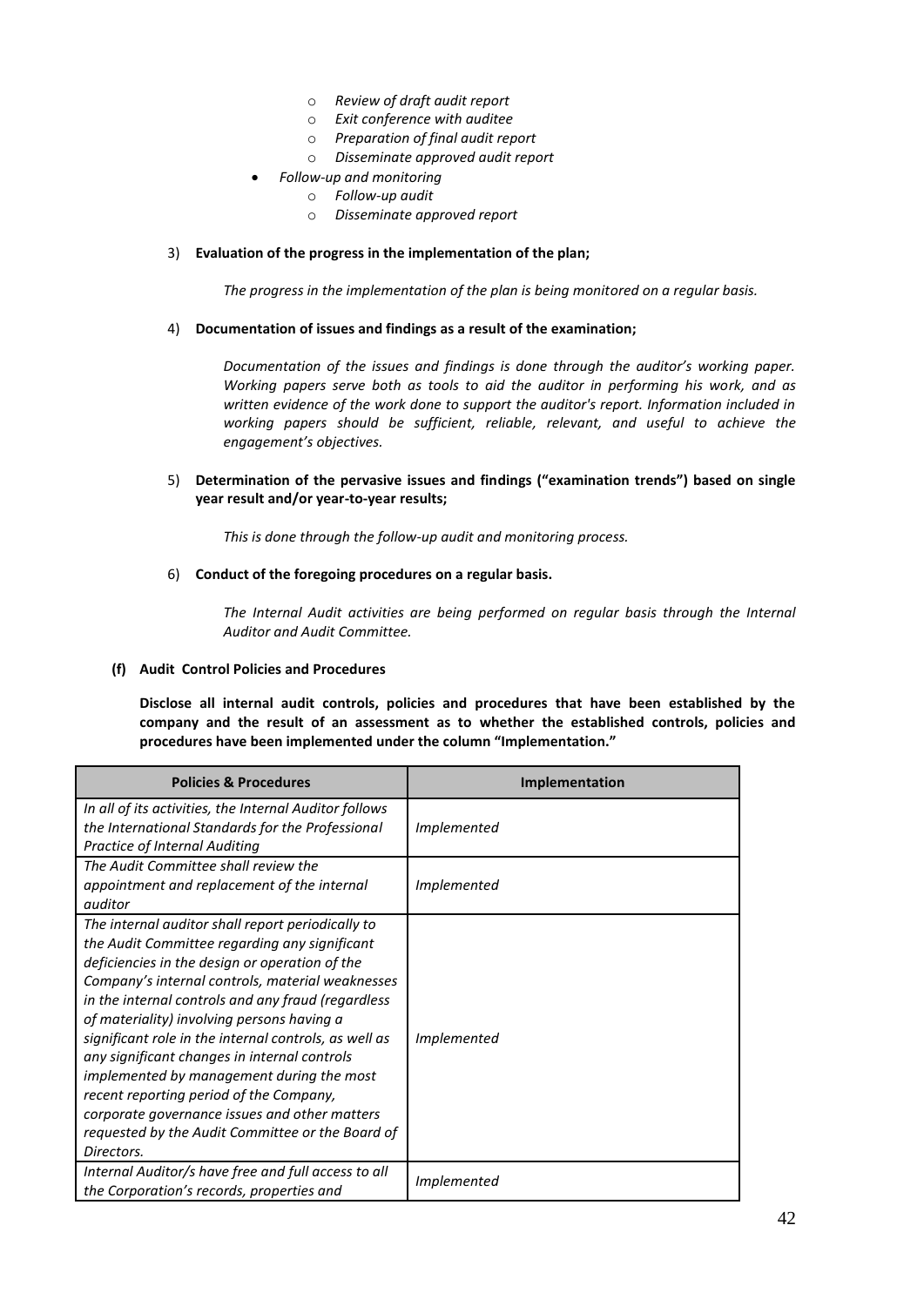- *Review of draft audit report*
  - *Exit conference with auditee*
  - *Preparation of final audit report*
  - *Disseminate approved audit report*
- *Follow-up and monitoring*
  - *Follow-up audit*
  - *Disseminate approved report*

3) **Evaluation of the progress in the implementation of the plan;**

   *The progress in the implementation of the plan is being monitored on a regular basis.*

4) **Documentation of issues and findings as a result of the examination;**

   *Documentation of the issues and findings is done through the auditor's working paper. Working papers serve both as tools to aid the auditor in performing his work, and as written evidence of the work done to support the auditor's report. Information included in working papers should be sufficient, reliable, relevant, and useful to achieve the engagement's objectives.*

5) **Determination of the pervasive issues and findings ("examination trends") based on single year result and/or year-to-year results;**

   *This is done through the follow-up audit and monitoring process.*

6) **Conduct of the foregoing procedures on a regular basis.**

   *The Internal Audit activities are being performed on regular basis through the Internal Auditor and Audit Committee.*

**(f) Audit Control Policies and Procedures**

**Disclose all internal audit controls, policies and procedures that have been established by the company and the result of an assessment as to whether the established controls, policies and procedures have been implemented under the column "Implementation."**

| Policies & Procedures | Implementation |
|---|---|
| *In all of its activities, the Internal Auditor follows the International Standards for the Professional Practice of Internal Auditing* | *Implemented* |
| *The Audit Committee shall review the appointment and replacement of the internal auditor* | *Implemented* |
| *The internal auditor shall report periodically to the Audit Committee regarding any significant deficiencies in the design or operation of the Company's internal controls, material weaknesses in the internal controls and any fraud (regardless of materiality) involving persons having a significant role in the internal controls, as well as any significant changes in internal controls implemented by management during the most recent reporting period of the Company, corporate governance issues and other matters requested by the Audit Committee or the Board of Directors.* | *Implemented* |
| *Internal Auditor/s have free and full access to all the Corporation's records, properties and* | *Implemented* |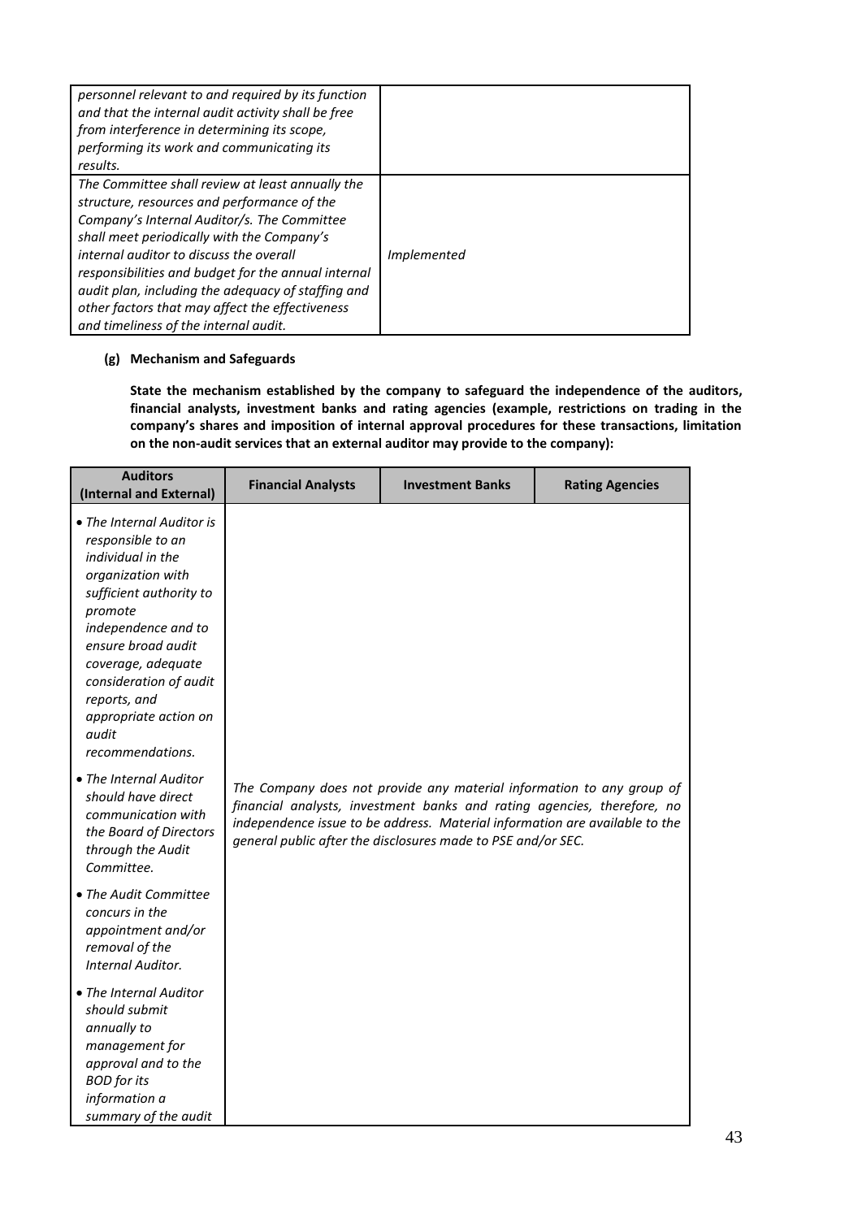| | |
|---|---|
| *personnel relevant to and required by its function and that the internal audit activity shall be free from interference in determining its scope, performing its work and communicating its results.* | |
| *The Committee shall review at least annually the structure, resources and performance of the Company's Internal Auditor/s. The Committee shall meet periodically with the Company's internal auditor to discuss the overall responsibilities and budget for the annual internal audit plan, including the adequacy of staffing and other factors that may affect the effectiveness and timeliness of the internal audit.* | *Implemented* |

**(g) Mechanism and Safeguards**

**State the mechanism established by the company to safeguard the independence of the auditors, financial analysts, investment banks and rating agencies (example, restrictions on trading in the company's shares and imposition of internal approval procedures for these transactions, limitation on the non-audit services that an external auditor may provide to the company):**

| Auditors (Internal and External) | Financial Analysts | Investment Banks | Rating Agencies |
|---|---|---|---|
| • *The Internal Auditor is responsible to an individual in the organization with sufficient authority to promote independence and to ensure broad audit coverage, adequate consideration of audit reports, and appropriate action on audit recommendations.*<br>• *The Internal Auditor should have direct communication with the Board of Directors through the Audit Committee.*<br>• *The Audit Committee concurs in the appointment and/or removal of the Internal Auditor.*<br>• *The Internal Auditor should submit annually to management for approval and to the BOD for its information a summary of the audit* | *The Company does not provide any material information to any group of financial analysts, investment banks and rating agencies, therefore, no independence issue to be address. Material information are available to the general public after the disclosures made to PSE and/or SEC.* | | |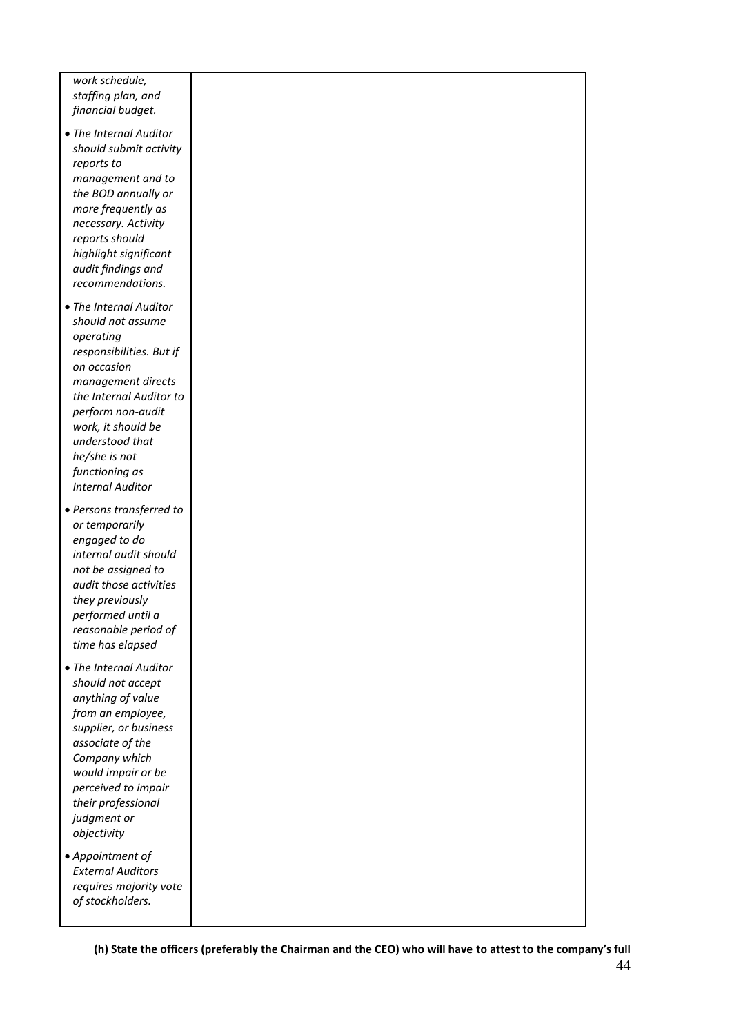| | |
|---|---|
| *work schedule, staffing plan, and financial budget.*<br><br>• *The Internal Auditor should submit activity reports to management and to the BOD annually or more frequently as necessary. Activity reports should highlight significant audit findings and recommendations.*<br><br>• *The Internal Auditor should not assume operating responsibilities. But if on occasion management directs the Internal Auditor to perform non-audit work, it should be understood that he/she is not functioning as Internal Auditor*<br><br>• *Persons transferred to or temporarily engaged to do internal audit should not be assigned to audit those activities they previously performed until a reasonable period of time has elapsed*<br><br>• *The Internal Auditor should not accept anything of value from an employee, supplier, or business associate of the Company which would impair or be perceived to impair their professional judgment or objectivity*<br><br>• *Appointment of External Auditors requires majority vote of stockholders.* | |

**(h) State the officers (preferably the Chairman and the CEO) who will have to attest to the company's full**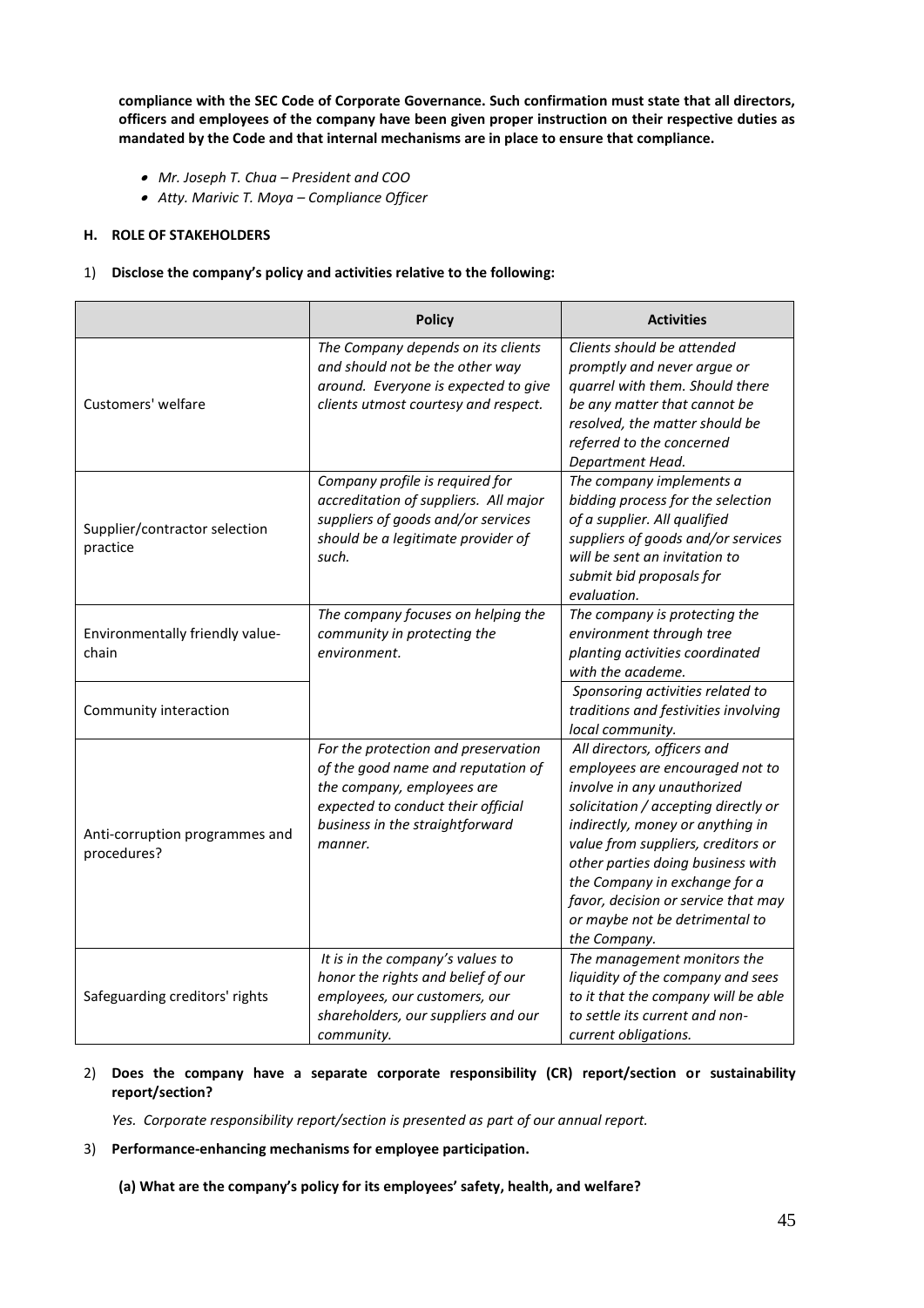**compliance with the SEC Code of Corporate Governance. Such confirmation must state that all directors, officers and employees of the company have been given proper instruction on their respective duties as mandated by the Code and that internal mechanisms are in place to ensure that compliance.**

- *Mr. Joseph T. Chua – President and COO*
- *Atty. Marivic T. Moya – Compliance Officer*

### H. ROLE OF STAKEHOLDERS

1) **Disclose the company's policy and activities relative to the following:**

| | **Policy** | **Activities** |
|---|---|---|
| Customers' welfare | *The Company depends on its clients and should not be the other way around. Everyone is expected to give clients utmost courtesy and respect.* | *Clients should be attended promptly and never argue or quarrel with them. Should there be any matter that cannot be resolved, the matter should be referred to the concerned Department Head.* |
| Supplier/contractor selection practice | *Company profile is required for accreditation of suppliers. All major suppliers of goods and/or services should be a legitimate provider of such.* | *The company implements a bidding process for the selection of a supplier. All qualified suppliers of goods and/or services will be sent an invitation to submit bid proposals for evaluation.* |
| Environmentally friendly value-chain | *The company focuses on helping the community in protecting the environment.* | *The company is protecting the environment through tree planting activities coordinated with the academe.* |
| Community interaction | | *Sponsoring activities related to traditions and festivities involving local community.* |
| Anti-corruption programmes and procedures? | *For the protection and preservation of the good name and reputation of the company, employees are expected to conduct their official business in the straightforward manner.* | *All directors, officers and employees are encouraged not to involve in any unauthorized solicitation / accepting directly or indirectly, money or anything in value from suppliers, creditors or other parties doing business with the Company in exchange for a favor, decision or service that may or maybe not be detrimental to the Company.* |
| Safeguarding creditors' rights | *It is in the company's values to honor the rights and belief of our employees, our customers, our shareholders, our suppliers and our community.* | *The management monitors the liquidity of the company and sees to it that the company will be able to settle its current and non-current obligations.* |

2) **Does the company have a separate corporate responsibility (CR) report/section or sustainability report/section?**

*Yes. Corporate responsibility report/section is presented as part of our annual report.*

3) **Performance-enhancing mechanisms for employee participation.**

**(a) What are the company's policy for its employees' safety, health, and welfare?**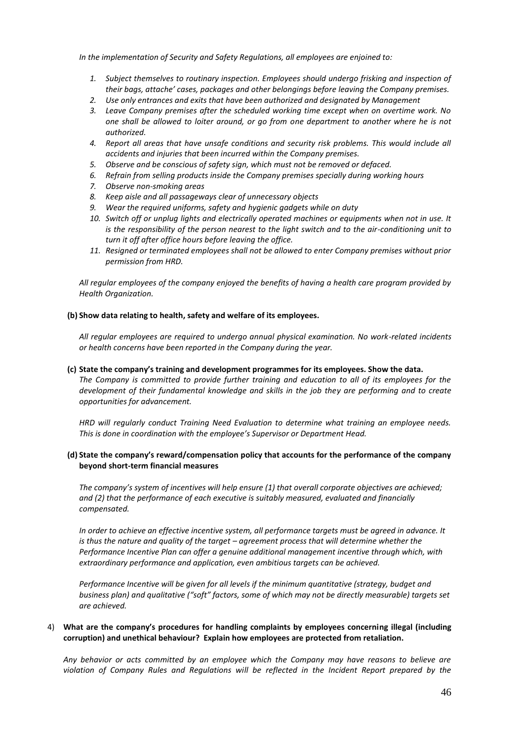*In the implementation of Security and Safety Regulations, all employees are enjoined to:*

1. *Subject themselves to routinary inspection. Employees should undergo frisking and inspection of their bags, attache' cases, packages and other belongings before leaving the Company premises.*
2. *Use only entrances and exits that have been authorized and designated by Management*
3. *Leave Company premises after the scheduled working time except when on overtime work. No one shall be allowed to loiter around, or go from one department to another where he is not authorized.*
4. *Report all areas that have unsafe conditions and security risk problems. This would include all accidents and injuries that been incurred within the Company premises.*
5. *Observe and be conscious of safety sign, which must not be removed or defaced.*
6. *Refrain from selling products inside the Company premises specially during working hours*
7. *Observe non-smoking areas*
8. *Keep aisle and all passageways clear of unnecessary objects*
9. *Wear the required uniforms, safety and hygienic gadgets while on duty*
10. *Switch off or unplug lights and electrically operated machines or equipments when not in use. It is the responsibility of the person nearest to the light switch and to the air-conditioning unit to turn it off after office hours before leaving the office.*
11. *Resigned or terminated employees shall not be allowed to enter Company premises without prior permission from HRD.*

*All regular employees of the company enjoyed the benefits of having a health care program provided by Health Organization.*

**(b) Show data relating to health, safety and welfare of its employees.**

*All regular employees are required to undergo annual physical examination. No work-related incidents or health concerns have been reported in the Company during the year.*

**(c) State the company's training and development programmes for its employees. Show the data.**

*The Company is committed to provide further training and education to all of its employees for the development of their fundamental knowledge and skills in the job they are performing and to create opportunities for advancement.*

*HRD will regularly conduct Training Need Evaluation to determine what training an employee needs. This is done in coordination with the employee's Supervisor or Department Head.*

**(d) State the company's reward/compensation policy that accounts for the performance of the company beyond short-term financial measures**

*The company's system of incentives will help ensure (1) that overall corporate objectives are achieved; and (2) that the performance of each executive is suitably measured, evaluated and financially compensated.*

*In order to achieve an effective incentive system, all performance targets must be agreed in advance. It is thus the nature and quality of the target – agreement process that will determine whether the Performance Incentive Plan can offer a genuine additional management incentive through which, with extraordinary performance and application, even ambitious targets can be achieved.*

*Performance Incentive will be given for all levels if the minimum quantitative (strategy, budget and business plan) and qualitative ("soft" factors, some of which may not be directly measurable) targets set are achieved.*

4) **What are the company's procedures for handling complaints by employees concerning illegal (including corruption) and unethical behaviour? Explain how employees are protected from retaliation.**

*Any behavior or acts committed by an employee which the Company may have reasons to believe are violation of Company Rules and Regulations will be reflected in the Incident Report prepared by the*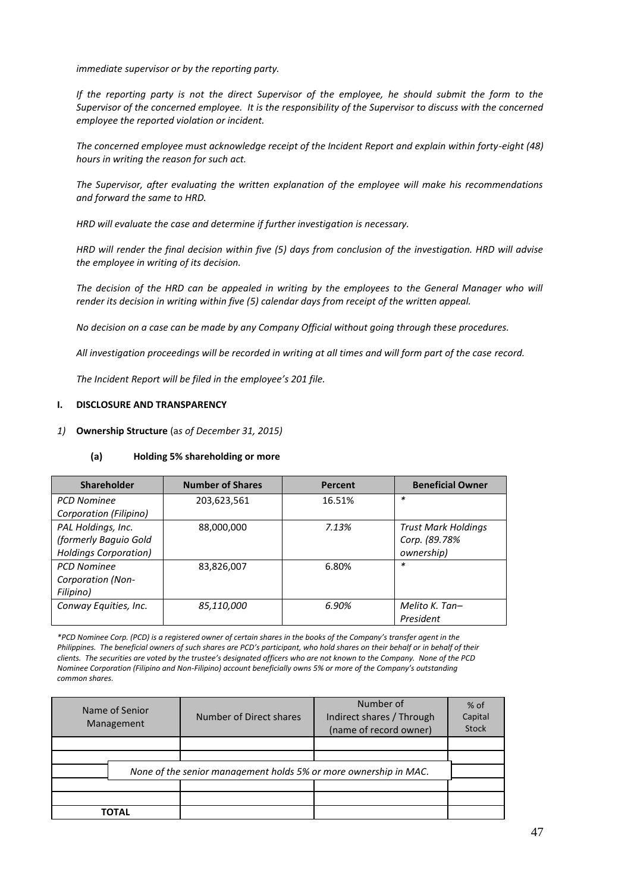*immediate supervisor or by the reporting party.*

*If the reporting party is not the direct Supervisor of the employee, he should submit the form to the Supervisor of the concerned employee. It is the responsibility of the Supervisor to discuss with the concerned employee the reported violation or incident.*

*The concerned employee must acknowledge receipt of the Incident Report and explain within forty-eight (48) hours in writing the reason for such act.*

*The Supervisor, after evaluating the written explanation of the employee will make his recommendations and forward the same to HRD.*

*HRD will evaluate the case and determine if further investigation is necessary.*

*HRD will render the final decision within five (5) days from conclusion of the investigation. HRD will advise the employee in writing of its decision.*

*The decision of the HRD can be appealed in writing by the employees to the General Manager who will render its decision in writing within five (5) calendar days from receipt of the written appeal.*

*No decision on a case can be made by any Company Official without going through these procedures.*

*All investigation proceedings will be recorded in writing at all times and will form part of the case record.*

*The Incident Report will be filed in the employee's 201 file.*

## I. DISCLOSURE AND TRANSPARENCY

*1)* **Ownership Structure** (a*s of December 31, 2015)*

### (a) Holding 5% shareholding or more

| Shareholder | Number of Shares | Percent | Beneficial Owner |
|---|---|---|---|
| *PCD Nominee Corporation (Filipino)* | 203,623,561 | 16.51% | * |
| *PAL Holdings, Inc. (formerly Baguio Gold Holdings Corporation)* | 88,000,000 | *7.13%* | *Trust Mark Holdings Corp. (89.78% ownership)* |
| *PCD Nominee Corporation (Non-Filipino)* | 83,826,007 | 6.80% | * |
| *Conway Equities, Inc.* | *85,110,000* | *6.90%* | *Melito K. Tan– President* |

**PCD Nominee Corp. (PCD) is a registered owner of certain shares in the books of the Company's transfer agent in the Philippines. The beneficial owners of such shares are PCD's participant, who hold shares on their behalf or in behalf of their clients. The securities are voted by the trustee's designated officers who are not known to the Company. None of the PCD Nominee Corporation (Filipino and Non-Filipino) account beneficially owns 5% or more of the Company's outstanding common shares.*

| Name of Senior Management | Number of Direct shares | Number of Indirect shares / Through (name of record owner) | % of Capital Stock |
|---|---|---|---|
| | | | |
| | | | |
| | *None of the senior management holds 5% or more ownership in MAC.* | | |
| | | | |
| | | | |
| **TOTAL** | | | |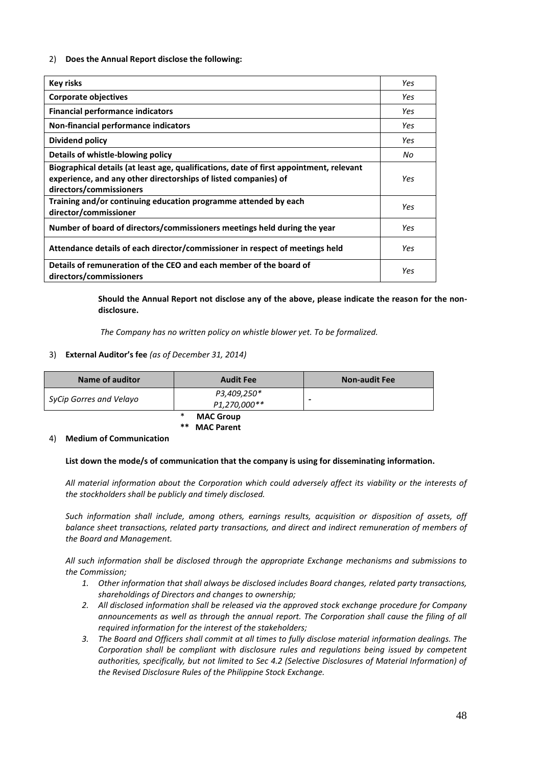2) **Does the Annual Report disclose the following:**

| | |
|---|---|
| **Key risks** | *Yes* |
| **Corporate objectives** | *Yes* |
| **Financial performance indicators** | *Yes* |
| **Non-financial performance indicators** | *Yes* |
| **Dividend policy** | *Yes* |
| **Details of whistle-blowing policy** | *No* |
| **Biographical details (at least age, qualifications, date of first appointment, relevant experience, and any other directorships of listed companies) of directors/commissioners** | *Yes* |
| **Training and/or continuing education programme attended by each director/commissioner** | *Yes* |
| **Number of board of directors/commissioners meetings held during the year** | *Yes* |
| **Attendance details of each director/commissioner in respect of meetings held** | *Yes* |
| **Details of remuneration of the CEO and each member of the board of directors/commissioners** | *Yes* |

**Should the Annual Report not disclose any of the above, please indicate the reason for the non-disclosure.**

*The Company has no written policy on whistle blower yet. To be formalized.*

3) **External Auditor's fee** *(as of December 31, 2014)*

| Name of auditor | Audit Fee | Non-audit Fee |
|---|---|---|
| *SyCip Gorres and Velayo* | *P3,409,250\** <br> *P1,270,000\*\** | - |

\* **MAC Group**
\*\* **MAC Parent**

4) **Medium of Communication**

**List down the mode/s of communication that the company is using for disseminating information.**

*All material information about the Corporation which could adversely affect its viability or the interests of the stockholders shall be publicly and timely disclosed.*

*Such information shall include, among others, earnings results, acquisition or disposition of assets, off balance sheet transactions, related party transactions, and direct and indirect remuneration of members of the Board and Management.*

*All such information shall be disclosed through the appropriate Exchange mechanisms and submissions to the Commission;*

1. *Other information that shall always be disclosed includes Board changes, related party transactions, shareholdings of Directors and changes to ownership;*
2. *All disclosed information shall be released via the approved stock exchange procedure for Company announcements as well as through the annual report. The Corporation shall cause the filing of all required information for the interest of the stakeholders;*
3. *The Board and Officers shall commit at all times to fully disclose material information dealings. The Corporation shall be compliant with disclosure rules and regulations being issued by competent authorities, specifically, but not limited to Sec 4.2 (Selective Disclosures of Material Information) of the Revised Disclosure Rules of the Philippine Stock Exchange.*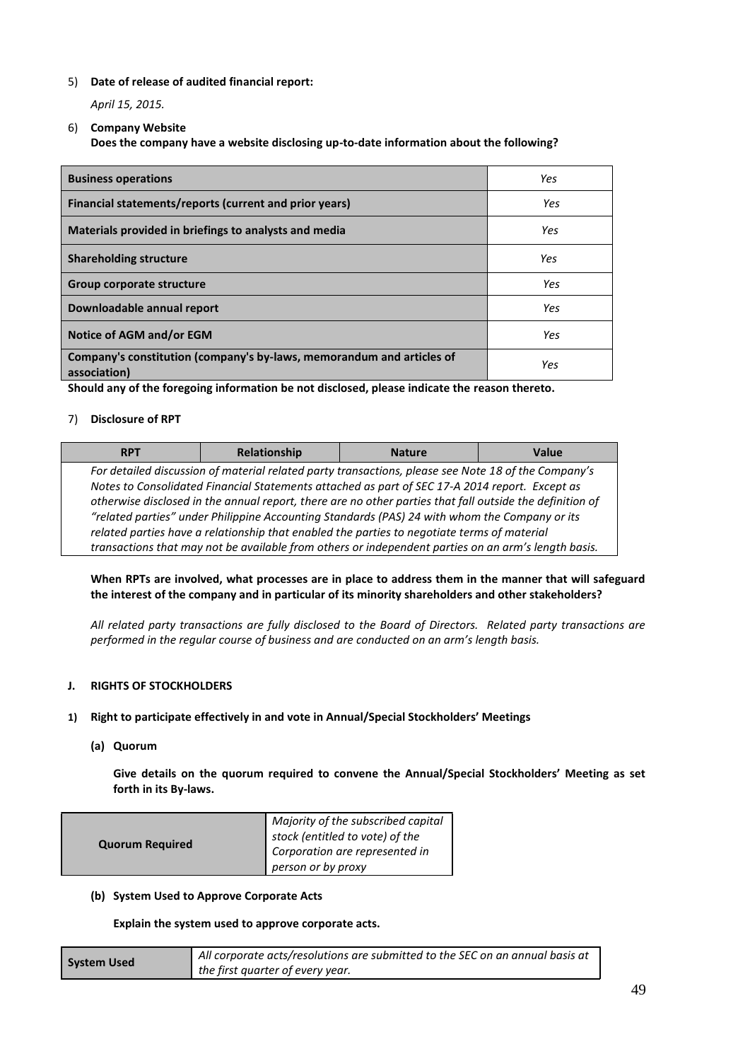5) **Date of release of audited financial report:**

*April 15, 2015.*

6) **Company Website**

**Does the company have a website disclosing up-to-date information about the following?**

| | |
|---|---|
| **Business operations** | *Yes* |
| **Financial statements/reports (current and prior years)** | *Yes* |
| **Materials provided in briefings to analysts and media** | *Yes* |
| **Shareholding structure** | *Yes* |
| **Group corporate structure** | *Yes* |
| **Downloadable annual report** | *Yes* |
| **Notice of AGM and/or EGM** | *Yes* |
| **Company's constitution (company's by-laws, memorandum and articles of association)** | *Yes* |

**Should any of the foregoing information be not disclosed, please indicate the reason thereto.**

7) **Disclosure of RPT**

| RPT | Relationship | Nature | Value |
|---|---|---|---|
| *For detailed discussion of material related party transactions, please see Note 18 of the Company's Notes to Consolidated Financial Statements attached as part of SEC 17-A 2014 report. Except as otherwise disclosed in the annual report, there are no other parties that fall outside the definition of "related parties" under Philippine Accounting Standards (PAS) 24 with whom the Company or its related parties have a relationship that enabled the parties to negotiate terms of material transactions that may not be available from others or independent parties on an arm's length basis.* | | | |

**When RPTs are involved, what processes are in place to address them in the manner that will safeguard the interest of the company and in particular of its minority shareholders and other stakeholders?**

*All related party transactions are fully disclosed to the Board of Directors. Related party transactions are performed in the regular course of business and are conducted on an arm's length basis.*

## J. RIGHTS OF STOCKHOLDERS

### 1) Right to participate effectively in and vote in Annual/Special Stockholders' Meetings

**(a) Quorum**

**Give details on the quorum required to convene the Annual/Special Stockholders' Meeting as set forth in its By-laws.**

| | |
|---|---|
| **Quorum Required** | *Majority of the subscribed capital stock (entitled to vote) of the Corporation are represented in person or by proxy* |

**(b) System Used to Approve Corporate Acts**

**Explain the system used to approve corporate acts.**

| | |
|---|---|
| **System Used** | *All corporate acts/resolutions are submitted to the SEC on an annual basis at the first quarter of every year.* |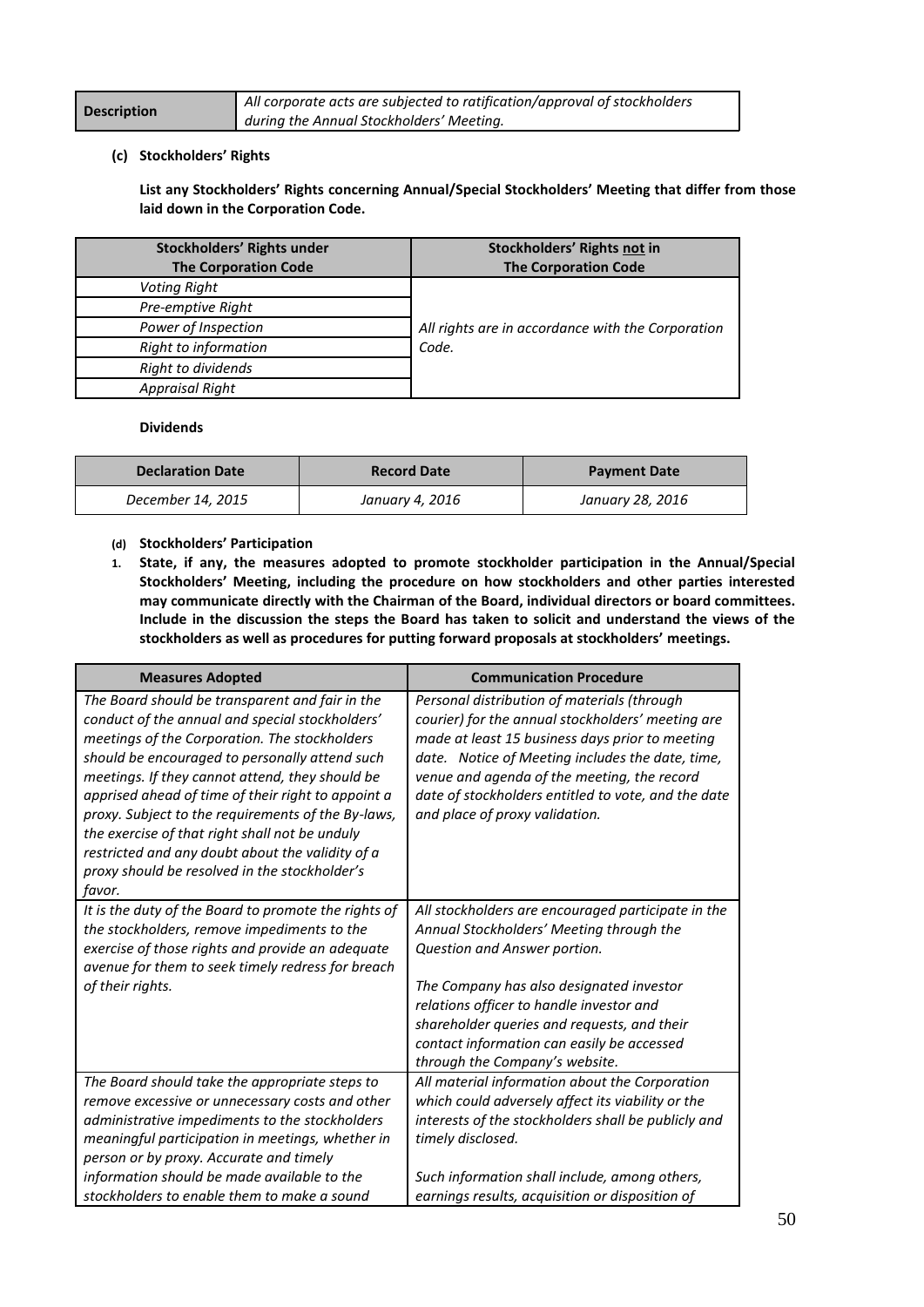| Description | *All corporate acts are subjected to ratification/approval of stockholders during the Annual Stockholders' Meeting.* |
|---|---|

**(c) Stockholders' Rights**

**List any Stockholders' Rights concerning Annual/Special Stockholders' Meeting that differ from those laid down in the Corporation Code.**

| Stockholders' Rights under The Corporation Code | Stockholders' Rights not in The Corporation Code |
|---|---|
| *Voting Right* | *All rights are in accordance with the Corporation Code.* |
| *Pre-emptive Right* | |
| *Power of Inspection* | |
| *Right to information* | |
| *Right to dividends* | |
| *Appraisal Right* | |

**Dividends**

| Declaration Date | Record Date | Payment Date |
|---|---|---|
| *December 14, 2015* | *January 4, 2016* | *January 28, 2016* |

**(d) Stockholders' Participation**

1. **State, if any, the measures adopted to promote stockholder participation in the Annual/Special Stockholders' Meeting, including the procedure on how stockholders and other parties interested may communicate directly with the Chairman of the Board, individual directors or board committees. Include in the discussion the steps the Board has taken to solicit and understand the views of the stockholders as well as procedures for putting forward proposals at stockholders' meetings.**

| Measures Adopted | Communication Procedure |
|---|---|
| *The Board should be transparent and fair in the conduct of the annual and special stockholders' meetings of the Corporation. The stockholders should be encouraged to personally attend such meetings. If they cannot attend, they should be apprised ahead of time of their right to appoint a proxy. Subject to the requirements of the By-laws, the exercise of that right shall not be unduly restricted and any doubt about the validity of a proxy should be resolved in the stockholder's favor.* | *Personal distribution of materials (through courier) for the annual stockholders' meeting are made at least 15 business days prior to meeting date. Notice of Meeting includes the date, time, venue and agenda of the meeting, the record date of stockholders entitled to vote, and the date and place of proxy validation.* |
| *It is the duty of the Board to promote the rights of the stockholders, remove impediments to the exercise of those rights and provide an adequate avenue for them to seek timely redress for breach of their rights.* | *All stockholders are encouraged participate in the Annual Stockholders' Meeting through the Question and Answer portion.*<br><br>*The Company has also designated investor relations officer to handle investor and shareholder queries and requests, and their contact information can easily be accessed through the Company's website.* |
| *The Board should take the appropriate steps to remove excessive or unnecessary costs and other administrative impediments to the stockholders meaningful participation in meetings, whether in person or by proxy. Accurate and timely information should be made available to the stockholders to enable them to make a sound* | *All material information about the Corporation which could adversely affect its viability or the interests of the stockholders shall be publicly and timely disclosed.*<br><br>*Such information shall include, among others, earnings results, acquisition or disposition of* |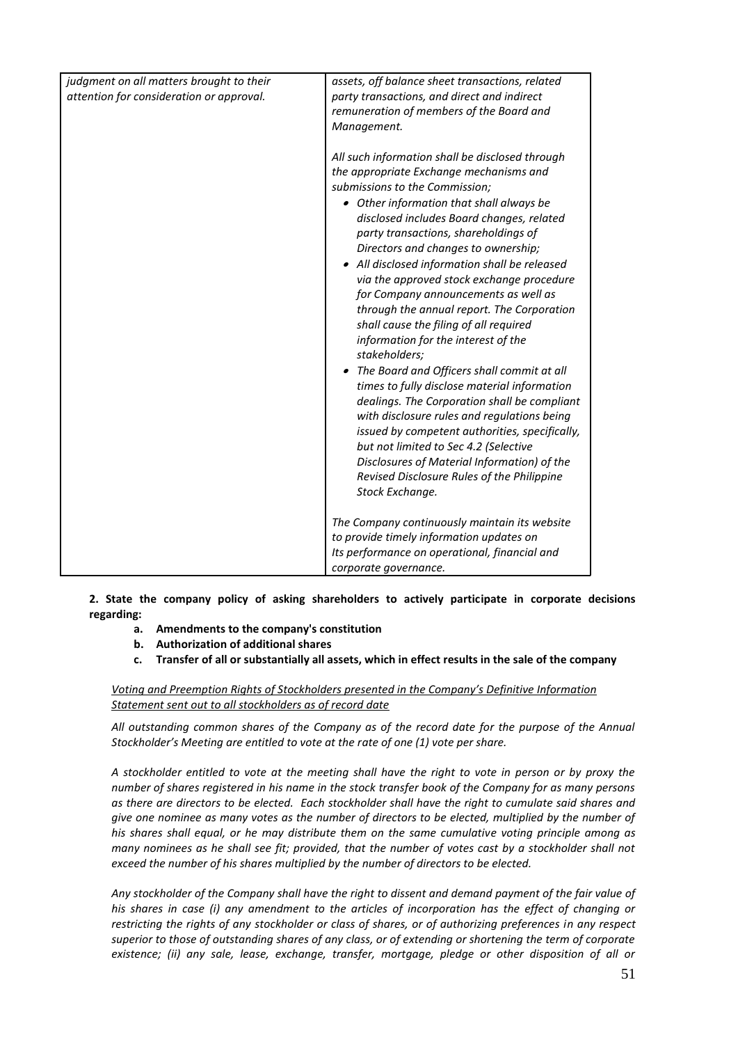| | |
|---|---|
| *judgment on all matters brought to their attention for consideration or approval.* | *assets, off balance sheet transactions, related party transactions, and direct and indirect remuneration of members of the Board and Management.*<br><br>*All such information shall be disclosed through the appropriate Exchange mechanisms and submissions to the Commission;*<br>• *Other information that shall always be disclosed includes Board changes, related party transactions, shareholdings of Directors and changes to ownership;*<br>• *All disclosed information shall be released via the approved stock exchange procedure for Company announcements as well as through the annual report. The Corporation shall cause the filing of all required information for the interest of the stakeholders;*<br>• *The Board and Officers shall commit at all times to fully disclose material information dealings. The Corporation shall be compliant with disclosure rules and regulations being issued by competent authorities, specifically, but not limited to Sec 4.2 (Selective Disclosures of Material Information) of the Revised Disclosure Rules of the Philippine Stock Exchange.*<br><br>*The Company continuously maintain its website to provide timely information updates on Its performance on operational, financial and corporate governance.* |

**2. State the company policy of asking shareholders to actively participate in corporate decisions regarding:**

- **a. Amendments to the company's constitution**
- **b. Authorization of additional shares**
- **c. Transfer of all or substantially all assets, which in effect results in the sale of the company**

*Voting and Preemption Rights of Stockholders presented in the Company's Definitive Information Statement sent out to all stockholders as of record date*

*All outstanding common shares of the Company as of the record date for the purpose of the Annual Stockholder's Meeting are entitled to vote at the rate of one (1) vote per share.*

*A stockholder entitled to vote at the meeting shall have the right to vote in person or by proxy the number of shares registered in his name in the stock transfer book of the Company for as many persons as there are directors to be elected. Each stockholder shall have the right to cumulate said shares and give one nominee as many votes as the number of directors to be elected, multiplied by the number of his shares shall equal, or he may distribute them on the same cumulative voting principle among as many nominees as he shall see fit; provided, that the number of votes cast by a stockholder shall not exceed the number of his shares multiplied by the number of directors to be elected.*

*Any stockholder of the Company shall have the right to dissent and demand payment of the fair value of his shares in case (i) any amendment to the articles of incorporation has the effect of changing or restricting the rights of any stockholder or class of shares, or of authorizing preferences in any respect superior to those of outstanding shares of any class, or of extending or shortening the term of corporate existence; (ii) any sale, lease, exchange, transfer, mortgage, pledge or other disposition of all or*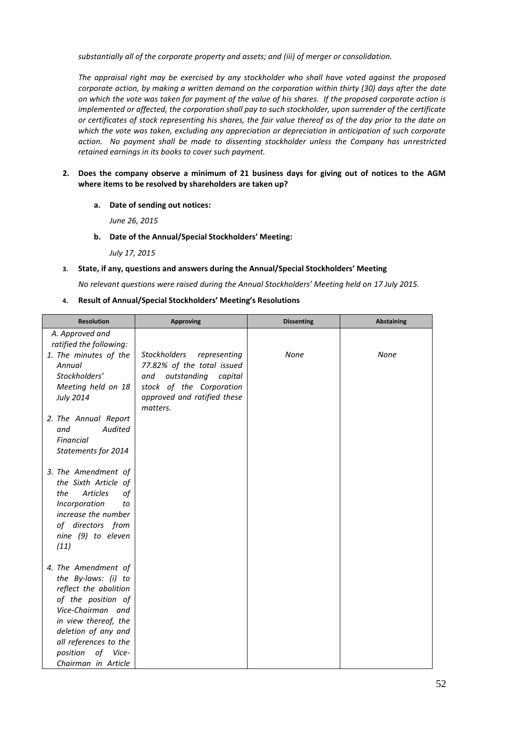*substantially all of the corporate property and assets; and (iii) of merger or consolidation.*

*The appraisal right may be exercised by any stockholder who shall have voted against the proposed corporate action, by making a written demand on the corporation within thirty (30) days after the date on which the vote was taken for payment of the value of his shares. If the proposed corporate action is implemented or affected, the corporation shall pay to such stockholder, upon surrender of the certificate or certificates of stock representing his shares, the fair value thereof as of the day prior to the date on which the vote was taken, excluding any appreciation or depreciation in anticipation of such corporate action. No payment shall be made to dissenting stockholder unless the Company has unrestricted retained earnings in its books to cover such payment.*

2. **Does the company observe a minimum of 21 business days for giving out of notices to the AGM where items to be resolved by shareholders are taken up?**

   a. **Date of sending out notices:**

      *June 26, 2015*

   b. **Date of the Annual/Special Stockholders' Meeting:**

      *July 17, 2015*

3. **State, if any, questions and answers during the Annual/Special Stockholders' Meeting**

   *No relevant questions were raised during the Annual Stockholders' Meeting held on 17 July 2015.*

4. **Result of Annual/Special Stockholders' Meeting's Resolutions**

| Resolution | Approving | Dissenting | Abstaining |
|---|---|---|---|
| *A. Approved and ratified the following:*<br>*1. The minutes of the Annual Stockholders' Meeting held on 18 July 2014*<br>*2. The Annual Report and Audited Financial Statements for 2014*<br>*3. The Amendment of the Sixth Article of the Articles of Incorporation to increase the number of directors from nine (9) to eleven (11)*<br>*4. The Amendment of the By-laws: (i) to reflect the abolition of the position of Vice-Chairman and in view thereof, the deletion of any and all references to the position of Vice-Chairman in Article* | *Stockholders representing 77.82% of the total issued and outstanding capital stock of the Corporation approved and ratified these matters.* | *None* | *None* |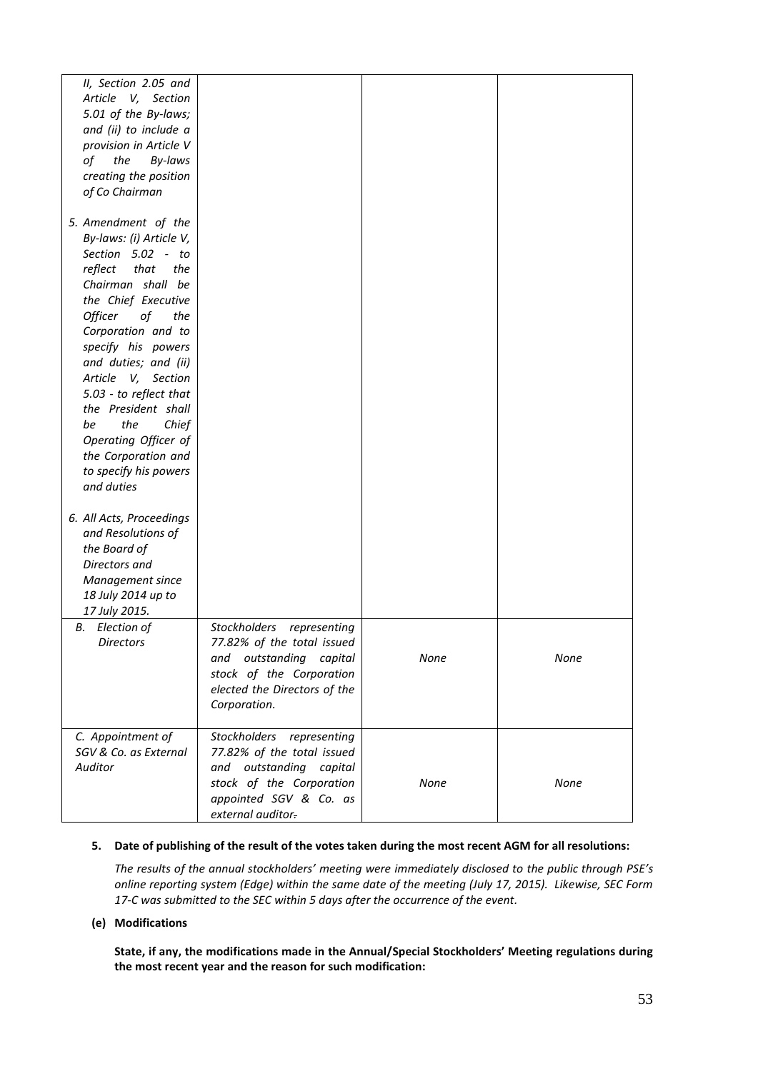| | | | |
|---|---|---|---|
| *II, Section 2.05 and Article V, Section 5.01 of the By-laws; and (ii) to include a provision in Article V of the By-laws creating the position of Co Chairman*<br><br>*5. Amendment of the By-laws: (i) Article V, Section 5.02 - to reflect that the Chairman shall be the Chief Executive Officer of the Corporation and to specify his powers and duties; and (ii) Article V, Section 5.03 - to reflect that the President shall be the Chief Operating Officer of the Corporation and to specify his powers and duties*<br><br>*6. All Acts, Proceedings and Resolutions of the Board of Directors and Management since 18 July 2014 up to 17 July 2015.* | | | |
| *B. Election of Directors* | *Stockholders representing 77.82% of the total issued and outstanding capital stock of the Corporation elected the Directors of the Corporation.* | *None* | *None* |
| *C. Appointment of SGV & Co. as External Auditor* | *Stockholders representing 77.82% of the total issued and outstanding capital stock of the Corporation appointed SGV & Co. as external auditor.* | *None* | *None* |

**5. Date of publishing of the result of the votes taken during the most recent AGM for all resolutions:**

*The results of the annual stockholders' meeting were immediately disclosed to the public through PSE's online reporting system (Edge) within the same date of the meeting (July 17, 2015). Likewise, SEC Form 17-C was submitted to the SEC within 5 days after the occurrence of the event.*

**(e) Modifications**

**State, if any, the modifications made in the Annual/Special Stockholders' Meeting regulations during the most recent year and the reason for such modification:**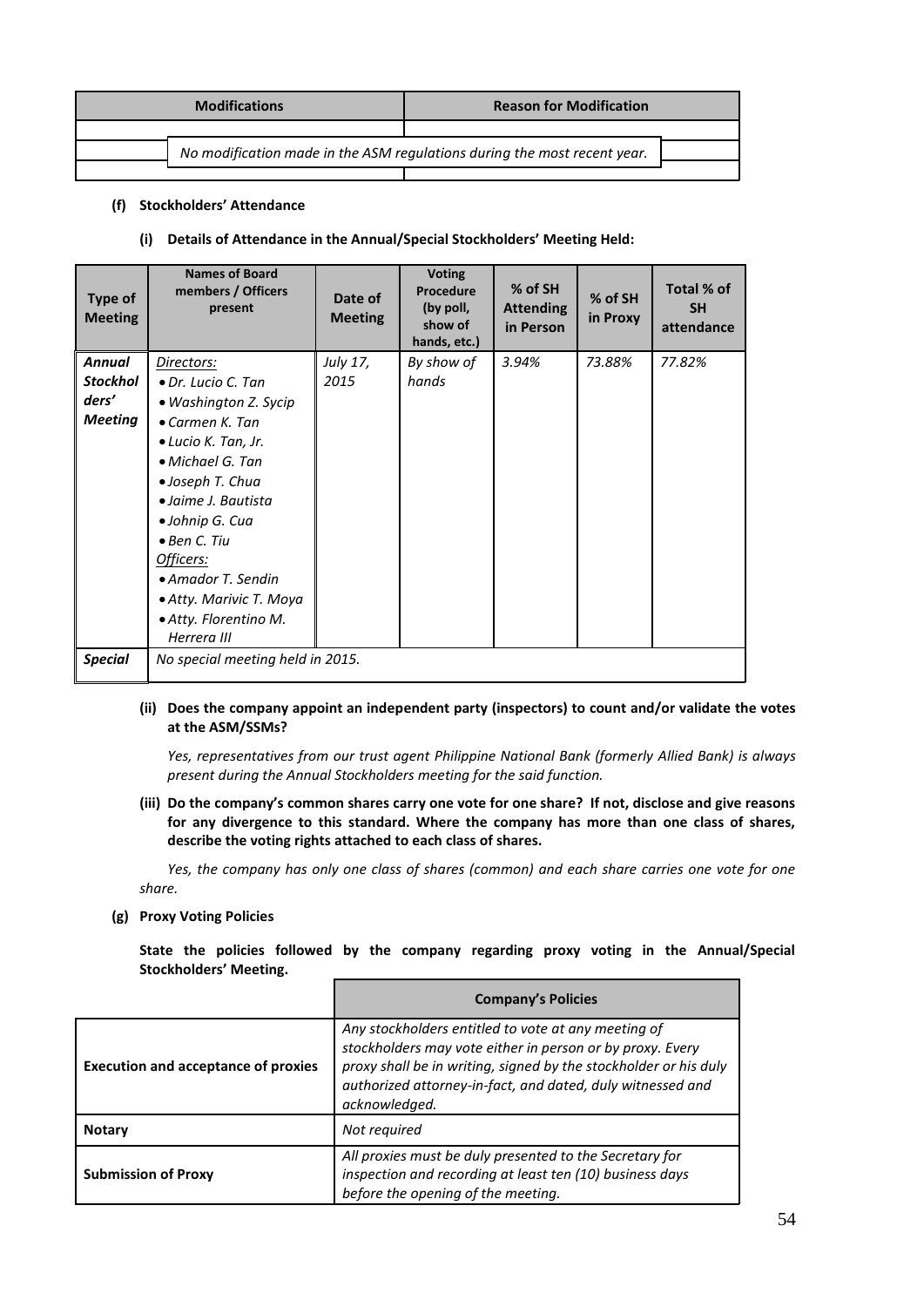| Modifications | Reason for Modification |
|---|---|
| | |
| *No modification made in the ASM regulations during the most recent year.* | |
| | |

**(f) Stockholders' Attendance**

**(i) Details of Attendance in the Annual/Special Stockholders' Meeting Held:**

| Type of Meeting | Names of Board members / Officers present | Date of Meeting | Voting Procedure (by poll, show of hands, etc.) | % of SH Attending in Person | % of SH in Proxy | Total % of SH attendance |
|---|---|---|---|---|---|---|
| ***Annual Stockholders' Meeting*** | *Directors:* • *Dr. Lucio C. Tan* • *Washington Z. Sycip* • *Carmen K. Tan* • *Lucio K. Tan, Jr.* • *Michael G. Tan* • *Joseph T. Chua* • *Jaime J. Bautista* • *Johnip G. Cua* • *Ben C. Tiu* *Officers:* • *Amador T. Sendin* • *Atty. Marivic T. Moya* • *Atty. Florentino M. Herrera III* | *July 17, 2015* | *By show of hands* | *3.94%* | *73.88%* | *77.82%* |
| ***Special*** | *No special meeting held in 2015.* | | | | | |

**(ii) Does the company appoint an independent party (inspectors) to count and/or validate the votes at the ASM/SSMs?**

*Yes, representatives from our trust agent Philippine National Bank (formerly Allied Bank) is always present during the Annual Stockholders meeting for the said function.*

**(iii) Do the company's common shares carry one vote for one share? If not, disclose and give reasons for any divergence to this standard. Where the company has more than one class of shares, describe the voting rights attached to each class of shares.**

*Yes, the company has only one class of shares (common) and each share carries one vote for one share.*

**(g) Proxy Voting Policies**

**State the policies followed by the company regarding proxy voting in the Annual/Special Stockholders' Meeting.**

| | Company's Policies |
|---|---|
| **Execution and acceptance of proxies** | *Any stockholders entitled to vote at any meeting of stockholders may vote either in person or by proxy. Every proxy shall be in writing, signed by the stockholder or his duly authorized attorney-in-fact, and dated, duly witnessed and acknowledged.* |
| **Notary** | *Not required* |
| **Submission of Proxy** | *All proxies must be duly presented to the Secretary for inspection and recording at least ten (10) business days before the opening of the meeting.* |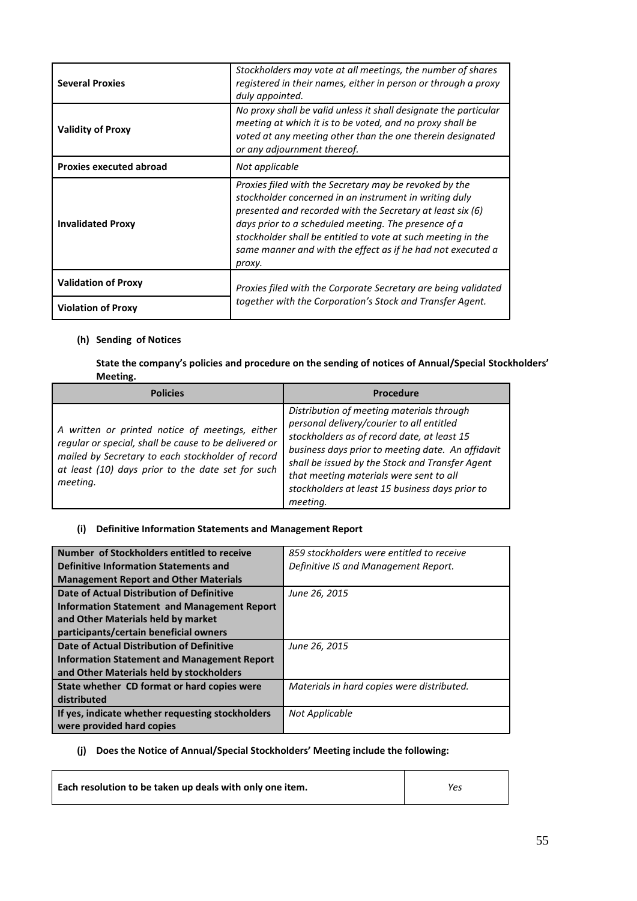| | |
|---|---|
| **Several Proxies** | *Stockholders may vote at all meetings, the number of shares registered in their names, either in person or through a proxy duly appointed.* |
| **Validity of Proxy** | *No proxy shall be valid unless it shall designate the particular meeting at which it is to be voted, and no proxy shall be voted at any meeting other than the one therein designated or any adjournment thereof.* |
| **Proxies executed abroad** | *Not applicable* |
| **Invalidated Proxy** | *Proxies filed with the Secretary may be revoked by the stockholder concerned in an instrument in writing duly presented and recorded with the Secretary at least six (6) days prior to a scheduled meeting. The presence of a stockholder shall be entitled to vote at such meeting in the same manner and with the effect as if he had not executed a proxy.* |
| **Validation of Proxy** | *Proxies filed with the Corporate Secretary are being validated together with the Corporation's Stock and Transfer Agent.* |
| **Violation of Proxy** | |

**(h) Sending of Notices**

**State the company's policies and procedure on the sending of notices of Annual/Special Stockholders' Meeting.**

| Policies | Procedure |
|---|---|
| *A written or printed notice of meetings, either regular or special, shall be cause to be delivered or mailed by Secretary to each stockholder of record at least (10) days prior to the date set for such meeting.* | *Distribution of meeting materials through personal delivery/courier to all entitled stockholders as of record date, at least 15 business days prior to meeting date. An affidavit shall be issued by the Stock and Transfer Agent that meeting materials were sent to all stockholders at least 15 business days prior to meeting.* |

**(i) Definitive Information Statements and Management Report**

| | |
|---|---|
| **Number of Stockholders entitled to receive Definitive Information Statements and Management Report and Other Materials** | *859 stockholders were entitled to receive Definitive IS and Management Report.* |
| **Date of Actual Distribution of Definitive Information Statement and Management Report and Other Materials held by market participants/certain beneficial owners** | *June 26, 2015* |
| **Date of Actual Distribution of Definitive Information Statement and Management Report and Other Materials held by stockholders** | *June 26, 2015* |
| **State whether CD format or hard copies were distributed** | *Materials in hard copies were distributed.* |
| **If yes, indicate whether requesting stockholders were provided hard copies** | *Not Applicable* |

**(j) Does the Notice of Annual/Special Stockholders' Meeting include the following:**

| | |
|---|---|
| **Each resolution to be taken up deals with only one item.** | *Yes* |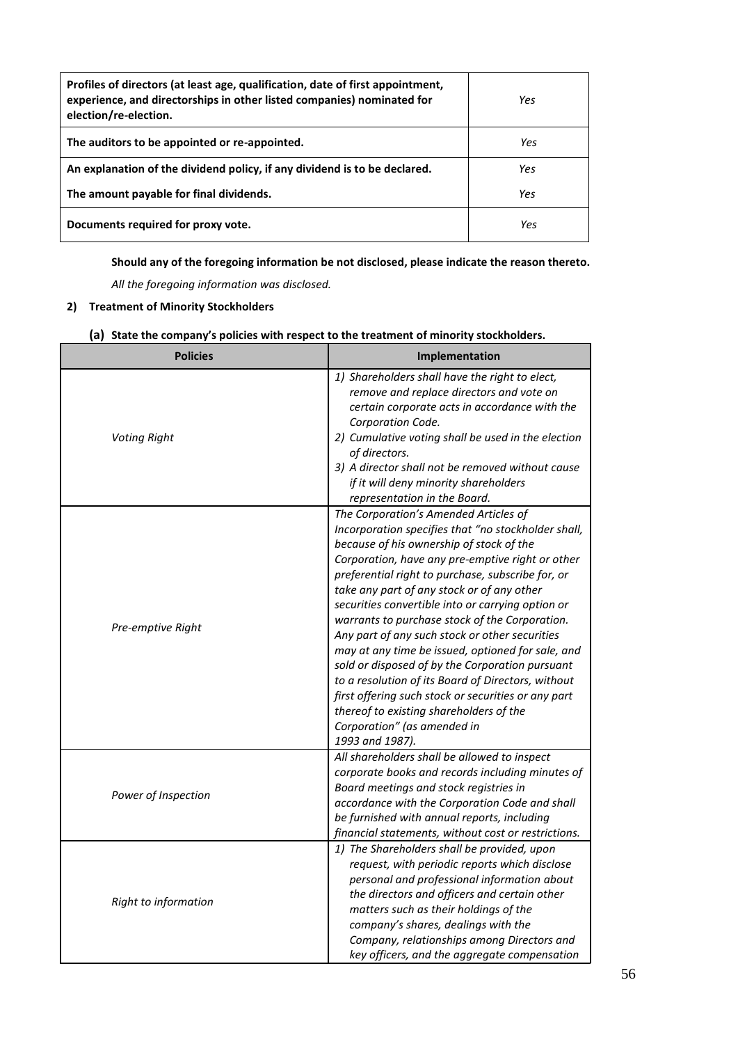| | |
|---|---|
| **Profiles of directors (at least age, qualification, date of first appointment, experience, and directorships in other listed companies) nominated for election/re-election.** | *Yes* |
| **The auditors to be appointed or re-appointed.** | *Yes* |
| **An explanation of the dividend policy, if any dividend is to be declared.** | *Yes* |
| **The amount payable for final dividends.** | *Yes* |
| **Documents required for proxy vote.** | *Yes* |

**Should any of the foregoing information be not disclosed, please indicate the reason thereto.**

*All the foregoing information was disclosed.*

**2) Treatment of Minority Stockholders**

**(a) State the company's policies with respect to the treatment of minority stockholders.**

| Policies | Implementation |
|---|---|
| *Voting Right* | *1) Shareholders shall have the right to elect, remove and replace directors and vote on certain corporate acts in accordance with the Corporation Code.* *2) Cumulative voting shall be used in the election of directors.* *3) A director shall not be removed without cause if it will deny minority shareholders representation in the Board.* |
| *Pre-emptive Right* | *The Corporation's Amended Articles of Incorporation specifies that "no stockholder shall, because of his ownership of stock of the Corporation, have any pre-emptive right or other preferential right to purchase, subscribe for, or take any part of any stock or of any other securities convertible into or carrying option or warrants to purchase stock of the Corporation. Any part of any such stock or other securities may at any time be issued, optioned for sale, and sold or disposed of by the Corporation pursuant to a resolution of its Board of Directors, without first offering such stock or securities or any part thereof to existing shareholders of the Corporation" (as amended in 1993 and 1987).* |
| *Power of Inspection* | *All shareholders shall be allowed to inspect corporate books and records including minutes of Board meetings and stock registries in accordance with the Corporation Code and shall be furnished with annual reports, including financial statements, without cost or restrictions.* |
| *Right to information* | *1) The Shareholders shall be provided, upon request, with periodic reports which disclose personal and professional information about the directors and officers and certain other matters such as their holdings of the company's shares, dealings with the Company, relationships among Directors and key officers, and the aggregate compensation* |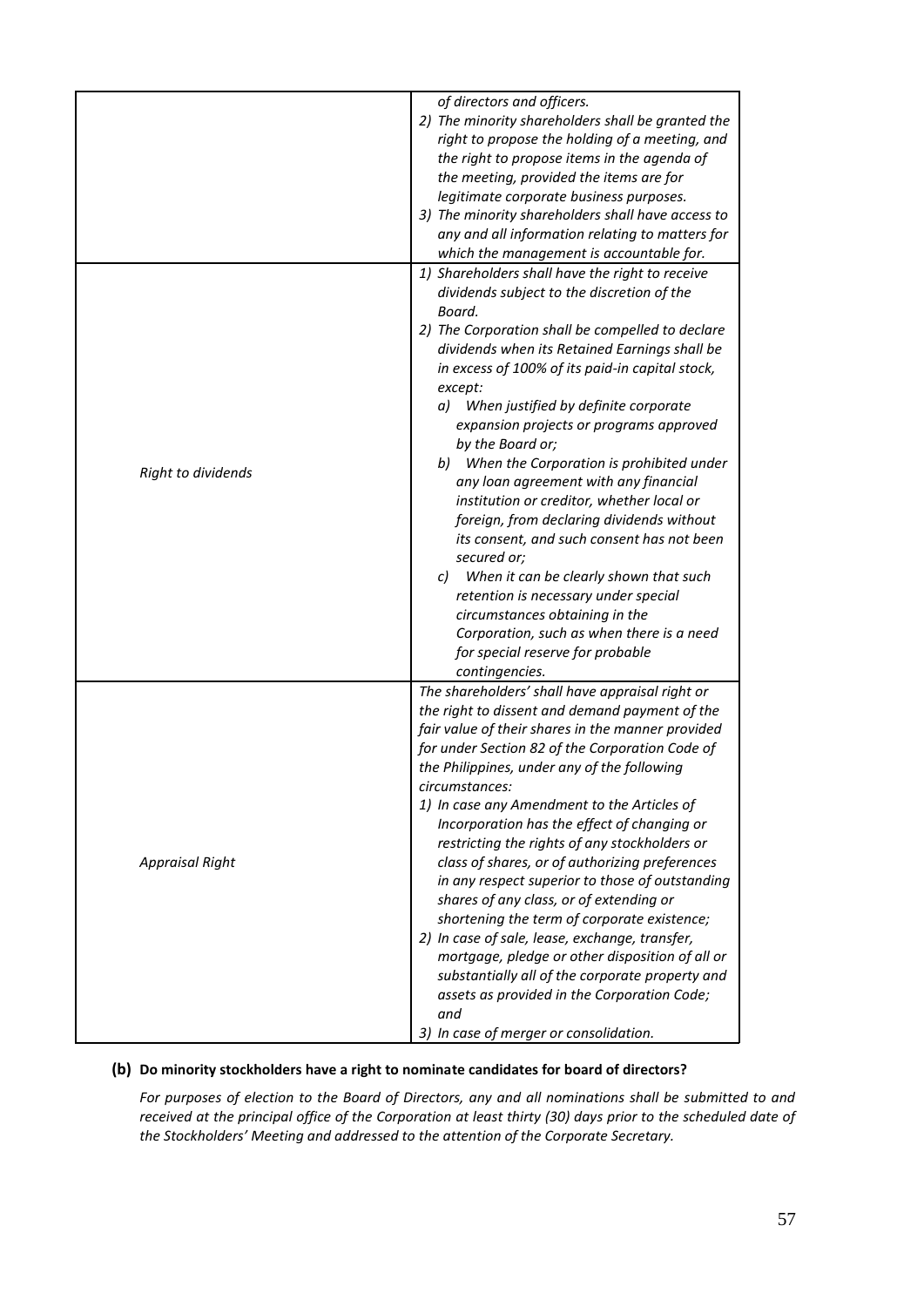| | |
|---|---|
| | *of directors and officers.*<br>*2) The minority shareholders shall be granted the right to propose the holding of a meeting, and the right to propose items in the agenda of the meeting, provided the items are for legitimate corporate business purposes.*<br>*3) The minority shareholders shall have access to any and all information relating to matters for which the management is accountable for.* |
| *Right to dividends* | *1) Shareholders shall have the right to receive dividends subject to the discretion of the Board.*<br>*2) The Corporation shall be compelled to declare dividends when its Retained Earnings shall be in excess of 100% of its paid-in capital stock, except:*<br>*a) When justified by definite corporate expansion projects or programs approved by the Board or;*<br>*b) When the Corporation is prohibited under any loan agreement with any financial institution or creditor, whether local or foreign, from declaring dividends without its consent, and such consent has not been secured or;*<br>*c) When it can be clearly shown that such retention is necessary under special circumstances obtaining in the Corporation, such as when there is a need for special reserve for probable contingencies.* |
| *Appraisal Right* | *The shareholders' shall have appraisal right or the right to dissent and demand payment of the fair value of their shares in the manner provided for under Section 82 of the Corporation Code of the Philippines, under any of the following circumstances:*<br>*1) In case any Amendment to the Articles of Incorporation has the effect of changing or restricting the rights of any stockholders or class of shares, or of authorizing preferences in any respect superior to those of outstanding shares of any class, or of extending or shortening the term of corporate existence;*<br>*2) In case of sale, lease, exchange, transfer, mortgage, pledge or other disposition of all or substantially all of the corporate property and assets as provided in the Corporation Code; and*<br>*3) In case of merger or consolidation.* |

**(b) Do minority stockholders have a right to nominate candidates for board of directors?**

*For purposes of election to the Board of Directors, any and all nominations shall be submitted to and received at the principal office of the Corporation at least thirty (30) days prior to the scheduled date of the Stockholders' Meeting and addressed to the attention of the Corporate Secretary.*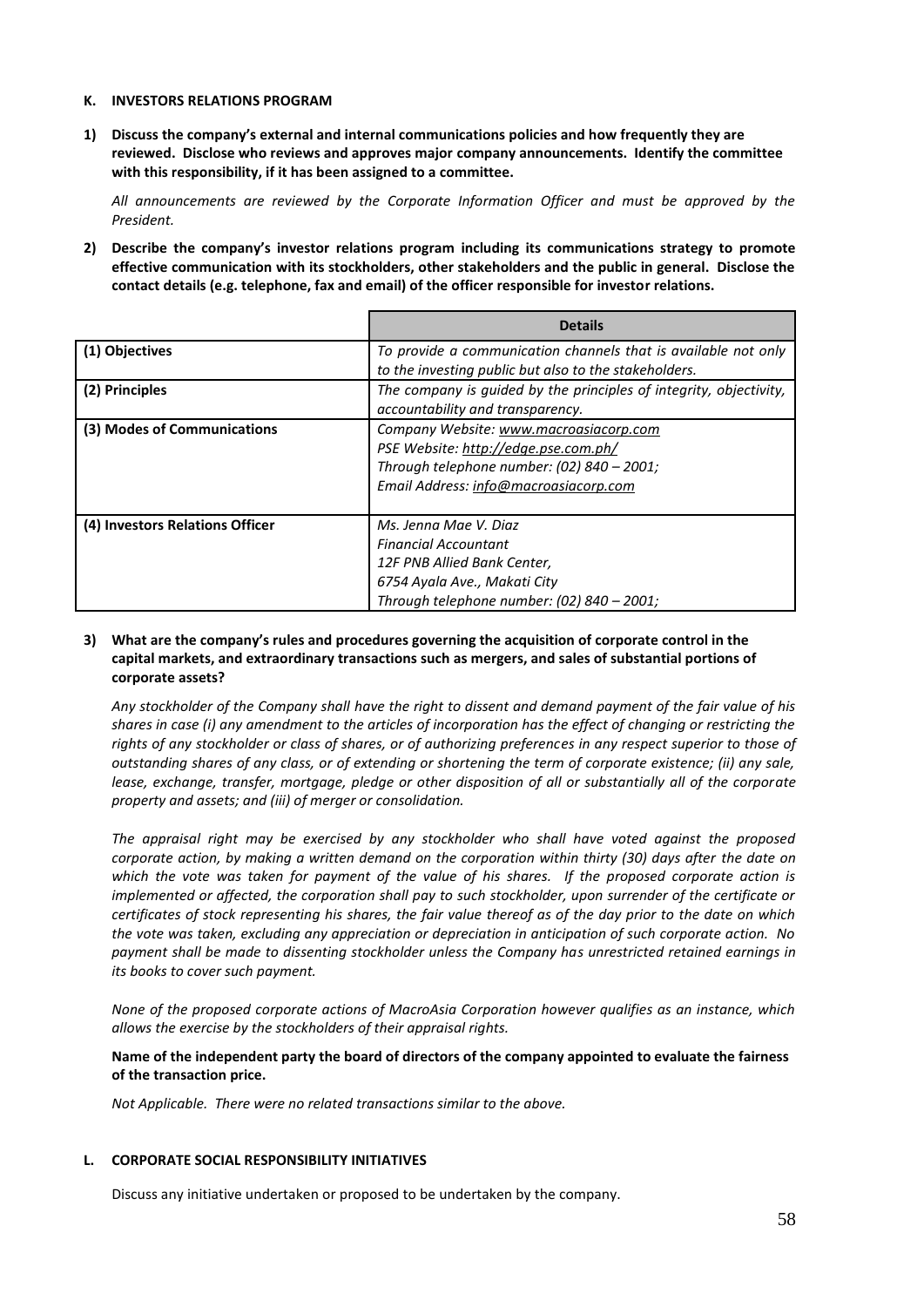#### K. INVESTORS RELATIONS PROGRAM

**1) Discuss the company's external and internal communications policies and how frequently they are reviewed. Disclose who reviews and approves major company announcements. Identify the committee with this responsibility, if it has been assigned to a committee.**

*All announcements are reviewed by the Corporate Information Officer and must be approved by the President.*

**2) Describe the company's investor relations program including its communications strategy to promote effective communication with its stockholders, other stakeholders and the public in general. Disclose the contact details (e.g. telephone, fax and email) of the officer responsible for investor relations.**

| | **Details** |
|---|---|
| **(1) Objectives** | *To provide a communication channels that is available not only to the investing public but also to the stakeholders.* |
| **(2) Principles** | *The company is guided by the principles of integrity, objectivity, accountability and transparency.* |
| **(3) Modes of Communications** | *Company Website: www.macroasiacorp.com*<br>*PSE Website: http://edge.pse.com.ph/*<br>*Through telephone number: (02) 840 – 2001;*<br>*Email Address: info@macroasiacorp.com* |
| **(4) Investors Relations Officer** | *Ms. Jenna Mae V. Diaz*<br>*Financial Accountant*<br>*12F PNB Allied Bank Center,*<br>*6754 Ayala Ave., Makati City*<br>*Through telephone number: (02) 840 – 2001;* |

**3) What are the company's rules and procedures governing the acquisition of corporate control in the capital markets, and extraordinary transactions such as mergers, and sales of substantial portions of corporate assets?**

*Any stockholder of the Company shall have the right to dissent and demand payment of the fair value of his shares in case (i) any amendment to the articles of incorporation has the effect of changing or restricting the rights of any stockholder or class of shares, or of authorizing preferences in any respect superior to those of outstanding shares of any class, or of extending or shortening the term of corporate existence; (ii) any sale, lease, exchange, transfer, mortgage, pledge or other disposition of all or substantially all of the corporate property and assets; and (iii) of merger or consolidation.*

*The appraisal right may be exercised by any stockholder who shall have voted against the proposed corporate action, by making a written demand on the corporation within thirty (30) days after the date on which the vote was taken for payment of the value of his shares. If the proposed corporate action is implemented or affected, the corporation shall pay to such stockholder, upon surrender of the certificate or certificates of stock representing his shares, the fair value thereof as of the day prior to the date on which the vote was taken, excluding any appreciation or depreciation in anticipation of such corporate action. No payment shall be made to dissenting stockholder unless the Company has unrestricted retained earnings in its books to cover such payment.*

*None of the proposed corporate actions of MacroAsia Corporation however qualifies as an instance, which allows the exercise by the stockholders of their appraisal rights.*

**Name of the independent party the board of directors of the company appointed to evaluate the fairness of the transaction price.**

*Not Applicable. There were no related transactions similar to the above.*

#### L. CORPORATE SOCIAL RESPONSIBILITY INITIATIVES

Discuss any initiative undertaken or proposed to be undertaken by the company.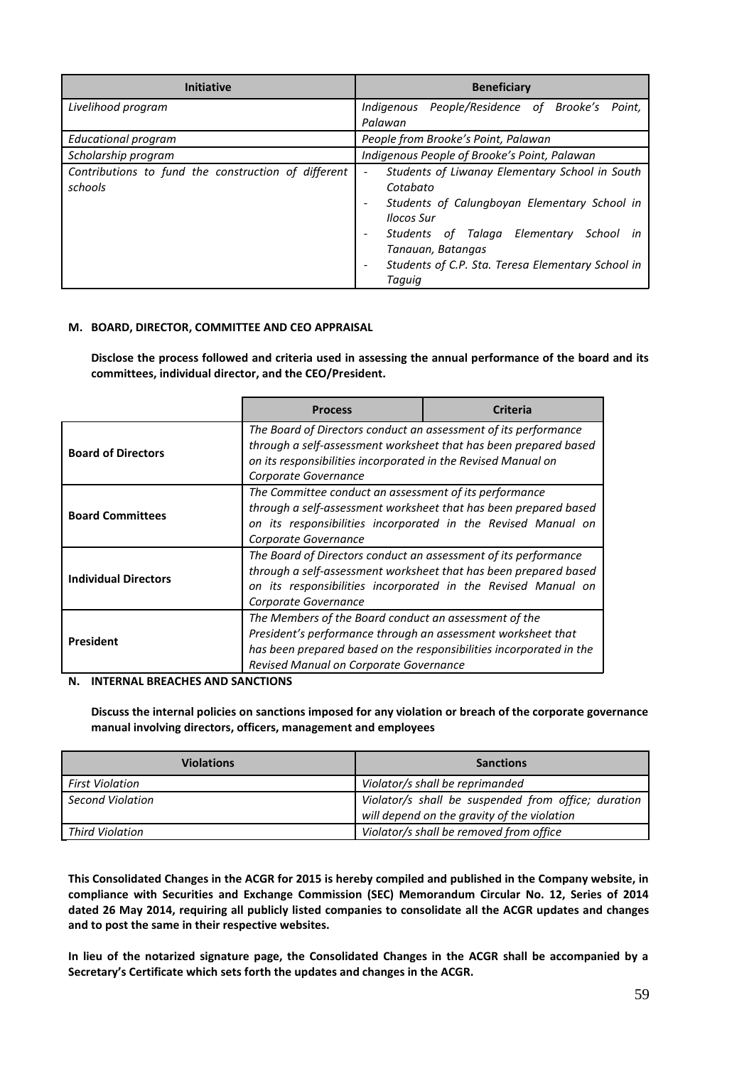| Initiative | Beneficiary |
|---|---|
| *Livelihood program* | *Indigenous People/Residence of Brooke's Point, Palawan* |
| *Educational program* | *People from Brooke's Point, Palawan* |
| *Scholarship program* | *Indigenous People of Brooke's Point, Palawan* |
| *Contributions to fund the construction of different schools* | - *Students of Liwanay Elementary School in South Cotabato*<br>- *Students of Calungboyan Elementary School in Ilocos Sur*<br>- *Students of Talaga Elementary School in Tanauan, Batangas*<br>- *Students of C.P. Sta. Teresa Elementary School in Taguig* |

**M. BOARD, DIRECTOR, COMMITTEE AND CEO APPRAISAL**

**Disclose the process followed and criteria used in assessing the annual performance of the board and its committees, individual director, and the CEO/President.**

| | Process | Criteria |
|---|---|---|
| **Board of Directors** | *The Board of Directors conduct an assessment of its performance through a self-assessment worksheet that has been prepared based on its responsibilities incorporated in the Revised Manual on Corporate Governance* | |
| **Board Committees** | *The Committee conduct an assessment of its performance through a self-assessment worksheet that has been prepared based on its responsibilities incorporated in the Revised Manual on Corporate Governance* | |
| **Individual Directors** | *The Board of Directors conduct an assessment of its performance through a self-assessment worksheet that has been prepared based on its responsibilities incorporated in the Revised Manual on Corporate Governance* | |
| **President** | *The Members of the Board conduct an assessment of the President's performance through an assessment worksheet that has been prepared based on the responsibilities incorporated in the Revised Manual on Corporate Governance* | |

**N. INTERNAL BREACHES AND SANCTIONS**

**Discuss the internal policies on sanctions imposed for any violation or breach of the corporate governance manual involving directors, officers, management and employees**

| Violations | Sanctions |
|---|---|
| *First Violation* | *Violator/s shall be reprimanded* |
| *Second Violation* | *Violator/s shall be suspended from office; duration will depend on the gravity of the violation* |
| *Third Violation* | *Violator/s shall be removed from office* |

**This Consolidated Changes in the ACGR for 2015 is hereby compiled and published in the Company website, in compliance with Securities and Exchange Commission (SEC) Memorandum Circular No. 12, Series of 2014 dated 26 May 2014, requiring all publicly listed companies to consolidate all the ACGR updates and changes and to post the same in their respective websites.**

**In lieu of the notarized signature page, the Consolidated Changes in the ACGR shall be accompanied by a Secretary's Certificate which sets forth the updates and changes in the ACGR.**